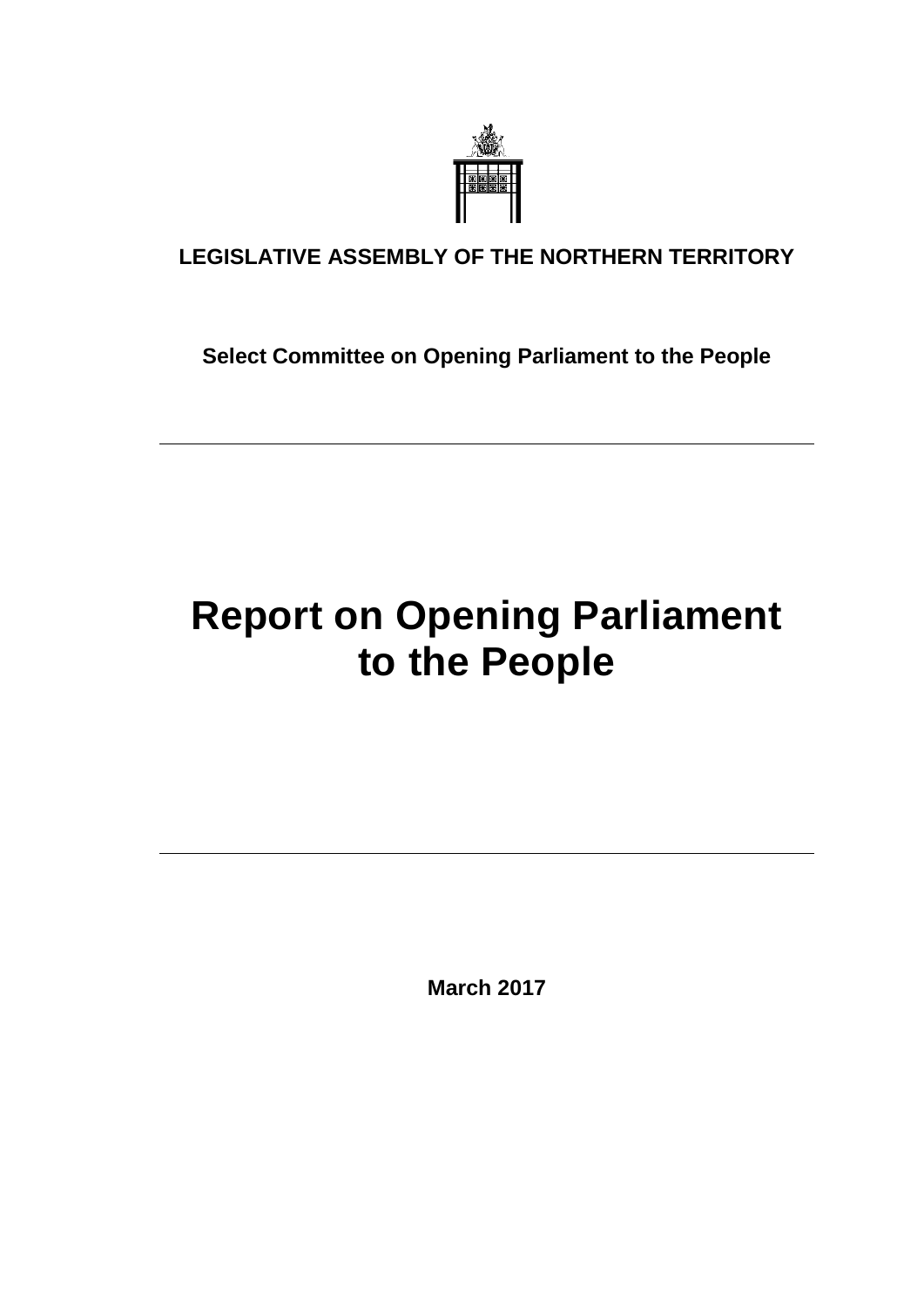**LEGISLATIVE ASSEMBLY OF THE NORTHERN TERRITORY**

**Select Committee on Opening Parliament to the People**

---

# Report on Opening Parliament to the People

---

**March 2017**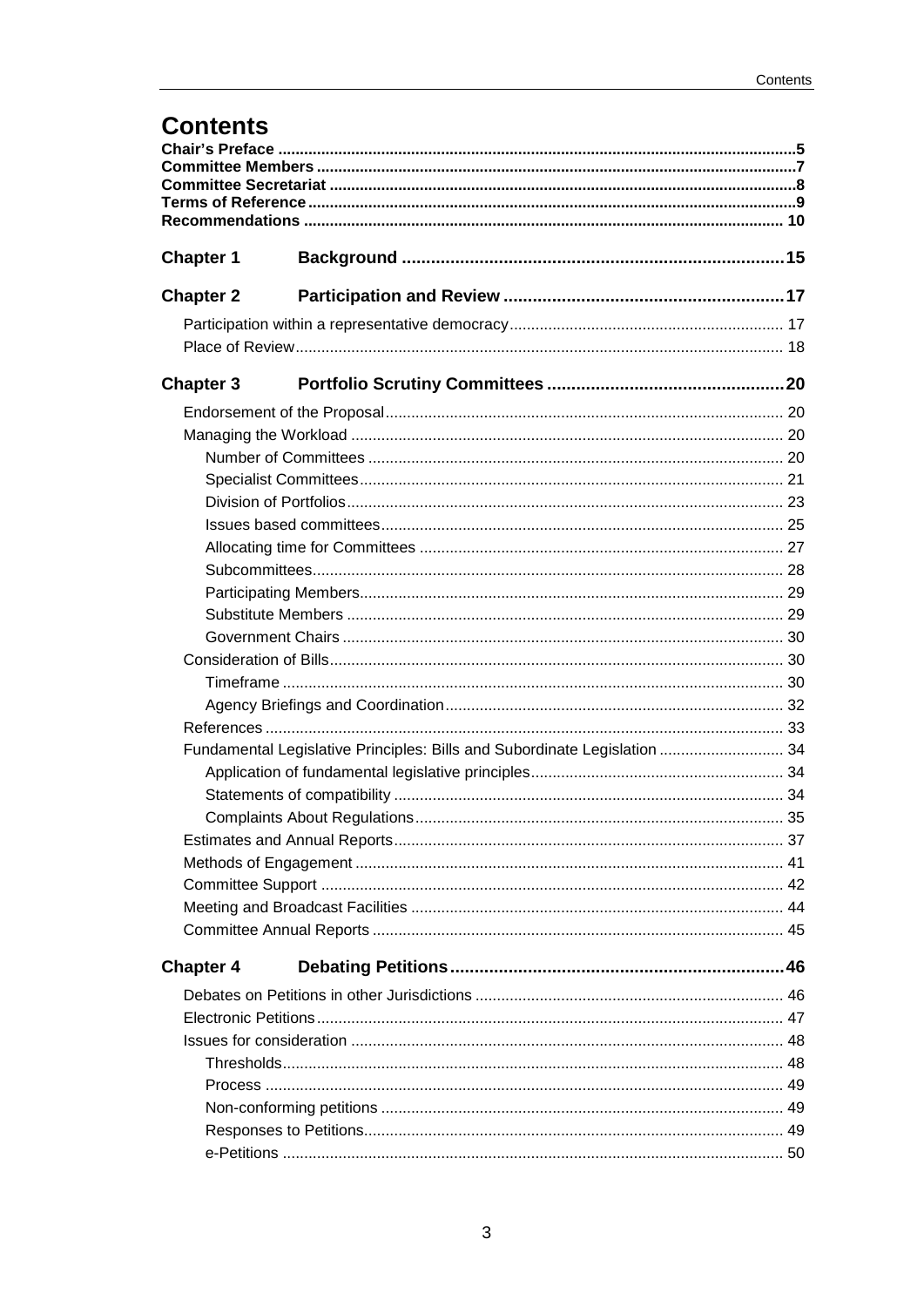# Contents

**Chair's Preface** .......... 5
**Committee Members** .......... 7
**Committee Secretariat** .......... 8
**Terms of Reference** .......... 9
**Recommendations** .......... 10

## Chapter 1 Background .......... 15

## Chapter 2 Participation and Review .......... 17

- Participation within a representative democracy .......... 17
- Place of Review .......... 18

## Chapter 3 Portfolio Scrutiny Committees .......... 20

- Endorsement of the Proposal .......... 20
- Managing the Workload .......... 20
  - Number of Committees .......... 20
  - Specialist Committees .......... 21
  - Division of Portfolios .......... 23
  - Issues based committees .......... 25
  - Allocating time for Committees .......... 27
  - Subcommittees .......... 28
  - Participating Members .......... 29
  - Substitute Members .......... 29
  - Government Chairs .......... 30
- Consideration of Bills .......... 30
  - Timeframe .......... 30
  - Agency Briefings and Coordination .......... 32
- References .......... 33
- Fundamental Legislative Principles: Bills and Subordinate Legislation .......... 34
  - Application of fundamental legislative principles .......... 34
  - Statements of compatibility .......... 34
  - Complaints About Regulations .......... 35
- Estimates and Annual Reports .......... 37
- Methods of Engagement .......... 41
- Committee Support .......... 42
- Meeting and Broadcast Facilities .......... 44
- Committee Annual Reports .......... 45

## Chapter 4 Debating Petitions .......... 46

- Debates on Petitions in other Jurisdictions .......... 46
- Electronic Petitions .......... 47
- Issues for consideration .......... 48
  - Thresholds .......... 48
  - Process .......... 49
  - Non-conforming petitions .......... 49
  - Responses to Petitions .......... 49
  - e-Petitions .......... 50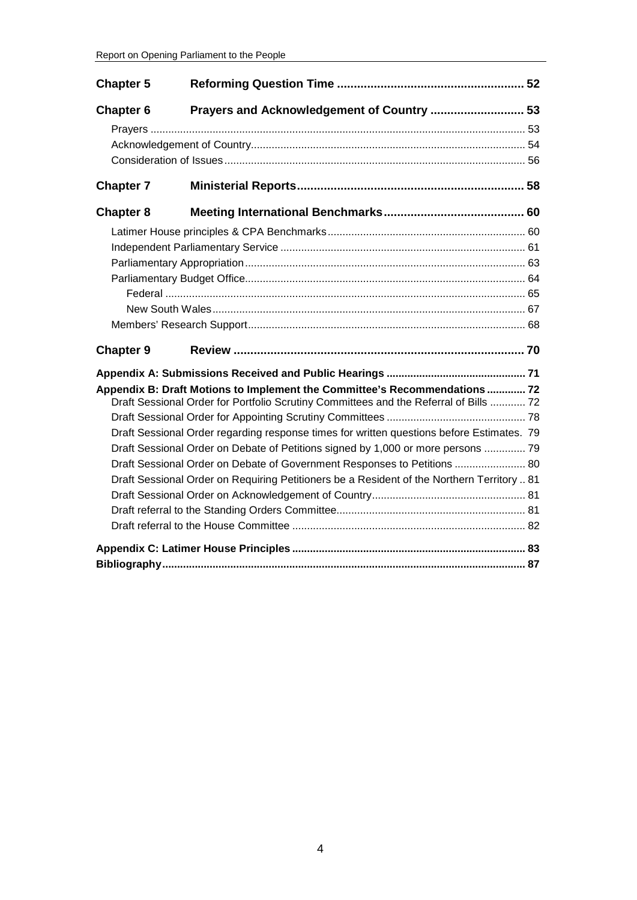| | | |
|---|---|---|
| **Chapter 5** | **Reforming Question Time** | **52** |
| **Chapter 6** | **Prayers and Acknowledgement of Country** | **53** |
| Prayers | | 53 |
| Acknowledgement of Country | | 54 |
| Consideration of Issues | | 56 |
| **Chapter 7** | **Ministerial Reports** | **58** |
| **Chapter 8** | **Meeting International Benchmarks** | **60** |
| Latimer House principles & CPA Benchmarks | | 60 |
| Independent Parliamentary Service | | 61 |
| Parliamentary Appropriation | | 63 |
| Parliamentary Budget Office | | 64 |
| Federal | | 65 |
| New South Wales | | 67 |
| Members' Research Support | | 68 |
| **Chapter 9** | **Review** | **70** |
| **Appendix A: Submissions Received and Public Hearings** | | **71** |
| **Appendix B: Draft Motions to Implement the Committee's Recommendations** | | **72** |
| Draft Sessional Order for Portfolio Scrutiny Committees and the Referral of Bills | | 72 |
| Draft Sessional Order for Appointing Scrutiny Committees | | 78 |
| Draft Sessional Order regarding response times for written questions before Estimates. | | 79 |
| Draft Sessional Order on Debate of Petitions signed by 1,000 or more persons | | 79 |
| Draft Sessional Order on Debate of Government Responses to Petitions | | 80 |
| Draft Sessional Order on Requiring Petitioners be a Resident of the Northern Territory | | 81 |
| Draft Sessional Order on Acknowledgement of Country | | 81 |
| Draft referral to the Standing Orders Committee | | 81 |
| Draft referral to the House Committee | | 82 |
| **Appendix C: Latimer House Principles** | | **83** |
| **Bibliography** | | **87** |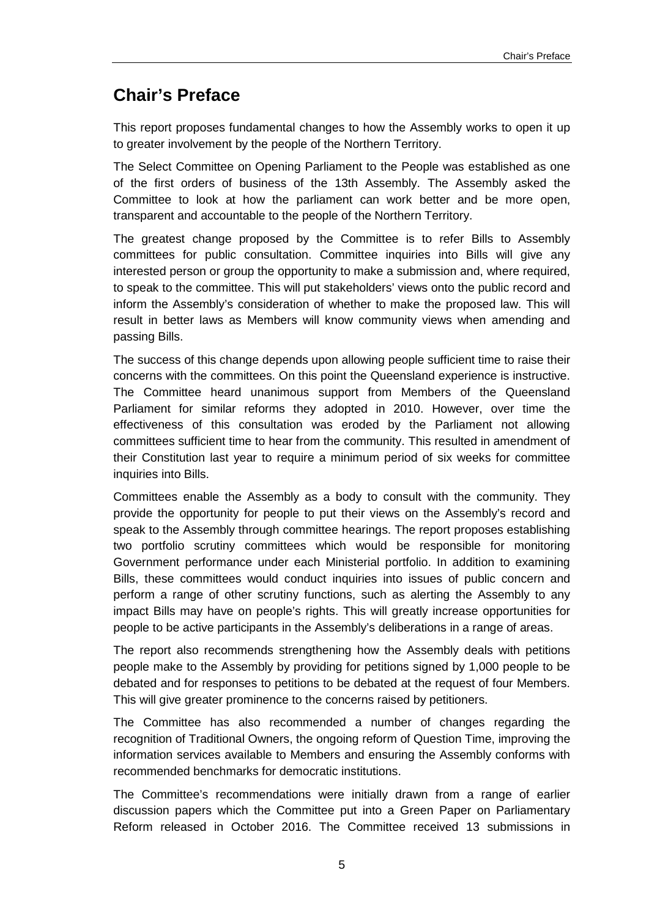## Chair's Preface

This report proposes fundamental changes to how the Assembly works to open it up to greater involvement by the people of the Northern Territory.

The Select Committee on Opening Parliament to the People was established as one of the first orders of business of the 13th Assembly. The Assembly asked the Committee to look at how the parliament can work better and be more open, transparent and accountable to the people of the Northern Territory.

The greatest change proposed by the Committee is to refer Bills to Assembly committees for public consultation. Committee inquiries into Bills will give any interested person or group the opportunity to make a submission and, where required, to speak to the committee. This will put stakeholders' views onto the public record and inform the Assembly's consideration of whether to make the proposed law. This will result in better laws as Members will know community views when amending and passing Bills.

The success of this change depends upon allowing people sufficient time to raise their concerns with the committees. On this point the Queensland experience is instructive. The Committee heard unanimous support from Members of the Queensland Parliament for similar reforms they adopted in 2010. However, over time the effectiveness of this consultation was eroded by the Parliament not allowing committees sufficient time to hear from the community. This resulted in amendment of their Constitution last year to require a minimum period of six weeks for committee inquiries into Bills.

Committees enable the Assembly as a body to consult with the community. They provide the opportunity for people to put their views on the Assembly's record and speak to the Assembly through committee hearings. The report proposes establishing two portfolio scrutiny committees which would be responsible for monitoring Government performance under each Ministerial portfolio. In addition to examining Bills, these committees would conduct inquiries into issues of public concern and perform a range of other scrutiny functions, such as alerting the Assembly to any impact Bills may have on people's rights. This will greatly increase opportunities for people to be active participants in the Assembly's deliberations in a range of areas.

The report also recommends strengthening how the Assembly deals with petitions people make to the Assembly by providing for petitions signed by 1,000 people to be debated and for responses to petitions to be debated at the request of four Members. This will give greater prominence to the concerns raised by petitioners.

The Committee has also recommended a number of changes regarding the recognition of Traditional Owners, the ongoing reform of Question Time, improving the information services available to Members and ensuring the Assembly conforms with recommended benchmarks for democratic institutions.

The Committee's recommendations were initially drawn from a range of earlier discussion papers which the Committee put into a Green Paper on Parliamentary Reform released in October 2016. The Committee received 13 submissions in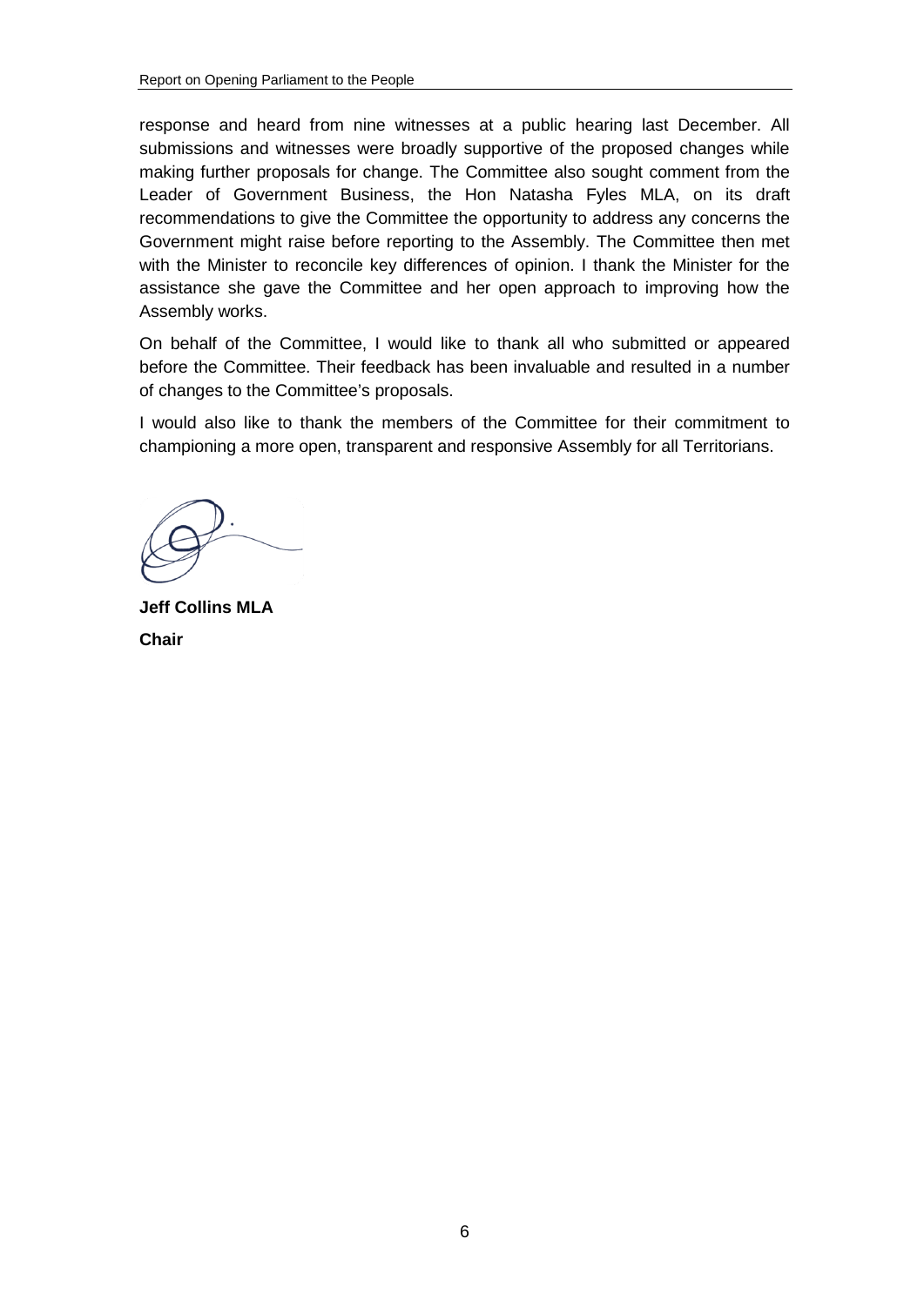response and heard from nine witnesses at a public hearing last December. All submissions and witnesses were broadly supportive of the proposed changes while making further proposals for change. The Committee also sought comment from the Leader of Government Business, the Hon Natasha Fyles MLA, on its draft recommendations to give the Committee the opportunity to address any concerns the Government might raise before reporting to the Assembly. The Committee then met with the Minister to reconcile key differences of opinion. I thank the Minister for the assistance she gave the Committee and her open approach to improving how the Assembly works.

On behalf of the Committee, I would like to thank all who submitted or appeared before the Committee. Their feedback has been invaluable and resulted in a number of changes to the Committee's proposals.

I would also like to thank the members of the Committee for their commitment to championing a more open, transparent and responsive Assembly for all Territorians.

**Jeff Collins MLA**

**Chair**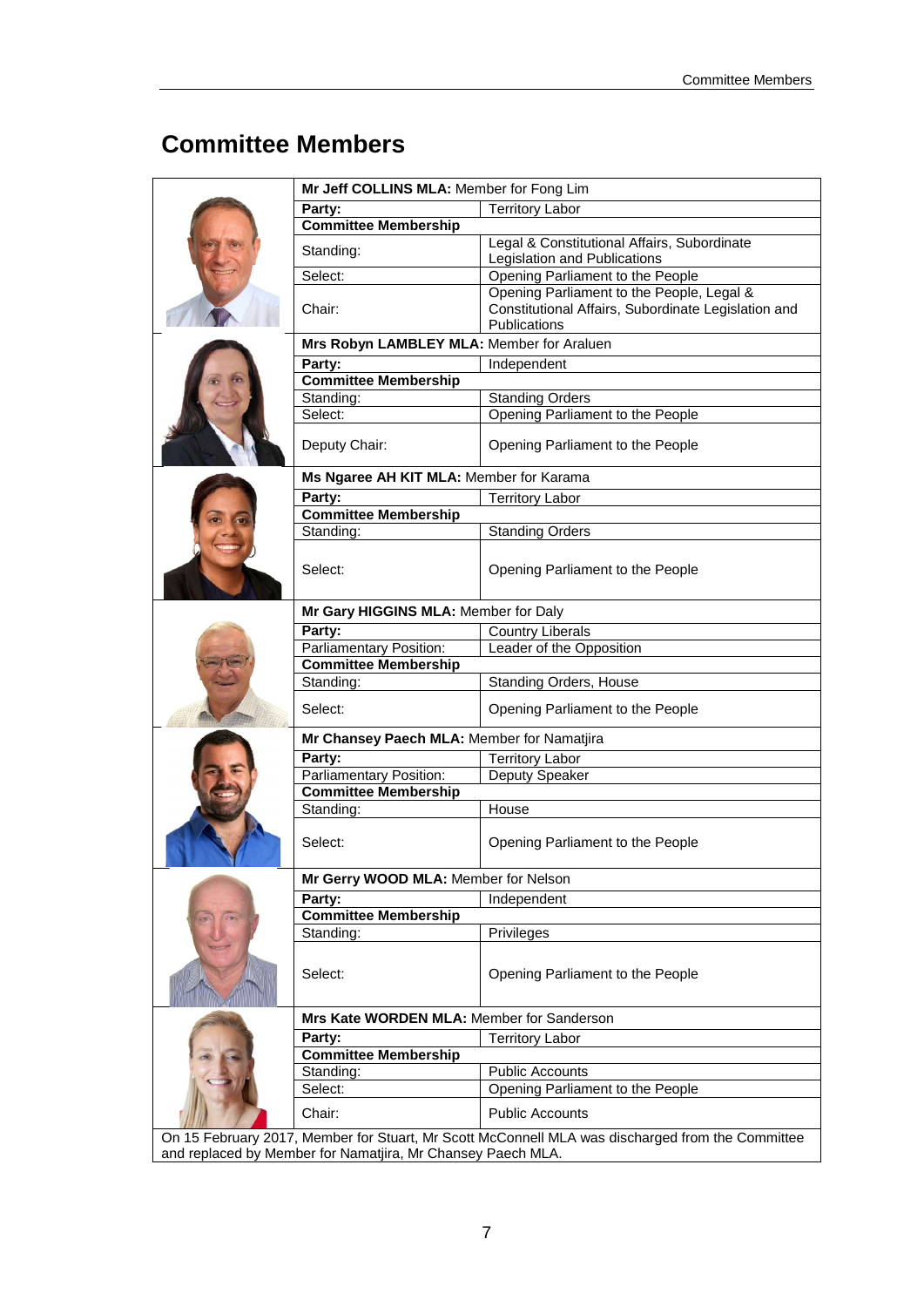# Committee Members

| | | |
|---|---|---|
| | **Mr Jeff COLLINS MLA:** Member for Fong Lim | |
| | **Party:** | Territory Labor |
| | **Committee Membership** | |
| | Standing: | Legal & Constitutional Affairs, Subordinate Legislation and Publications |
| | Select: | Opening Parliament to the People |
| | Chair: | Opening Parliament to the People, Legal & Constitutional Affairs, Subordinate Legislation and Publications |
| | **Mrs Robyn LAMBLEY MLA:** Member for Araluen | |
| | **Party:** | Independent |
| | **Committee Membership** | |
| | Standing: | Standing Orders |
| | Select: | Opening Parliament to the People |
| | Deputy Chair: | Opening Parliament to the People |
| | **Ms Ngaree AH KIT MLA:** Member for Karama | |
| | **Party:** | Territory Labor |
| | **Committee Membership** | |
| | Standing: | Standing Orders |
| | Select: | Opening Parliament to the People |
| | **Mr Gary HIGGINS MLA:** Member for Daly | |
| | **Party:** | Country Liberals |
| | Parliamentary Position: | Leader of the Opposition |
| | **Committee Membership** | |
| | Standing: | Standing Orders, House |
| | Select: | Opening Parliament to the People |
| | **Mr Chansey Paech MLA:** Member for Namatjira | |
| | **Party:** | Territory Labor |
| | Parliamentary Position: | Deputy Speaker |
| | **Committee Membership** | |
| | Standing: | House |
| | Select: | Opening Parliament to the People |
| | **Mr Gerry WOOD MLA:** Member for Nelson | |
| | **Party:** | Independent |
| | **Committee Membership** | |
| | Standing: | Privileges |
| | Select: | Opening Parliament to the People |
| | **Mrs Kate WORDEN MLA:** Member for Sanderson | |
| | **Party:** | Territory Labor |
| | **Committee Membership** | |
| | Standing: | Public Accounts |
| | Select: | Opening Parliament to the People |
| | Chair: | Public Accounts |

On 15 February 2017, Member for Stuart, Mr Scott McConnell MLA was discharged from the Committee and replaced by Member for Namatjira, Mr Chansey Paech MLA.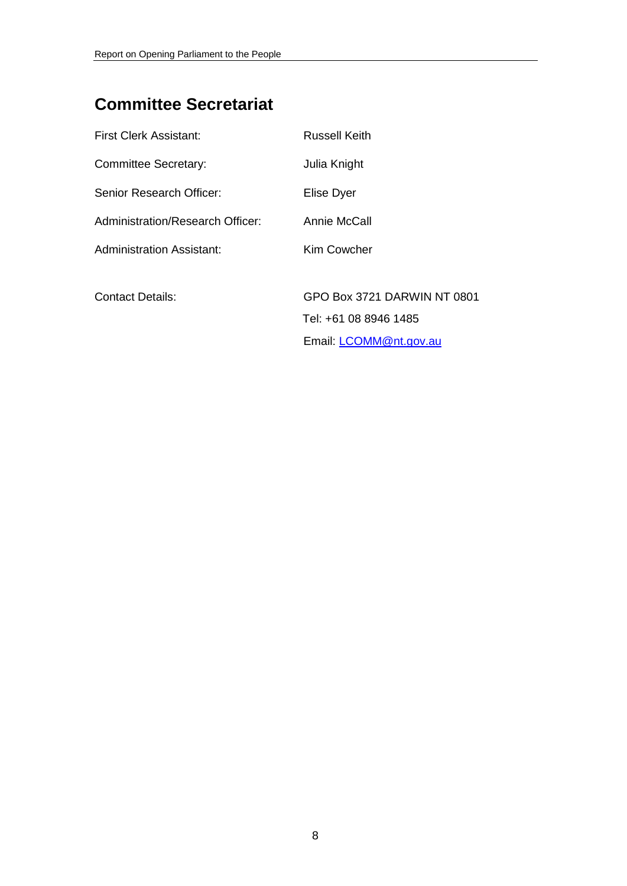## Committee Secretariat

| | |
|---|---|
| First Clerk Assistant: | Russell Keith |
| Committee Secretary: | Julia Knight |
| Senior Research Officer: | Elise Dyer |
| Administration/Research Officer: | Annie McCall |
| Administration Assistant: | Kim Cowcher |
| | |
| Contact Details: | GPO Box 3721 DARWIN NT 0801 |
| | Tel: +61 08 8946 1485 |
| | Email: LCOMM@nt.gov.au |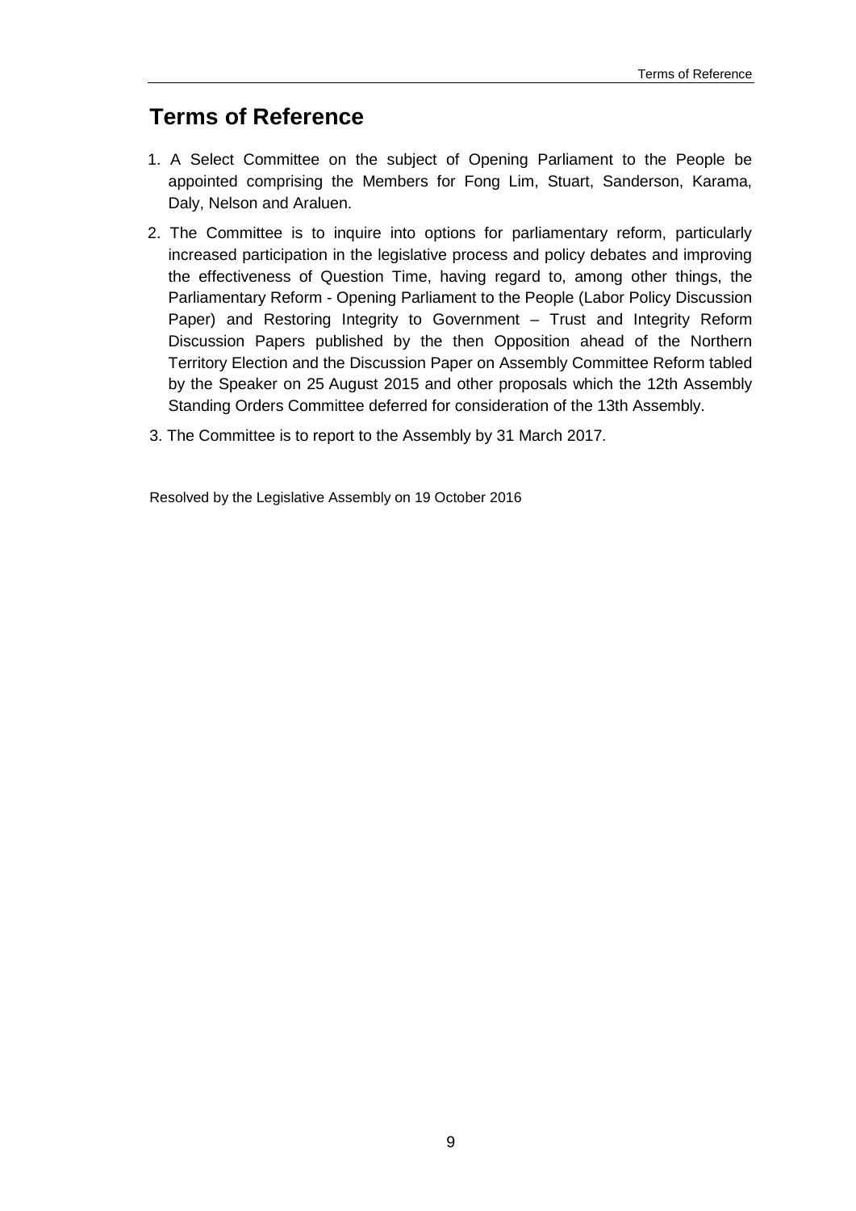# Terms of Reference

1. A Select Committee on the subject of Opening Parliament to the People be appointed comprising the Members for Fong Lim, Stuart, Sanderson, Karama, Daly, Nelson and Araluen.
2. The Committee is to inquire into options for parliamentary reform, particularly increased participation in the legislative process and policy debates and improving the effectiveness of Question Time, having regard to, among other things, the Parliamentary Reform - Opening Parliament to the People (Labor Policy Discussion Paper) and Restoring Integrity to Government – Trust and Integrity Reform Discussion Papers published by the then Opposition ahead of the Northern Territory Election and the Discussion Paper on Assembly Committee Reform tabled by the Speaker on 25 August 2015 and other proposals which the 12th Assembly Standing Orders Committee deferred for consideration of the 13th Assembly.
3. The Committee is to report to the Assembly by 31 March 2017.

Resolved by the Legislative Assembly on 19 October 2016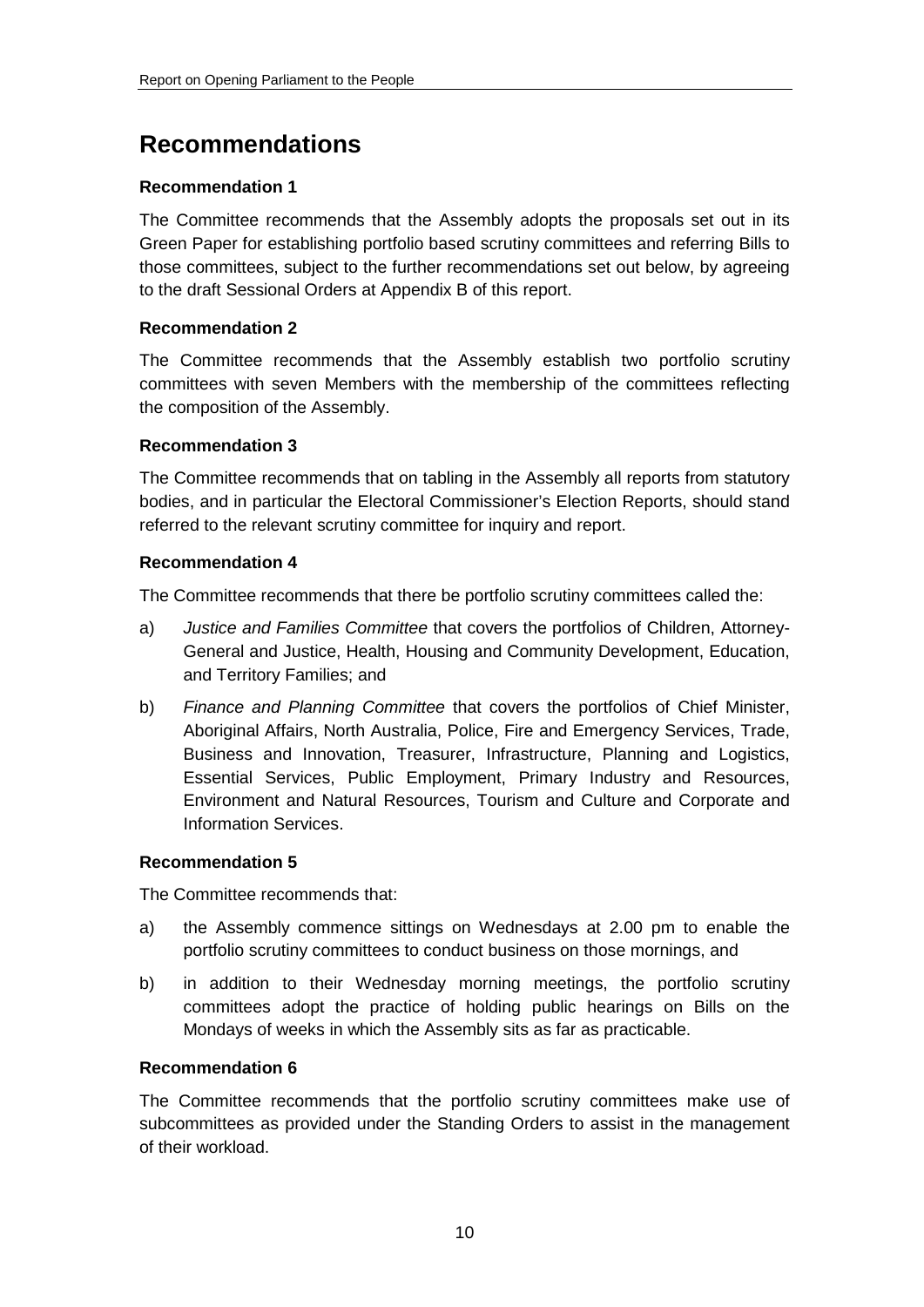# Recommendations

**Recommendation 1**

The Committee recommends that the Assembly adopts the proposals set out in its Green Paper for establishing portfolio based scrutiny committees and referring Bills to those committees, subject to the further recommendations set out below, by agreeing to the draft Sessional Orders at Appendix B of this report.

**Recommendation 2**

The Committee recommends that the Assembly establish two portfolio scrutiny committees with seven Members with the membership of the committees reflecting the composition of the Assembly.

**Recommendation 3**

The Committee recommends that on tabling in the Assembly all reports from statutory bodies, and in particular the Electoral Commissioner's Election Reports, should stand referred to the relevant scrutiny committee for inquiry and report.

**Recommendation 4**

The Committee recommends that there be portfolio scrutiny committees called the:

a) *Justice and Families Committee* that covers the portfolios of Children, Attorney-General and Justice, Health, Housing and Community Development, Education, and Territory Families; and

b) *Finance and Planning Committee* that covers the portfolios of Chief Minister, Aboriginal Affairs, North Australia, Police, Fire and Emergency Services, Trade, Business and Innovation, Treasurer, Infrastructure, Planning and Logistics, Essential Services, Public Employment, Primary Industry and Resources, Environment and Natural Resources, Tourism and Culture and Corporate and Information Services.

**Recommendation 5**

The Committee recommends that:

a) the Assembly commence sittings on Wednesdays at 2.00 pm to enable the portfolio scrutiny committees to conduct business on those mornings, and

b) in addition to their Wednesday morning meetings, the portfolio scrutiny committees adopt the practice of holding public hearings on Bills on the Mondays of weeks in which the Assembly sits as far as practicable.

**Recommendation 6**

The Committee recommends that the portfolio scrutiny committees make use of subcommittees as provided under the Standing Orders to assist in the management of their workload.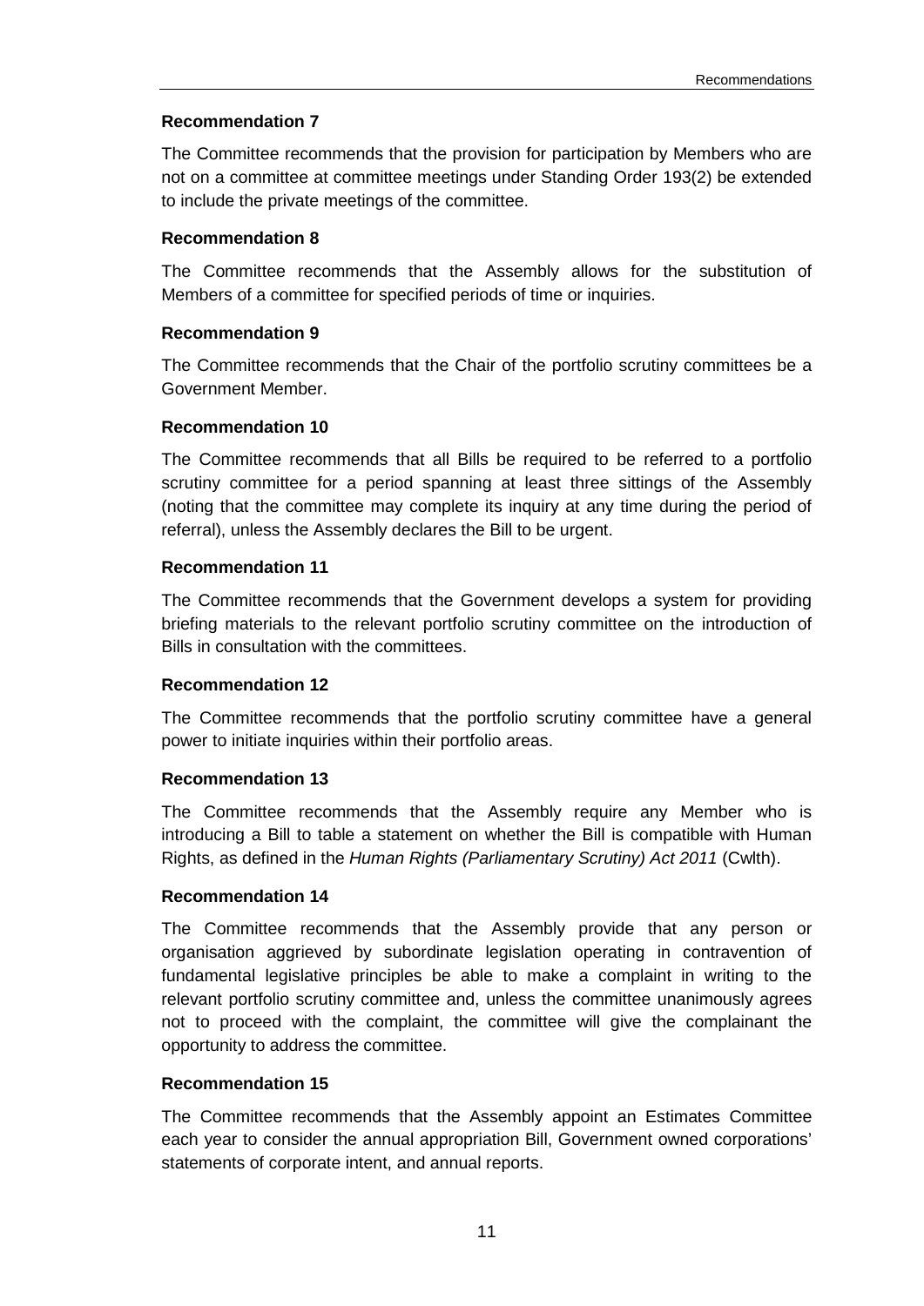**Recommendation 7**

The Committee recommends that the provision for participation by Members who are not on a committee at committee meetings under Standing Order 193(2) be extended to include the private meetings of the committee.

**Recommendation 8**

The Committee recommends that the Assembly allows for the substitution of Members of a committee for specified periods of time or inquiries.

**Recommendation 9**

The Committee recommends that the Chair of the portfolio scrutiny committees be a Government Member.

**Recommendation 10**

The Committee recommends that all Bills be required to be referred to a portfolio scrutiny committee for a period spanning at least three sittings of the Assembly (noting that the committee may complete its inquiry at any time during the period of referral), unless the Assembly declares the Bill to be urgent.

**Recommendation 11**

The Committee recommends that the Government develops a system for providing briefing materials to the relevant portfolio scrutiny committee on the introduction of Bills in consultation with the committees.

**Recommendation 12**

The Committee recommends that the portfolio scrutiny committee have a general power to initiate inquiries within their portfolio areas.

**Recommendation 13**

The Committee recommends that the Assembly require any Member who is introducing a Bill to table a statement on whether the Bill is compatible with Human Rights, as defined in the *Human Rights (Parliamentary Scrutiny) Act 2011* (Cwlth).

**Recommendation 14**

The Committee recommends that the Assembly provide that any person or organisation aggrieved by subordinate legislation operating in contravention of fundamental legislative principles be able to make a complaint in writing to the relevant portfolio scrutiny committee and, unless the committee unanimously agrees not to proceed with the complaint, the committee will give the complainant the opportunity to address the committee.

**Recommendation 15**

The Committee recommends that the Assembly appoint an Estimates Committee each year to consider the annual appropriation Bill, Government owned corporations' statements of corporate intent, and annual reports.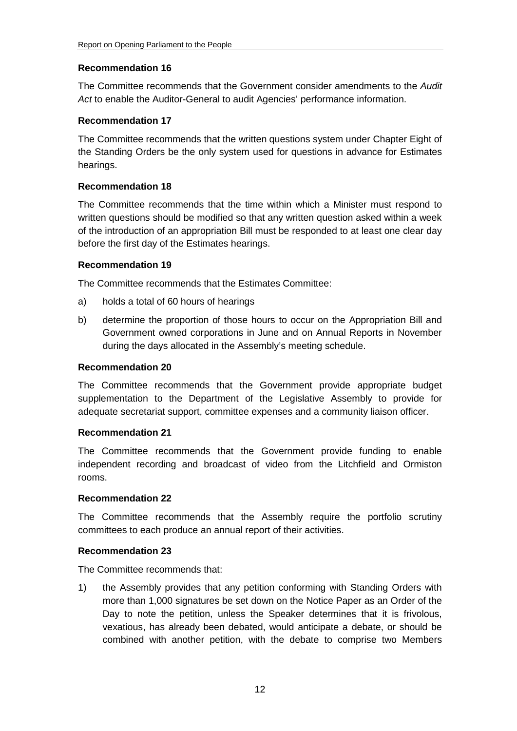**Recommendation 16**

The Committee recommends that the Government consider amendments to the *Audit Act* to enable the Auditor-General to audit Agencies' performance information.

**Recommendation 17**

The Committee recommends that the written questions system under Chapter Eight of the Standing Orders be the only system used for questions in advance for Estimates hearings.

**Recommendation 18**

The Committee recommends that the time within which a Minister must respond to written questions should be modified so that any written question asked within a week of the introduction of an appropriation Bill must be responded to at least one clear day before the first day of the Estimates hearings.

**Recommendation 19**

The Committee recommends that the Estimates Committee:

a) holds a total of 60 hours of hearings

b) determine the proportion of those hours to occur on the Appropriation Bill and Government owned corporations in June and on Annual Reports in November during the days allocated in the Assembly's meeting schedule.

**Recommendation 20**

The Committee recommends that the Government provide appropriate budget supplementation to the Department of the Legislative Assembly to provide for adequate secretariat support, committee expenses and a community liaison officer.

**Recommendation 21**

The Committee recommends that the Government provide funding to enable independent recording and broadcast of video from the Litchfield and Ormiston rooms.

**Recommendation 22**

The Committee recommends that the Assembly require the portfolio scrutiny committees to each produce an annual report of their activities.

**Recommendation 23**

The Committee recommends that:

1) the Assembly provides that any petition conforming with Standing Orders with more than 1,000 signatures be set down on the Notice Paper as an Order of the Day to note the petition, unless the Speaker determines that it is frivolous, vexatious, has already been debated, would anticipate a debate, or should be combined with another petition, with the debate to comprise two Members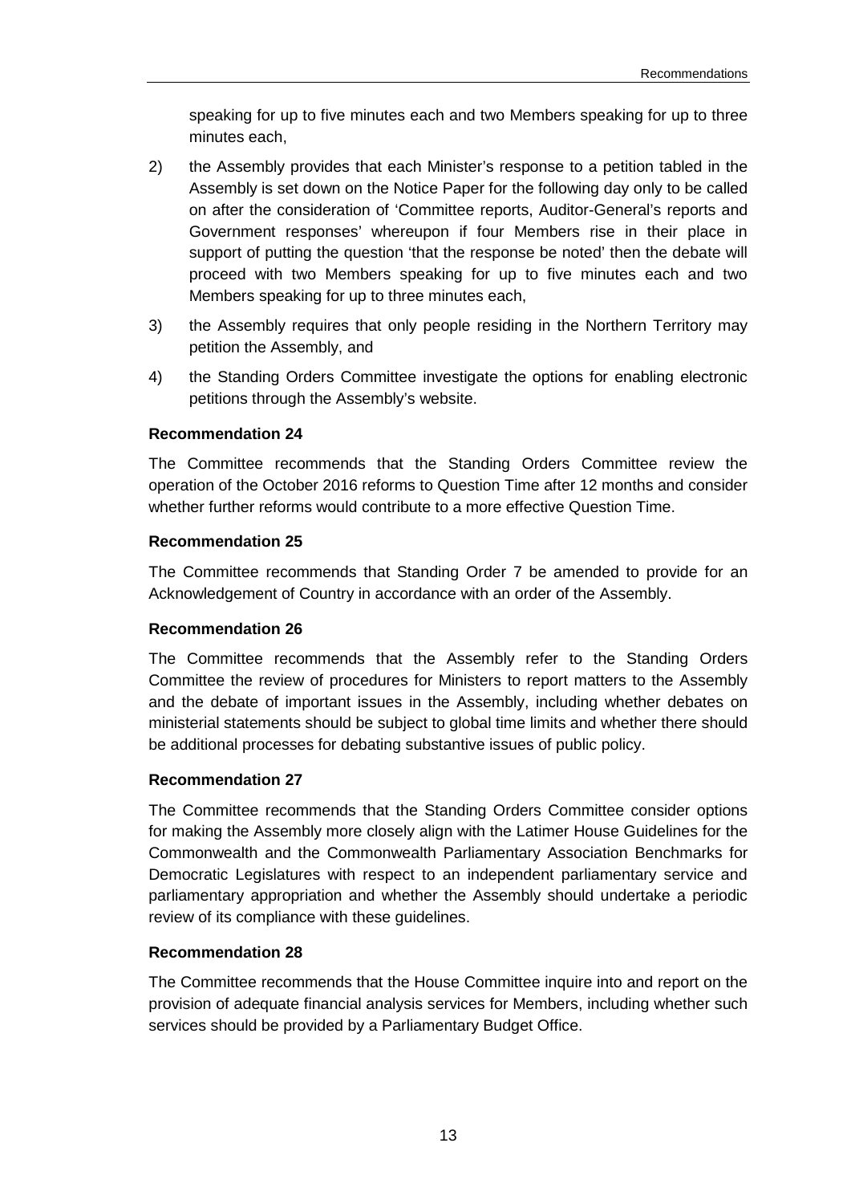speaking for up to five minutes each and two Members speaking for up to three minutes each,

2) the Assembly provides that each Minister's response to a petition tabled in the Assembly is set down on the Notice Paper for the following day only to be called on after the consideration of 'Committee reports, Auditor-General's reports and Government responses' whereupon if four Members rise in their place in support of putting the question 'that the response be noted' then the debate will proceed with two Members speaking for up to five minutes each and two Members speaking for up to three minutes each,

3) the Assembly requires that only people residing in the Northern Territory may petition the Assembly, and

4) the Standing Orders Committee investigate the options for enabling electronic petitions through the Assembly's website.

**Recommendation 24**

The Committee recommends that the Standing Orders Committee review the operation of the October 2016 reforms to Question Time after 12 months and consider whether further reforms would contribute to a more effective Question Time.

**Recommendation 25**

The Committee recommends that Standing Order 7 be amended to provide for an Acknowledgement of Country in accordance with an order of the Assembly.

**Recommendation 26**

The Committee recommends that the Assembly refer to the Standing Orders Committee the review of procedures for Ministers to report matters to the Assembly and the debate of important issues in the Assembly, including whether debates on ministerial statements should be subject to global time limits and whether there should be additional processes for debating substantive issues of public policy.

**Recommendation 27**

The Committee recommends that the Standing Orders Committee consider options for making the Assembly more closely align with the Latimer House Guidelines for the Commonwealth and the Commonwealth Parliamentary Association Benchmarks for Democratic Legislatures with respect to an independent parliamentary service and parliamentary appropriation and whether the Assembly should undertake a periodic review of its compliance with these guidelines.

**Recommendation 28**

The Committee recommends that the House Committee inquire into and report on the provision of adequate financial analysis services for Members, including whether such services should be provided by a Parliamentary Budget Office.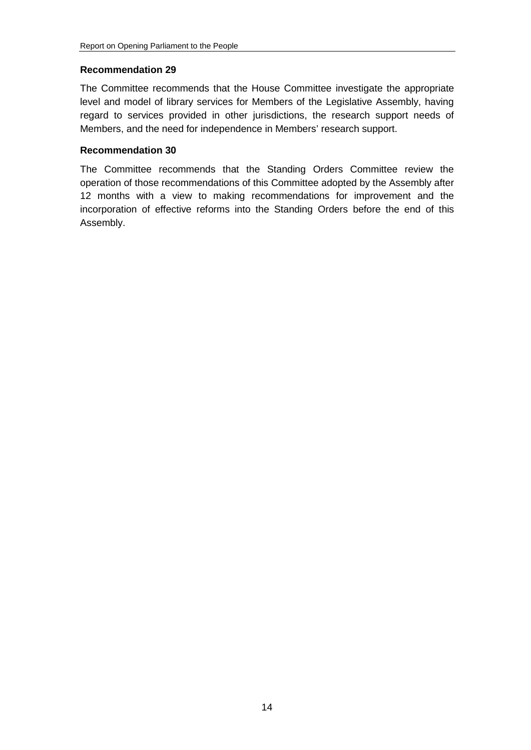**Recommendation 29**

The Committee recommends that the House Committee investigate the appropriate level and model of library services for Members of the Legislative Assembly, having regard to services provided in other jurisdictions, the research support needs of Members, and the need for independence in Members' research support.

**Recommendation 30**

The Committee recommends that the Standing Orders Committee review the operation of those recommendations of this Committee adopted by the Assembly after 12 months with a view to making recommendations for improvement and the incorporation of effective reforms into the Standing Orders before the end of this Assembly.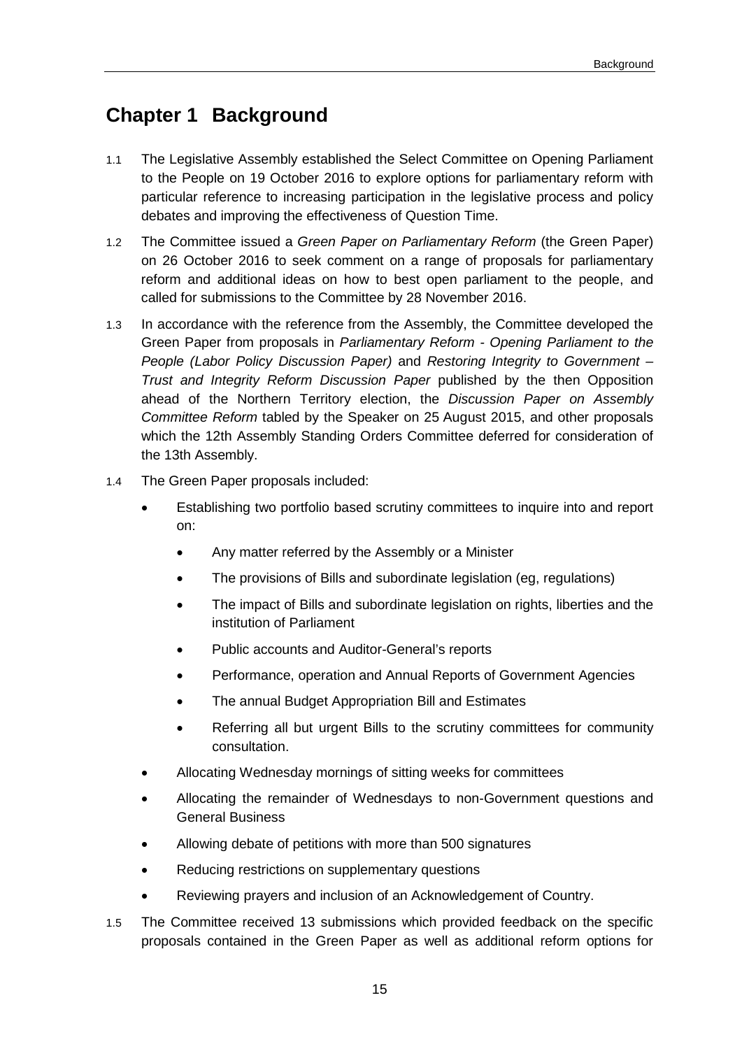# Chapter 1 Background

1.1 The Legislative Assembly established the Select Committee on Opening Parliament to the People on 19 October 2016 to explore options for parliamentary reform with particular reference to increasing participation in the legislative process and policy debates and improving the effectiveness of Question Time.

1.2 The Committee issued a *Green Paper on Parliamentary Reform* (the Green Paper) on 26 October 2016 to seek comment on a range of proposals for parliamentary reform and additional ideas on how to best open parliament to the people, and called for submissions to the Committee by 28 November 2016.

1.3 In accordance with the reference from the Assembly, the Committee developed the Green Paper from proposals in *Parliamentary Reform - Opening Parliament to the People (Labor Policy Discussion Paper)* and *Restoring Integrity to Government – Trust and Integrity Reform Discussion Paper* published by the then Opposition ahead of the Northern Territory election, the *Discussion Paper on Assembly Committee Reform* tabled by the Speaker on 25 August 2015, and other proposals which the 12th Assembly Standing Orders Committee deferred for consideration of the 13th Assembly.

1.4 The Green Paper proposals included:

- Establishing two portfolio based scrutiny committees to inquire into and report on:
    - Any matter referred by the Assembly or a Minister
    - The provisions of Bills and subordinate legislation (eg, regulations)
    - The impact of Bills and subordinate legislation on rights, liberties and the institution of Parliament
    - Public accounts and Auditor-General's reports
    - Performance, operation and Annual Reports of Government Agencies
    - The annual Budget Appropriation Bill and Estimates
    - Referring all but urgent Bills to the scrutiny committees for community consultation.
- Allocating Wednesday mornings of sitting weeks for committees
- Allocating the remainder of Wednesdays to non-Government questions and General Business
- Allowing debate of petitions with more than 500 signatures
- Reducing restrictions on supplementary questions
- Reviewing prayers and inclusion of an Acknowledgement of Country.

1.5 The Committee received 13 submissions which provided feedback on the specific proposals contained in the Green Paper as well as additional reform options for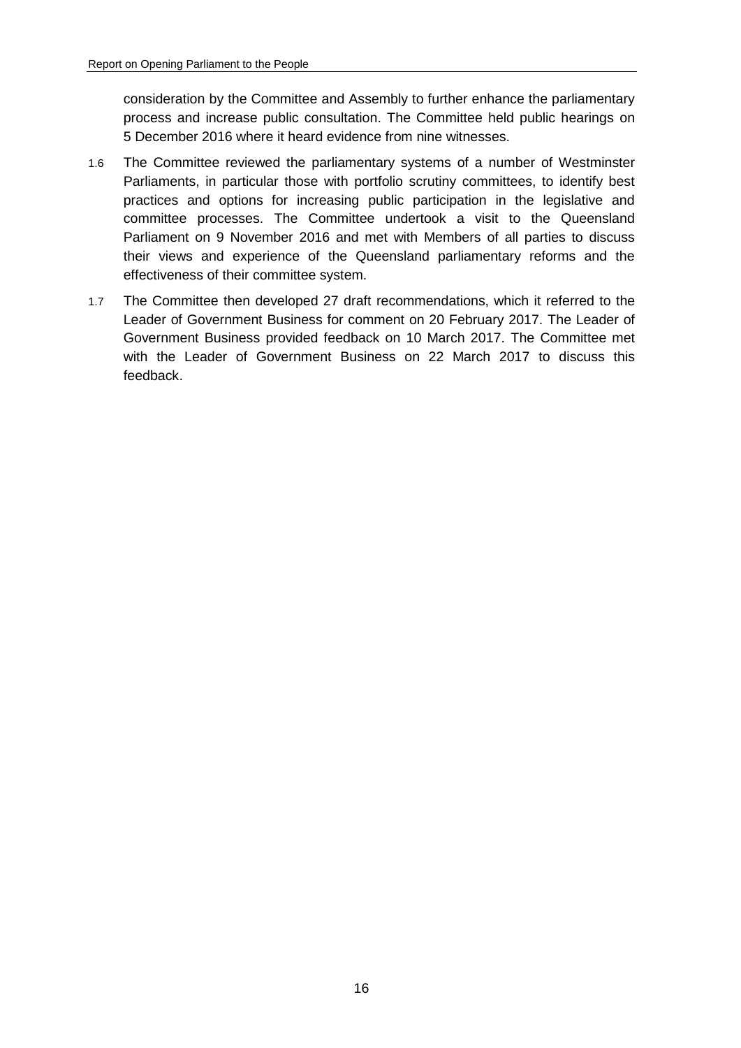consideration by the Committee and Assembly to further enhance the parliamentary process and increase public consultation. The Committee held public hearings on 5 December 2016 where it heard evidence from nine witnesses.

1.6 The Committee reviewed the parliamentary systems of a number of Westminster Parliaments, in particular those with portfolio scrutiny committees, to identify best practices and options for increasing public participation in the legislative and committee processes. The Committee undertook a visit to the Queensland Parliament on 9 November 2016 and met with Members of all parties to discuss their views and experience of the Queensland parliamentary reforms and the effectiveness of their committee system.

1.7 The Committee then developed 27 draft recommendations, which it referred to the Leader of Government Business for comment on 20 February 2017. The Leader of Government Business provided feedback on 10 March 2017. The Committee met with the Leader of Government Business on 22 March 2017 to discuss this feedback.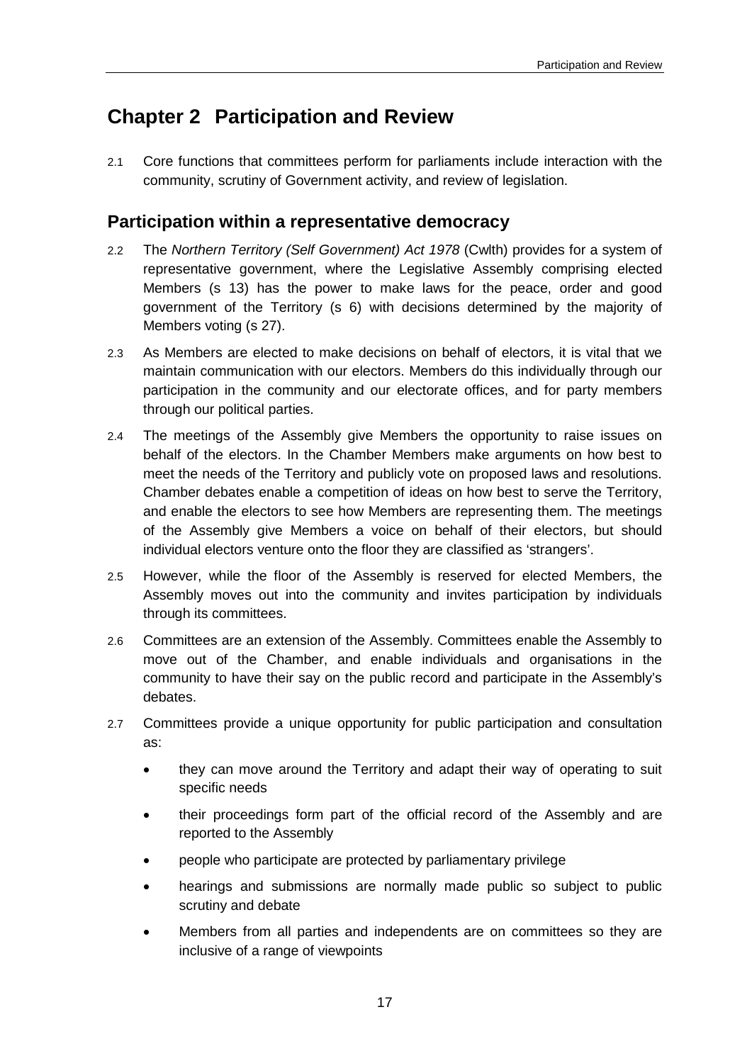# Chapter 2 Participation and Review

2.1 Core functions that committees perform for parliaments include interaction with the community, scrutiny of Government activity, and review of legislation.

## Participation within a representative democracy

2.2 The *Northern Territory (Self Government) Act 1978* (Cwlth) provides for a system of representative government, where the Legislative Assembly comprising elected Members (s 13) has the power to make laws for the peace, order and good government of the Territory (s 6) with decisions determined by the majority of Members voting (s 27).

2.3 As Members are elected to make decisions on behalf of electors, it is vital that we maintain communication with our electors. Members do this individually through our participation in the community and our electorate offices, and for party members through our political parties.

2.4 The meetings of the Assembly give Members the opportunity to raise issues on behalf of the electors. In the Chamber Members make arguments on how best to meet the needs of the Territory and publicly vote on proposed laws and resolutions. Chamber debates enable a competition of ideas on how best to serve the Territory, and enable the electors to see how Members are representing them. The meetings of the Assembly give Members a voice on behalf of their electors, but should individual electors venture onto the floor they are classified as 'strangers'.

2.5 However, while the floor of the Assembly is reserved for elected Members, the Assembly moves out into the community and invites participation by individuals through its committees.

2.6 Committees are an extension of the Assembly. Committees enable the Assembly to move out of the Chamber, and enable individuals and organisations in the community to have their say on the public record and participate in the Assembly's debates.

2.7 Committees provide a unique opportunity for public participation and consultation as:

- they can move around the Territory and adapt their way of operating to suit specific needs
- their proceedings form part of the official record of the Assembly and are reported to the Assembly
- people who participate are protected by parliamentary privilege
- hearings and submissions are normally made public so subject to public scrutiny and debate
- Members from all parties and independents are on committees so they are inclusive of a range of viewpoints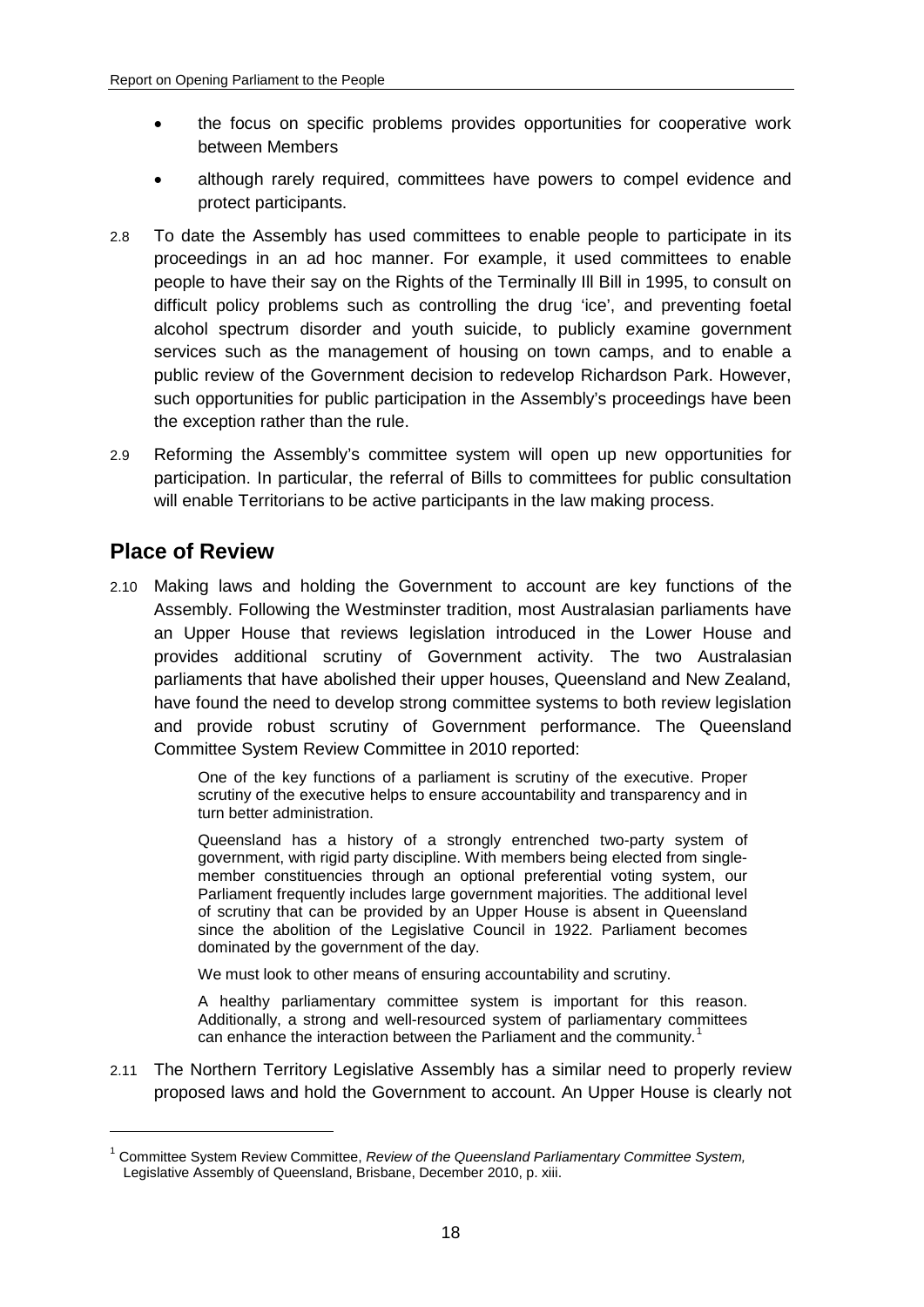- the focus on specific problems provides opportunities for cooperative work between Members
- although rarely required, committees have powers to compel evidence and protect participants.

2.8 To date the Assembly has used committees to enable people to participate in its proceedings in an ad hoc manner. For example, it used committees to enable people to have their say on the Rights of the Terminally Ill Bill in 1995, to consult on difficult policy problems such as controlling the drug 'ice', and preventing foetal alcohol spectrum disorder and youth suicide, to publicly examine government services such as the management of housing on town camps, and to enable a public review of the Government decision to redevelop Richardson Park. However, such opportunities for public participation in the Assembly's proceedings have been the exception rather than the rule.

2.9 Reforming the Assembly's committee system will open up new opportunities for participation. In particular, the referral of Bills to committees for public consultation will enable Territorians to be active participants in the law making process.

## Place of Review

2.10 Making laws and holding the Government to account are key functions of the Assembly. Following the Westminster tradition, most Australasian parliaments have an Upper House that reviews legislation introduced in the Lower House and provides additional scrutiny of Government activity. The two Australasian parliaments that have abolished their upper houses, Queensland and New Zealand, have found the need to develop strong committee systems to both review legislation and provide robust scrutiny of Government performance. The Queensland Committee System Review Committee in 2010 reported:

> One of the key functions of a parliament is scrutiny of the executive. Proper scrutiny of the executive helps to ensure accountability and transparency and in turn better administration.
>
> Queensland has a history of a strongly entrenched two-party system of government, with rigid party discipline. With members being elected from single-member constituencies through an optional preferential voting system, our Parliament frequently includes large government majorities. The additional level of scrutiny that can be provided by an Upper House is absent in Queensland since the abolition of the Legislative Council in 1922. Parliament becomes dominated by the government of the day.
>
> We must look to other means of ensuring accountability and scrutiny.
>
> A healthy parliamentary committee system is important for this reason. Additionally, a strong and well-resourced system of parliamentary committees can enhance the interaction between the Parliament and the community.[1]

2.11 The Northern Territory Legislative Assembly has a similar need to properly review proposed laws and hold the Government to account. An Upper House is clearly not

---

[1] Committee System Review Committee, *Review of the Queensland Parliamentary Committee System,* Legislative Assembly of Queensland, Brisbane, December 2010, p. xiii.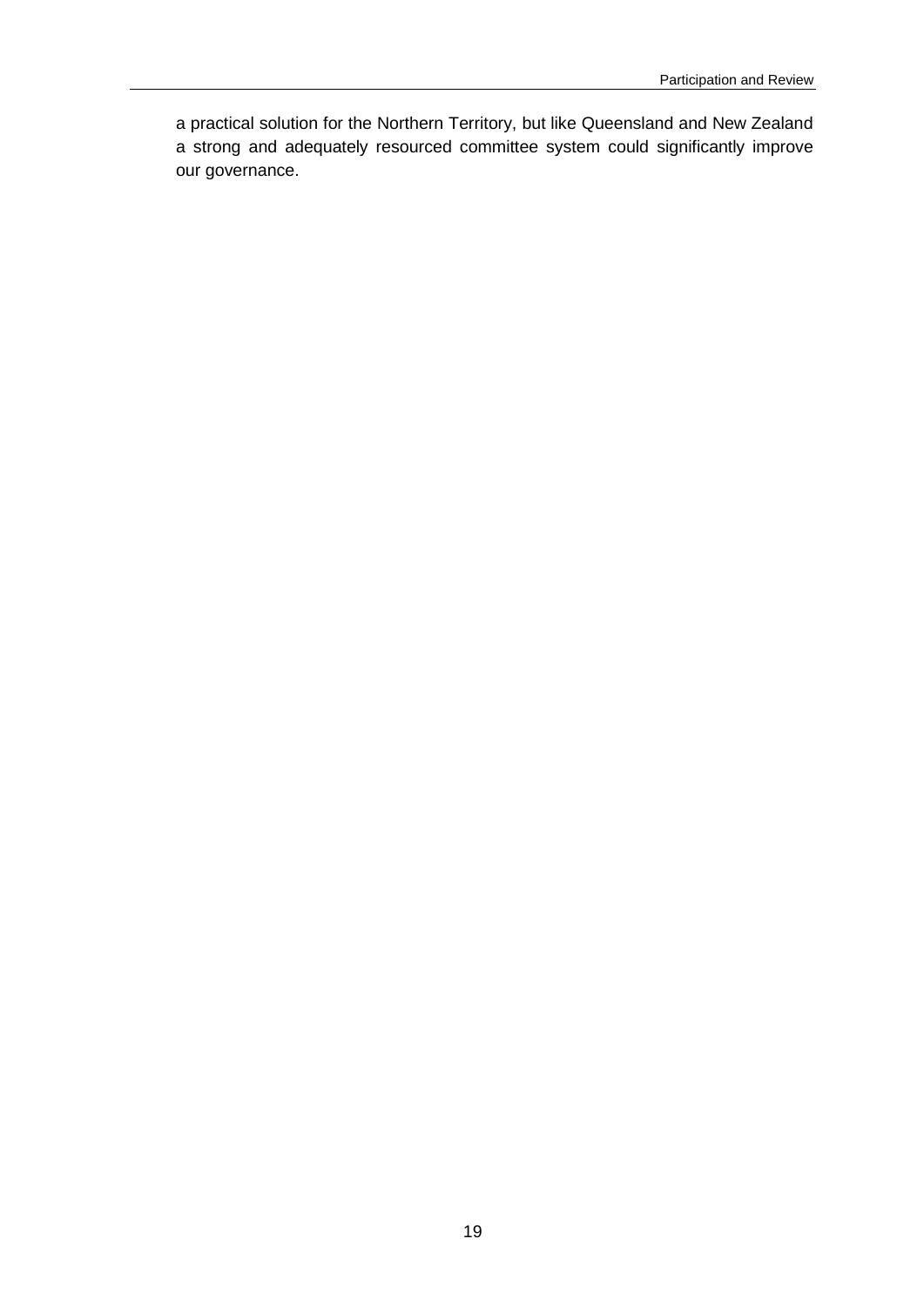a practical solution for the Northern Territory, but like Queensland and New Zealand a strong and adequately resourced committee system could significantly improve our governance.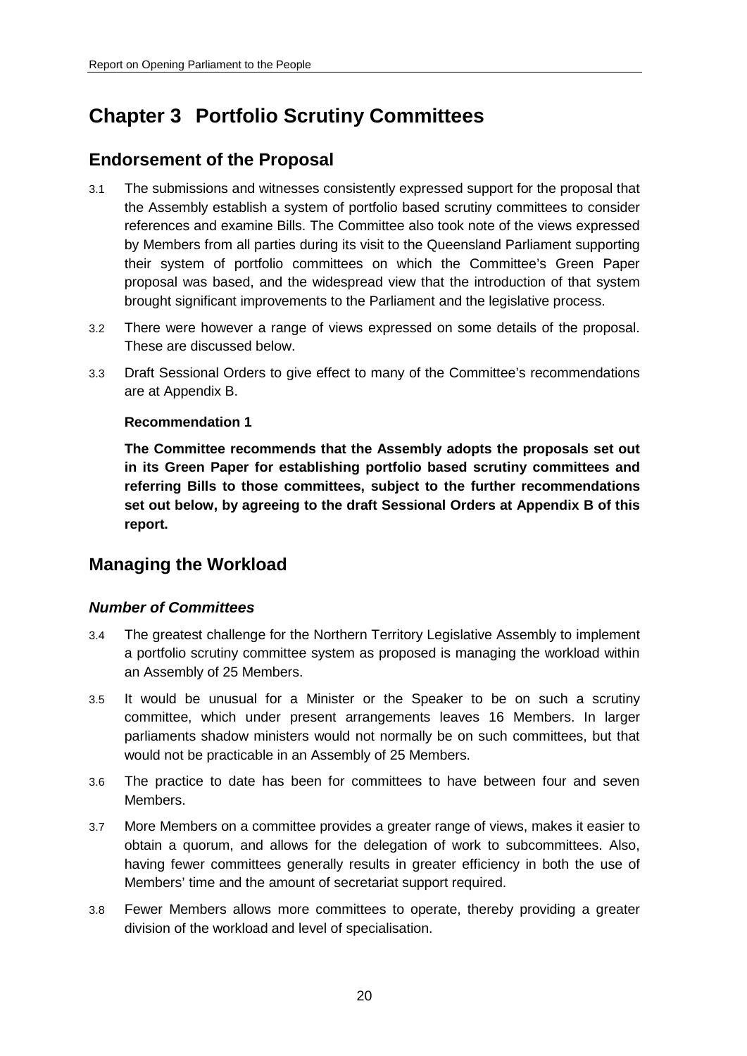# Chapter 3 Portfolio Scrutiny Committees

## Endorsement of the Proposal

3.1 The submissions and witnesses consistently expressed support for the proposal that the Assembly establish a system of portfolio based scrutiny committees to consider references and examine Bills. The Committee also took note of the views expressed by Members from all parties during its visit to the Queensland Parliament supporting their system of portfolio committees on which the Committee's Green Paper proposal was based, and the widespread view that the introduction of that system brought significant improvements to the Parliament and the legislative process.

3.2 There were however a range of views expressed on some details of the proposal. These are discussed below.

3.3 Draft Sessional Orders to give effect to many of the Committee's recommendations are at Appendix B.

**Recommendation 1**

**The Committee recommends that the Assembly adopts the proposals set out in its Green Paper for establishing portfolio based scrutiny committees and referring Bills to those committees, subject to the further recommendations set out below, by agreeing to the draft Sessional Orders at Appendix B of this report.**

## Managing the Workload

### *Number of Committees*

3.4 The greatest challenge for the Northern Territory Legislative Assembly to implement a portfolio scrutiny committee system as proposed is managing the workload within an Assembly of 25 Members.

3.5 It would be unusual for a Minister or the Speaker to be on such a scrutiny committee, which under present arrangements leaves 16 Members. In larger parliaments shadow ministers would not normally be on such committees, but that would not be practicable in an Assembly of 25 Members.

3.6 The practice to date has been for committees to have between four and seven Members.

3.7 More Members on a committee provides a greater range of views, makes it easier to obtain a quorum, and allows for the delegation of work to subcommittees. Also, having fewer committees generally results in greater efficiency in both the use of Members' time and the amount of secretariat support required.

3.8 Fewer Members allows more committees to operate, thereby providing a greater division of the workload and level of specialisation.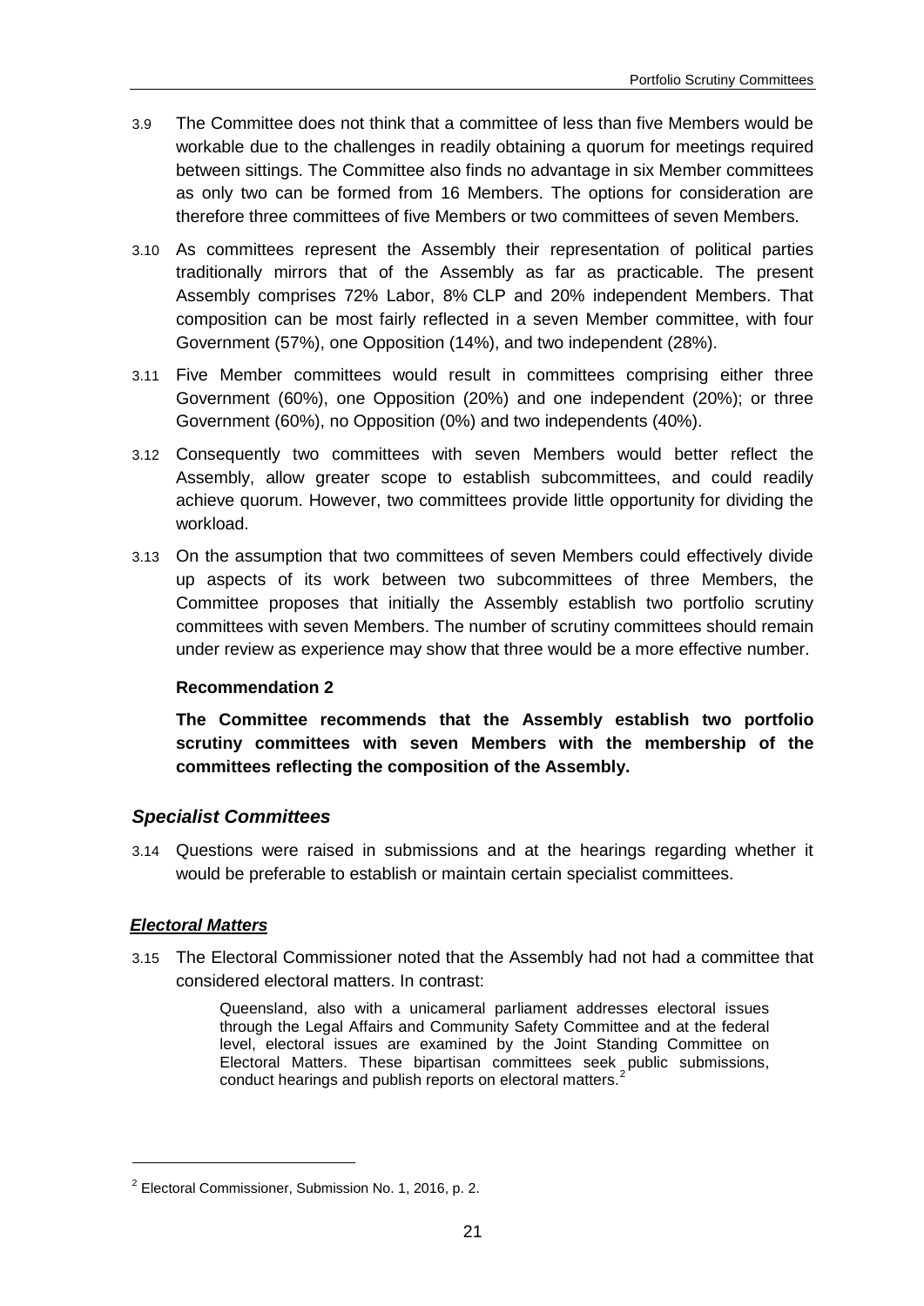3.9 The Committee does not think that a committee of less than five Members would be workable due to the challenges in readily obtaining a quorum for meetings required between sittings. The Committee also finds no advantage in six Member committees as only two can be formed from 16 Members. The options for consideration are therefore three committees of five Members or two committees of seven Members.

3.10 As committees represent the Assembly their representation of political parties traditionally mirrors that of the Assembly as far as practicable. The present Assembly comprises 72% Labor, 8% CLP and 20% independent Members. That composition can be most fairly reflected in a seven Member committee, with four Government (57%), one Opposition (14%), and two independent (28%).

3.11 Five Member committees would result in committees comprising either three Government (60%), one Opposition (20%) and one independent (20%); or three Government (60%), no Opposition (0%) and two independents (40%).

3.12 Consequently two committees with seven Members would better reflect the Assembly, allow greater scope to establish subcommittees, and could readily achieve quorum. However, two committees provide little opportunity for dividing the workload.

3.13 On the assumption that two committees of seven Members could effectively divide up aspects of its work between two subcommittees of three Members, the Committee proposes that initially the Assembly establish two portfolio scrutiny committees with seven Members. The number of scrutiny committees should remain under review as experience may show that three would be a more effective number.

**Recommendation 2**

**The Committee recommends that the Assembly establish two portfolio scrutiny committees with seven Members with the membership of the committees reflecting the composition of the Assembly.**

### *Specialist Committees*

3.14 Questions were raised in submissions and at the hearings regarding whether it would be preferable to establish or maintain certain specialist committees.

#### ***Electoral Matters***

3.15 The Electoral Commissioner noted that the Assembly had not had a committee that considered electoral matters. In contrast:

> Queensland, also with a unicameral parliament addresses electoral issues through the Legal Affairs and Community Safety Committee and at the federal level, electoral issues are examined by the Joint Standing Committee on Electoral Matters. These bipartisan committees seek public submissions, conduct hearings and publish reports on electoral matters.[2]

[2] Electoral Commissioner, Submission No. 1, 2016, p. 2.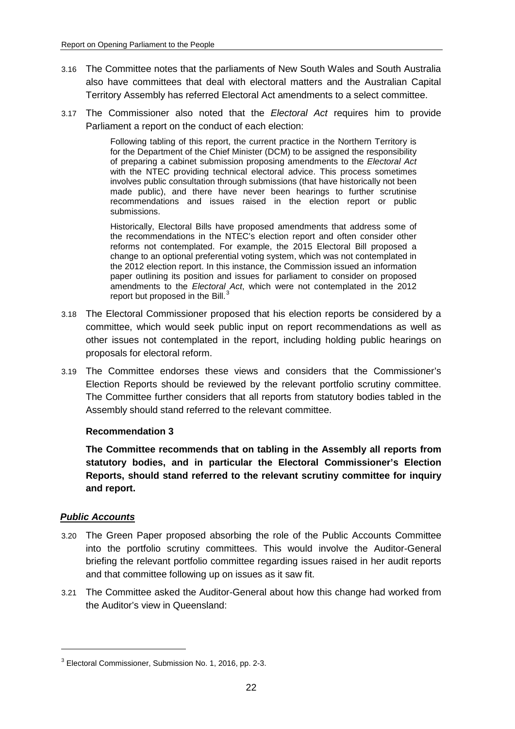3.16 The Committee notes that the parliaments of New South Wales and South Australia also have committees that deal with electoral matters and the Australian Capital Territory Assembly has referred Electoral Act amendments to a select committee.

3.17 The Commissioner also noted that the *Electoral Act* requires him to provide Parliament a report on the conduct of each election:

> Following tabling of this report, the current practice in the Northern Territory is for the Department of the Chief Minister (DCM) to be assigned the responsibility of preparing a cabinet submission proposing amendments to the *Electoral Act* with the NTEC providing technical electoral advice. This process sometimes involves public consultation through submissions (that have historically not been made public), and there have never been hearings to further scrutinise recommendations and issues raised in the election report or public submissions.
>
> Historically, Electoral Bills have proposed amendments that address some of the recommendations in the NTEC's election report and often consider other reforms not contemplated. For example, the 2015 Electoral Bill proposed a change to an optional preferential voting system, which was not contemplated in the 2012 election report. In this instance, the Commission issued an information paper outlining its position and issues for parliament to consider on proposed amendments to the *Electoral Act*, which were not contemplated in the 2012 report but proposed in the Bill.[3]

3.18 The Electoral Commissioner proposed that his election reports be considered by a committee, which would seek public input on report recommendations as well as other issues not contemplated in the report, including holding public hearings on proposals for electoral reform.

3.19 The Committee endorses these views and considers that the Commissioner's Election Reports should be reviewed by the relevant portfolio scrutiny committee. The Committee further considers that all reports from statutory bodies tabled in the Assembly should stand referred to the relevant committee.

**Recommendation 3**

**The Committee recommends that on tabling in the Assembly all reports from statutory bodies, and in particular the Electoral Commissioner's Election Reports, should stand referred to the relevant scrutiny committee for inquiry and report.**

### ***Public Accounts***

3.20 The Green Paper proposed absorbing the role of the Public Accounts Committee into the portfolio scrutiny committees. This would involve the Auditor-General briefing the relevant portfolio committee regarding issues raised in her audit reports and that committee following up on issues as it saw fit.

3.21 The Committee asked the Auditor-General about how this change had worked from the Auditor's view in Queensland:

---

[3] Electoral Commissioner, Submission No. 1, 2016, pp. 2-3.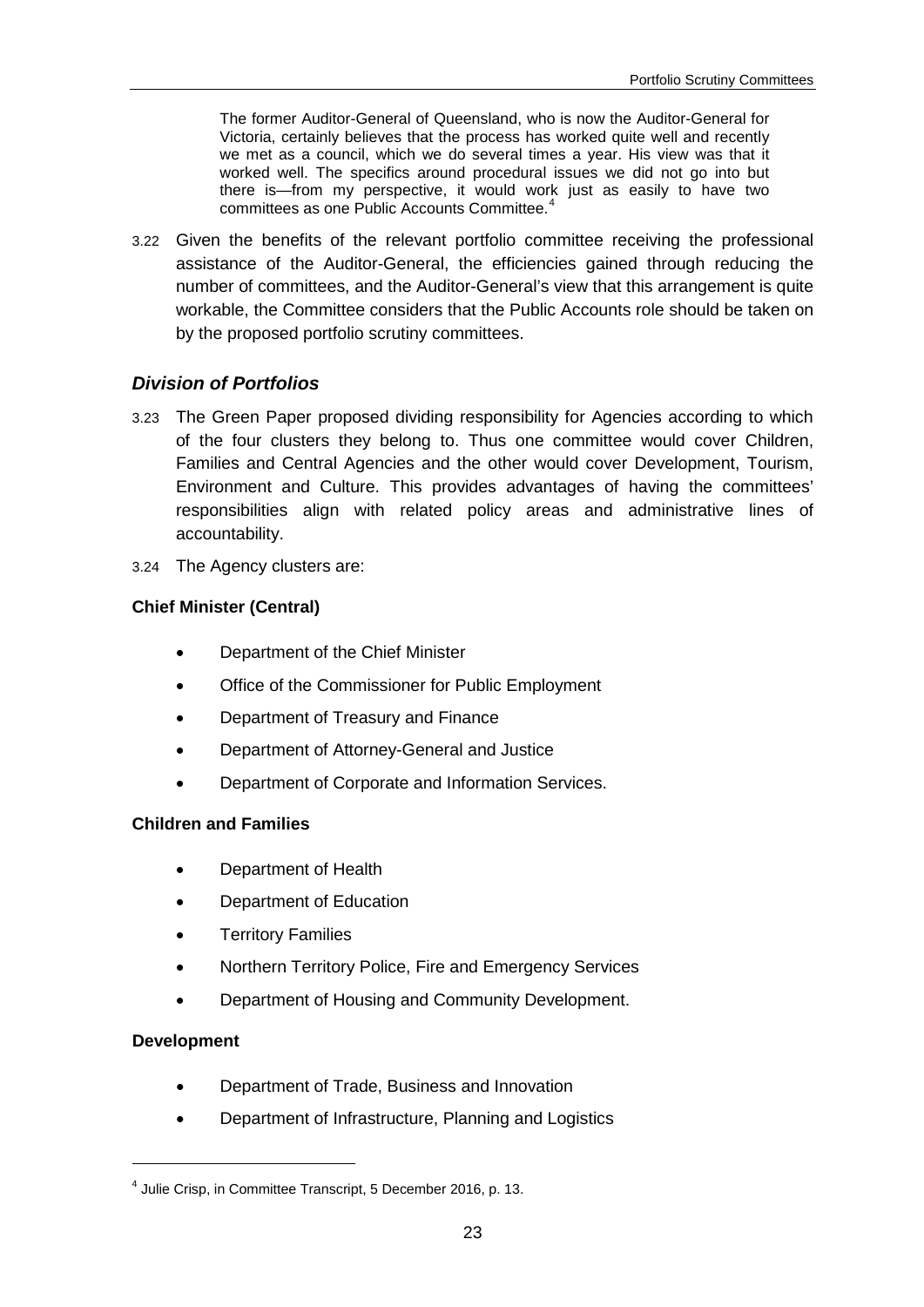> The former Auditor-General of Queensland, who is now the Auditor-General for Victoria, certainly believes that the process has worked quite well and recently we met as a council, which we do several times a year. His view was that it worked well. The specifics around procedural issues we did not go into but there is—from my perspective, it would work just as easily to have two committees as one Public Accounts Committee.[4]

3.22 Given the benefits of the relevant portfolio committee receiving the professional assistance of the Auditor-General, the efficiencies gained through reducing the number of committees, and the Auditor-General's view that this arrangement is quite workable, the Committee considers that the Public Accounts role should be taken on by the proposed portfolio scrutiny committees.

### *Division of Portfolios*

3.23 The Green Paper proposed dividing responsibility for Agencies according to which of the four clusters they belong to. Thus one committee would cover Children, Families and Central Agencies and the other would cover Development, Tourism, Environment and Culture. This provides advantages of having the committees' responsibilities align with related policy areas and administrative lines of accountability.

3.24 The Agency clusters are:

**Chief Minister (Central)**

- Department of the Chief Minister
- Office of the Commissioner for Public Employment
- Department of Treasury and Finance
- Department of Attorney-General and Justice
- Department of Corporate and Information Services.

**Children and Families**

- Department of Health
- Department of Education
- Territory Families
- Northern Territory Police, Fire and Emergency Services
- Department of Housing and Community Development.

**Development**

- Department of Trade, Business and Innovation
- Department of Infrastructure, Planning and Logistics

[4] Julie Crisp, in Committee Transcript, 5 December 2016, p. 13.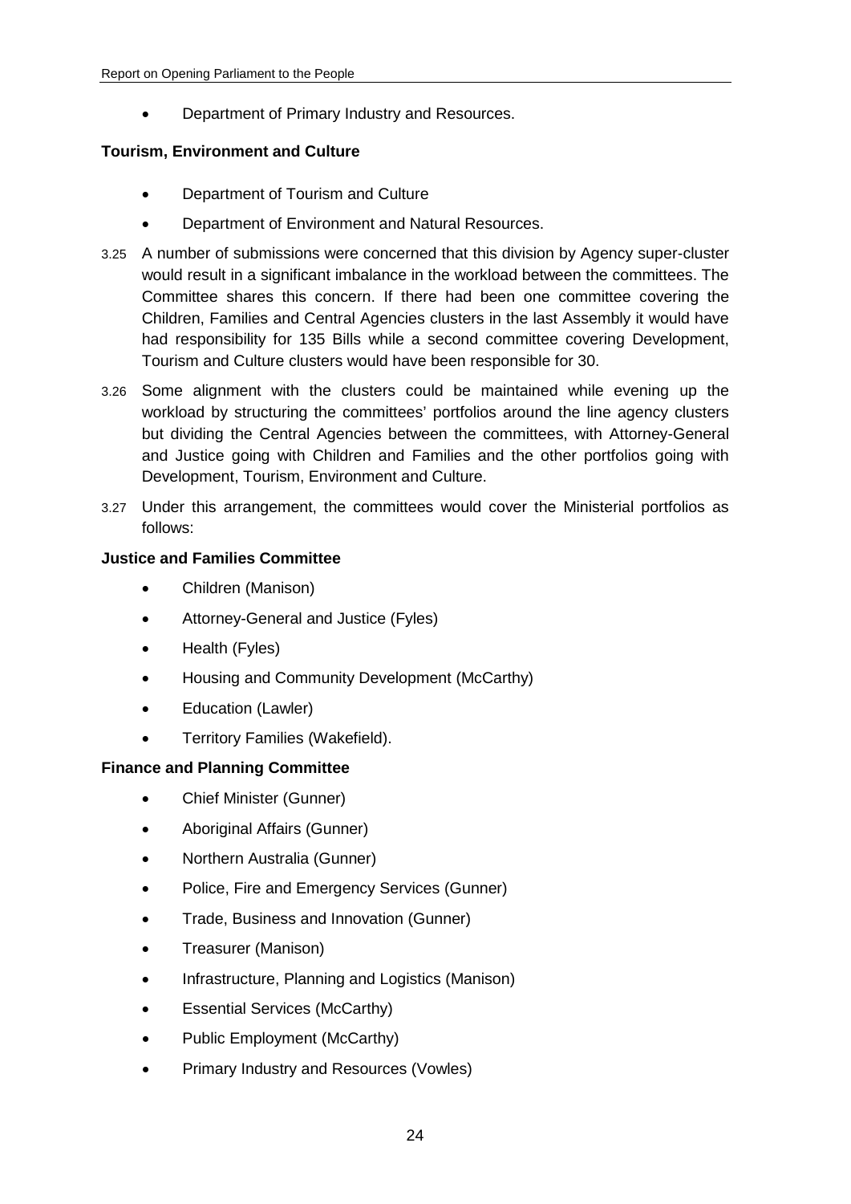- Department of Primary Industry and Resources.

**Tourism, Environment and Culture**

- Department of Tourism and Culture
- Department of Environment and Natural Resources.

3.25 A number of submissions were concerned that this division by Agency super-cluster would result in a significant imbalance in the workload between the committees. The Committee shares this concern. If there had been one committee covering the Children, Families and Central Agencies clusters in the last Assembly it would have had responsibility for 135 Bills while a second committee covering Development, Tourism and Culture clusters would have been responsible for 30.

3.26 Some alignment with the clusters could be maintained while evening up the workload by structuring the committees' portfolios around the line agency clusters but dividing the Central Agencies between the committees, with Attorney-General and Justice going with Children and Families and the other portfolios going with Development, Tourism, Environment and Culture.

3.27 Under this arrangement, the committees would cover the Ministerial portfolios as follows:

**Justice and Families Committee**

- Children (Manison)
- Attorney-General and Justice (Fyles)
- Health (Fyles)
- Housing and Community Development (McCarthy)
- Education (Lawler)
- Territory Families (Wakefield).

**Finance and Planning Committee**

- Chief Minister (Gunner)
- Aboriginal Affairs (Gunner)
- Northern Australia (Gunner)
- Police, Fire and Emergency Services (Gunner)
- Trade, Business and Innovation (Gunner)
- Treasurer (Manison)
- Infrastructure, Planning and Logistics (Manison)
- Essential Services (McCarthy)
- Public Employment (McCarthy)
- Primary Industry and Resources (Vowles)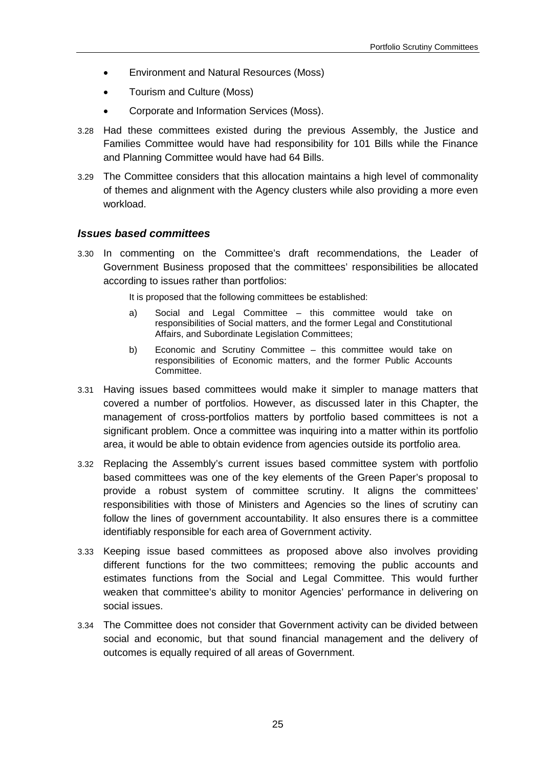- Environment and Natural Resources (Moss)
- Tourism and Culture (Moss)
- Corporate and Information Services (Moss).

3.28 Had these committees existed during the previous Assembly, the Justice and Families Committee would have had responsibility for 101 Bills while the Finance and Planning Committee would have had 64 Bills.

3.29 The Committee considers that this allocation maintains a high level of commonality of themes and alignment with the Agency clusters while also providing a more even workload.

### *Issues based committees*

3.30 In commenting on the Committee's draft recommendations, the Leader of Government Business proposed that the committees' responsibilities be allocated according to issues rather than portfolios:

> It is proposed that the following committees be established:
>
> a) Social and Legal Committee – this committee would take on responsibilities of Social matters, and the former Legal and Constitutional Affairs, and Subordinate Legislation Committees;
>
> b) Economic and Scrutiny Committee – this committee would take on responsibilities of Economic matters, and the former Public Accounts Committee.

3.31 Having issues based committees would make it simpler to manage matters that covered a number of portfolios. However, as discussed later in this Chapter, the management of cross-portfolios matters by portfolio based committees is not a significant problem. Once a committee was inquiring into a matter within its portfolio area, it would be able to obtain evidence from agencies outside its portfolio area.

3.32 Replacing the Assembly's current issues based committee system with portfolio based committees was one of the key elements of the Green Paper's proposal to provide a robust system of committee scrutiny. It aligns the committees' responsibilities with those of Ministers and Agencies so the lines of scrutiny can follow the lines of government accountability. It also ensures there is a committee identifiably responsible for each area of Government activity.

3.33 Keeping issue based committees as proposed above also involves providing different functions for the two committees; removing the public accounts and estimates functions from the Social and Legal Committee. This would further weaken that committee's ability to monitor Agencies' performance in delivering on social issues.

3.34 The Committee does not consider that Government activity can be divided between social and economic, but that sound financial management and the delivery of outcomes is equally required of all areas of Government.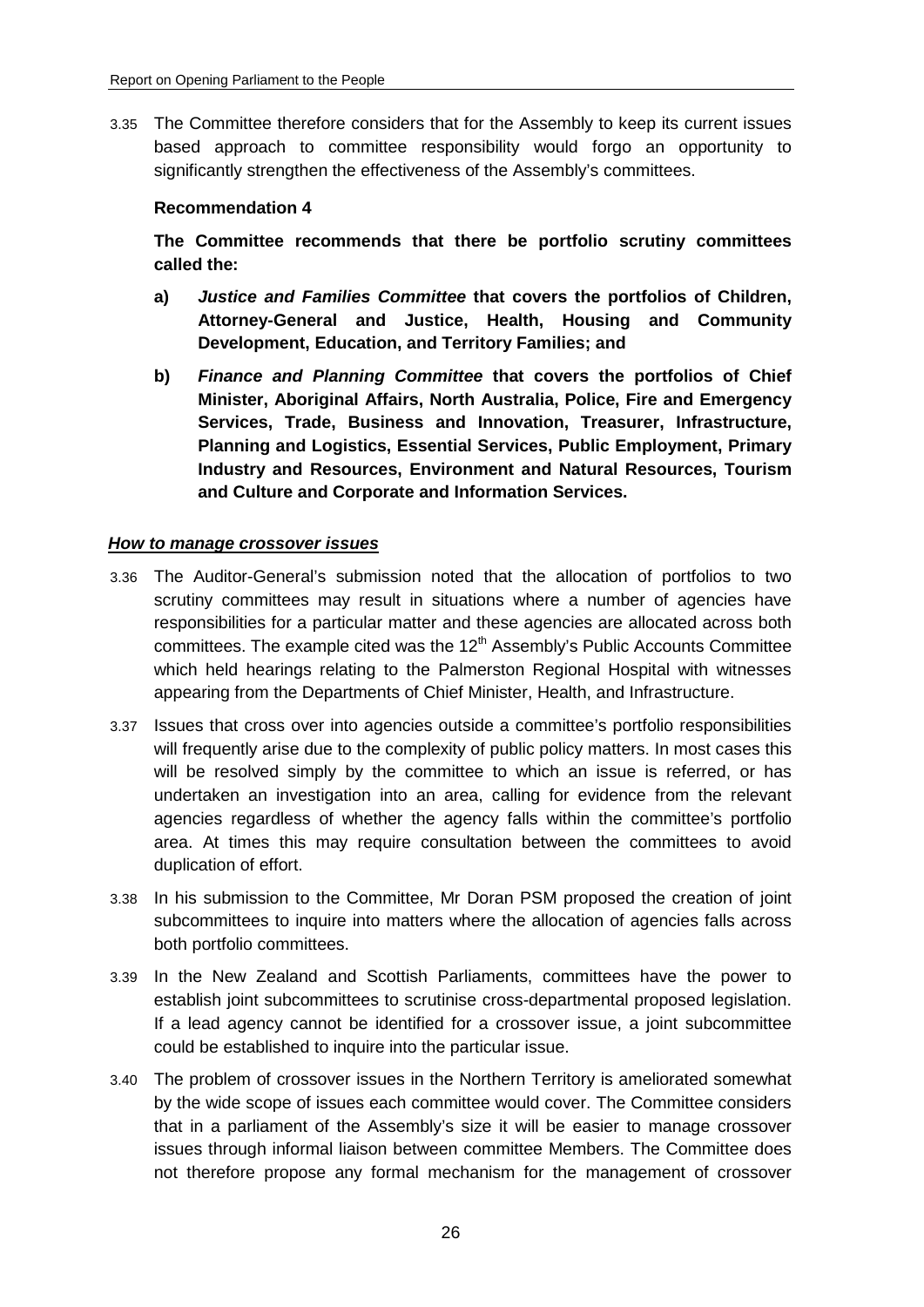3.35 The Committee therefore considers that for the Assembly to keep its current issues based approach to committee responsibility would forgo an opportunity to significantly strengthen the effectiveness of the Assembly's committees.

**Recommendation 4**

**The Committee recommends that there be portfolio scrutiny committees called the:**

**a)** ***Justice and Families Committee*** **that covers the portfolios of Children, Attorney-General and Justice, Health, Housing and Community Development, Education, and Territory Families; and**

**b)** ***Finance and Planning Committee*** **that covers the portfolios of Chief Minister, Aboriginal Affairs, North Australia, Police, Fire and Emergency Services, Trade, Business and Innovation, Treasurer, Infrastructure, Planning and Logistics, Essential Services, Public Employment, Primary Industry and Resources, Environment and Natural Resources, Tourism and Culture and Corporate and Information Services.**

***How to manage crossover issues***

3.36 The Auditor-General's submission noted that the allocation of portfolios to two scrutiny committees may result in situations where a number of agencies have responsibilities for a particular matter and these agencies are allocated across both committees. The example cited was the 12th Assembly's Public Accounts Committee which held hearings relating to the Palmerston Regional Hospital with witnesses appearing from the Departments of Chief Minister, Health, and Infrastructure.

3.37 Issues that cross over into agencies outside a committee's portfolio responsibilities will frequently arise due to the complexity of public policy matters. In most cases this will be resolved simply by the committee to which an issue is referred, or has undertaken an investigation into an area, calling for evidence from the relevant agencies regardless of whether the agency falls within the committee's portfolio area. At times this may require consultation between the committees to avoid duplication of effort.

3.38 In his submission to the Committee, Mr Doran PSM proposed the creation of joint subcommittees to inquire into matters where the allocation of agencies falls across both portfolio committees.

3.39 In the New Zealand and Scottish Parliaments, committees have the power to establish joint subcommittees to scrutinise cross-departmental proposed legislation. If a lead agency cannot be identified for a crossover issue, a joint subcommittee could be established to inquire into the particular issue.

3.40 The problem of crossover issues in the Northern Territory is ameliorated somewhat by the wide scope of issues each committee would cover. The Committee considers that in a parliament of the Assembly's size it will be easier to manage crossover issues through informal liaison between committee Members. The Committee does not therefore propose any formal mechanism for the management of crossover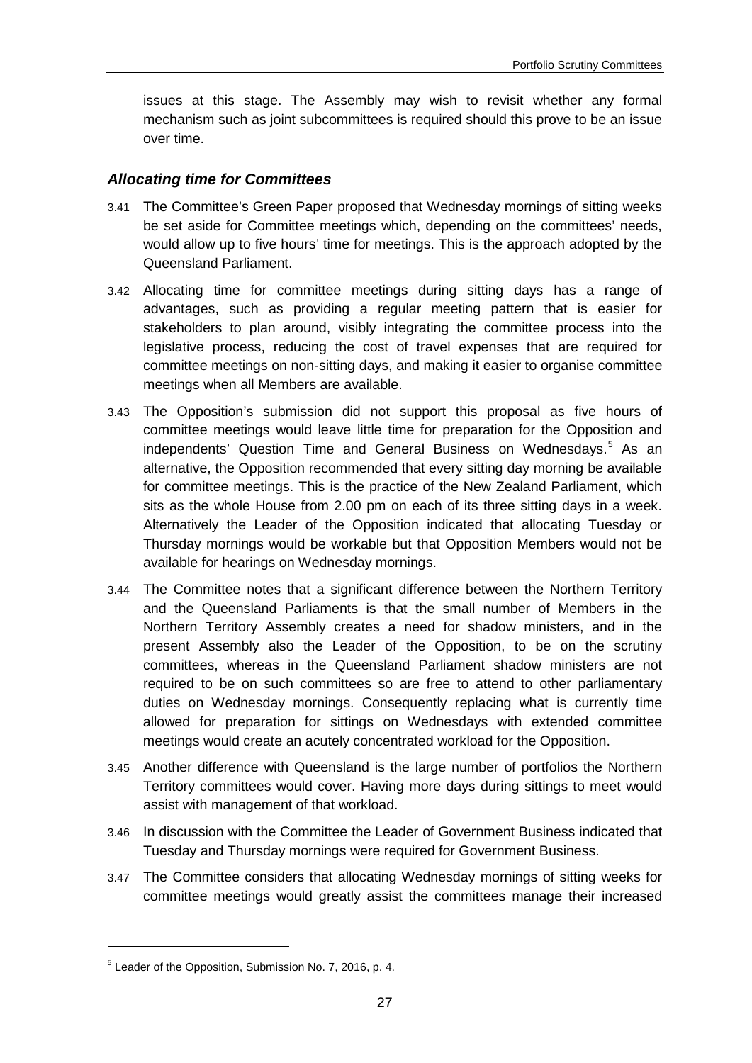issues at this stage. The Assembly may wish to revisit whether any formal mechanism such as joint subcommittees is required should this prove to be an issue over time.

### *Allocating time for Committees*

3.41 The Committee's Green Paper proposed that Wednesday mornings of sitting weeks be set aside for Committee meetings which, depending on the committees' needs, would allow up to five hours' time for meetings. This is the approach adopted by the Queensland Parliament.

3.42 Allocating time for committee meetings during sitting days has a range of advantages, such as providing a regular meeting pattern that is easier for stakeholders to plan around, visibly integrating the committee process into the legislative process, reducing the cost of travel expenses that are required for committee meetings on non-sitting days, and making it easier to organise committee meetings when all Members are available.

3.43 The Opposition's submission did not support this proposal as five hours of committee meetings would leave little time for preparation for the Opposition and independents' Question Time and General Business on Wednesdays.[5] As an alternative, the Opposition recommended that every sitting day morning be available for committee meetings. This is the practice of the New Zealand Parliament, which sits as the whole House from 2.00 pm on each of its three sitting days in a week. Alternatively the Leader of the Opposition indicated that allocating Tuesday or Thursday mornings would be workable but that Opposition Members would not be available for hearings on Wednesday mornings.

3.44 The Committee notes that a significant difference between the Northern Territory and the Queensland Parliaments is that the small number of Members in the Northern Territory Assembly creates a need for shadow ministers, and in the present Assembly also the Leader of the Opposition, to be on the scrutiny committees, whereas in the Queensland Parliament shadow ministers are not required to be on such committees so are free to attend to other parliamentary duties on Wednesday mornings. Consequently replacing what is currently time allowed for preparation for sittings on Wednesdays with extended committee meetings would create an acutely concentrated workload for the Opposition.

3.45 Another difference with Queensland is the large number of portfolios the Northern Territory committees would cover. Having more days during sittings to meet would assist with management of that workload.

3.46 In discussion with the Committee the Leader of Government Business indicated that Tuesday and Thursday mornings were required for Government Business.

3.47 The Committee considers that allocating Wednesday mornings of sitting weeks for committee meetings would greatly assist the committees manage their increased

---

[5] Leader of the Opposition, Submission No. 7, 2016, p. 4.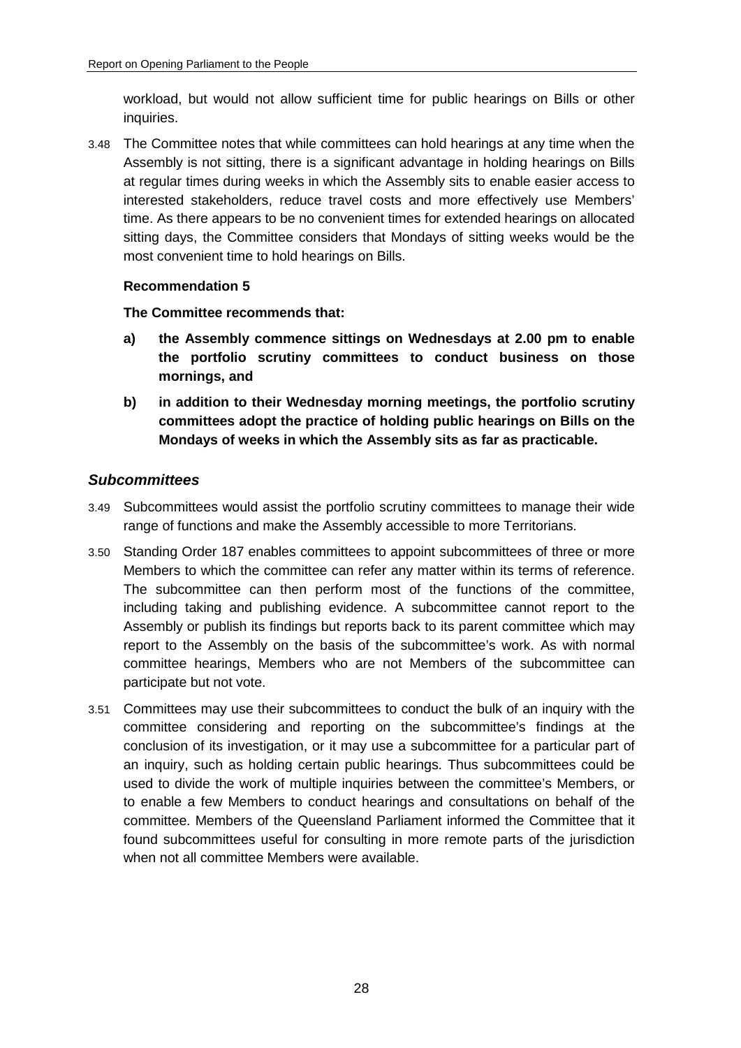workload, but would not allow sufficient time for public hearings on Bills or other inquiries.

3.48 The Committee notes that while committees can hold hearings at any time when the Assembly is not sitting, there is a significant advantage in holding hearings on Bills at regular times during weeks in which the Assembly sits to enable easier access to interested stakeholders, reduce travel costs and more effectively use Members' time. As there appears to be no convenient times for extended hearings on allocated sitting days, the Committee considers that Mondays of sitting weeks would be the most convenient time to hold hearings on Bills.

**Recommendation 5**

**The Committee recommends that:**

- **a) the Assembly commence sittings on Wednesdays at 2.00 pm to enable the portfolio scrutiny committees to conduct business on those mornings, and**
- **b) in addition to their Wednesday morning meetings, the portfolio scrutiny committees adopt the practice of holding public hearings on Bills on the Mondays of weeks in which the Assembly sits as far as practicable.**

### *Subcommittees*

3.49 Subcommittees would assist the portfolio scrutiny committees to manage their wide range of functions and make the Assembly accessible to more Territorians.

3.50 Standing Order 187 enables committees to appoint subcommittees of three or more Members to which the committee can refer any matter within its terms of reference. The subcommittee can then perform most of the functions of the committee, including taking and publishing evidence. A subcommittee cannot report to the Assembly or publish its findings but reports back to its parent committee which may report to the Assembly on the basis of the subcommittee's work. As with normal committee hearings, Members who are not Members of the subcommittee can participate but not vote.

3.51 Committees may use their subcommittees to conduct the bulk of an inquiry with the committee considering and reporting on the subcommittee's findings at the conclusion of its investigation, or it may use a subcommittee for a particular part of an inquiry, such as holding certain public hearings. Thus subcommittees could be used to divide the work of multiple inquiries between the committee's Members, or to enable a few Members to conduct hearings and consultations on behalf of the committee. Members of the Queensland Parliament informed the Committee that it found subcommittees useful for consulting in more remote parts of the jurisdiction when not all committee Members were available.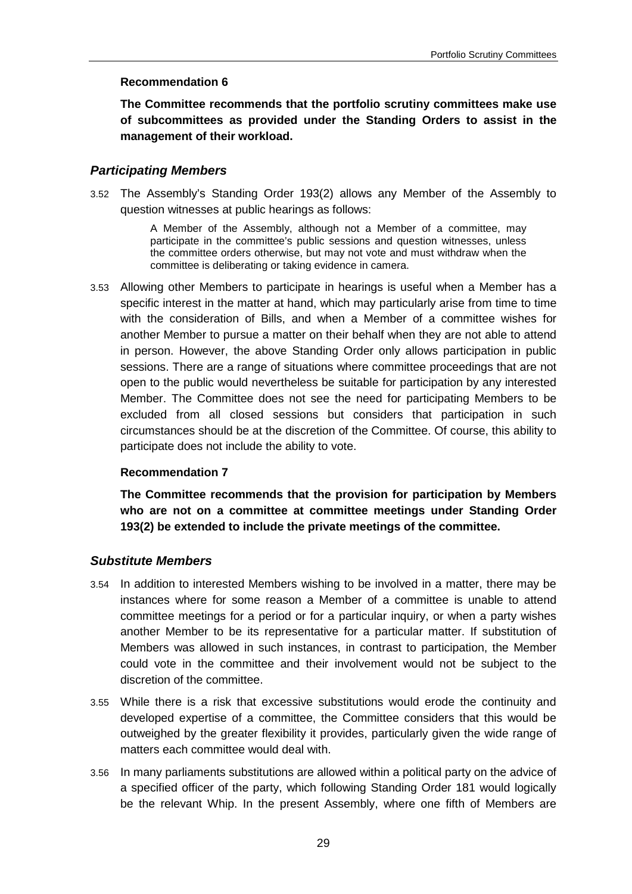**Recommendation 6**

**The Committee recommends that the portfolio scrutiny committees make use of subcommittees as provided under the Standing Orders to assist in the management of their workload.**

### *Participating Members*

3.52 The Assembly's Standing Order 193(2) allows any Member of the Assembly to question witnesses at public hearings as follows:

> A Member of the Assembly, although not a Member of a committee, may participate in the committee's public sessions and question witnesses, unless the committee orders otherwise, but may not vote and must withdraw when the committee is deliberating or taking evidence in camera.

3.53 Allowing other Members to participate in hearings is useful when a Member has a specific interest in the matter at hand, which may particularly arise from time to time with the consideration of Bills, and when a Member of a committee wishes for another Member to pursue a matter on their behalf when they are not able to attend in person. However, the above Standing Order only allows participation in public sessions. There are a range of situations where committee proceedings that are not open to the public would nevertheless be suitable for participation by any interested Member. The Committee does not see the need for participating Members to be excluded from all closed sessions but considers that participation in such circumstances should be at the discretion of the Committee. Of course, this ability to participate does not include the ability to vote.

**Recommendation 7**

**The Committee recommends that the provision for participation by Members who are not on a committee at committee meetings under Standing Order 193(2) be extended to include the private meetings of the committee.**

### *Substitute Members*

3.54 In addition to interested Members wishing to be involved in a matter, there may be instances where for some reason a Member of a committee is unable to attend committee meetings for a period or for a particular inquiry, or when a party wishes another Member to be its representative for a particular matter. If substitution of Members was allowed in such instances, in contrast to participation, the Member could vote in the committee and their involvement would not be subject to the discretion of the committee.

3.55 While there is a risk that excessive substitutions would erode the continuity and developed expertise of a committee, the Committee considers that this would be outweighed by the greater flexibility it provides, particularly given the wide range of matters each committee would deal with.

3.56 In many parliaments substitutions are allowed within a political party on the advice of a specified officer of the party, which following Standing Order 181 would logically be the relevant Whip. In the present Assembly, where one fifth of Members are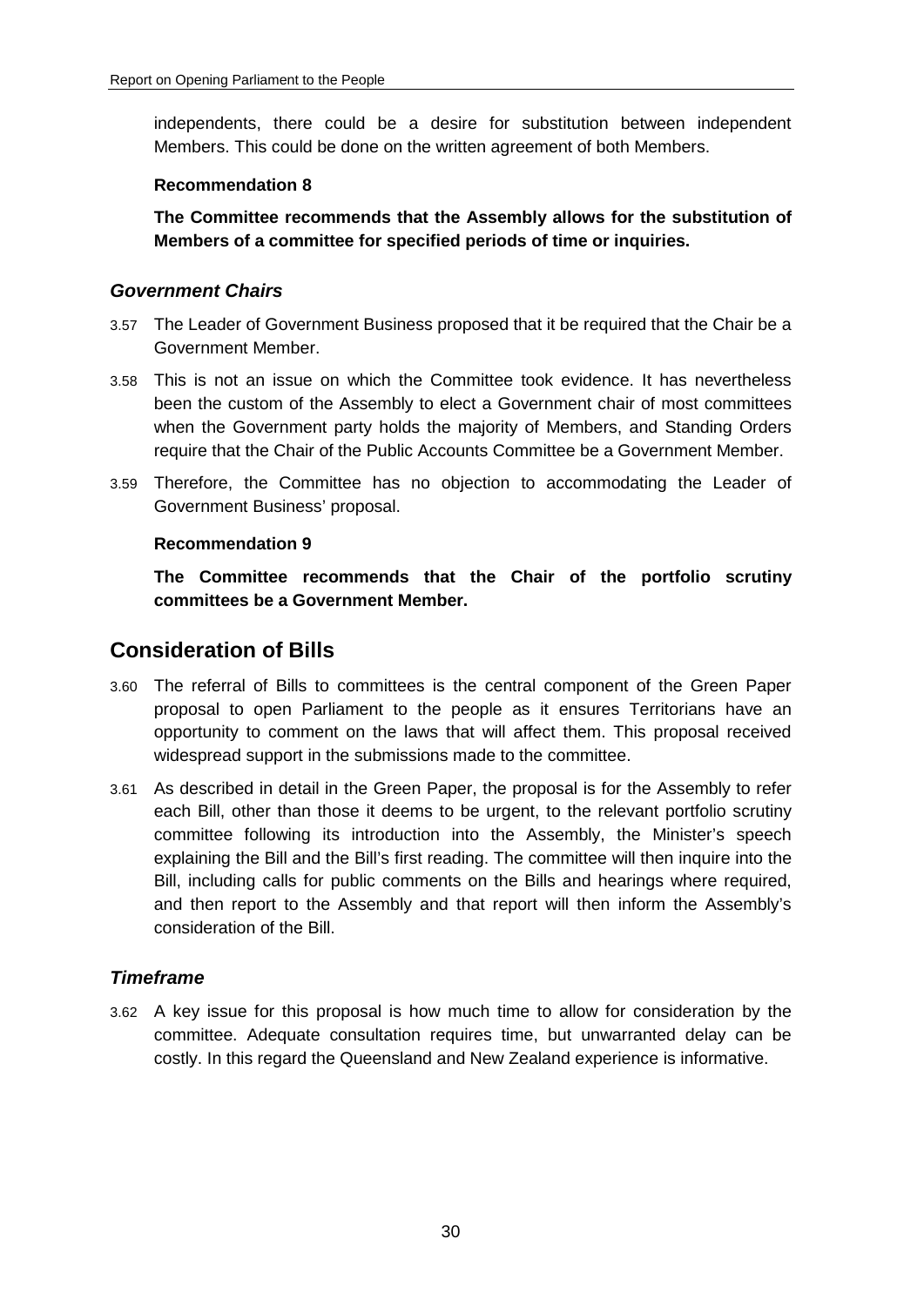independents, there could be a desire for substitution between independent Members. This could be done on the written agreement of both Members.

**Recommendation 8**

**The Committee recommends that the Assembly allows for the substitution of Members of a committee for specified periods of time or inquiries.**

### *Government Chairs*

3.57 The Leader of Government Business proposed that it be required that the Chair be a Government Member.

3.58 This is not an issue on which the Committee took evidence. It has nevertheless been the custom of the Assembly to elect a Government chair of most committees when the Government party holds the majority of Members, and Standing Orders require that the Chair of the Public Accounts Committee be a Government Member.

3.59 Therefore, the Committee has no objection to accommodating the Leader of Government Business' proposal.

**Recommendation 9**

**The Committee recommends that the Chair of the portfolio scrutiny committees be a Government Member.**

## Consideration of Bills

3.60 The referral of Bills to committees is the central component of the Green Paper proposal to open Parliament to the people as it ensures Territorians have an opportunity to comment on the laws that will affect them. This proposal received widespread support in the submissions made to the committee.

3.61 As described in detail in the Green Paper, the proposal is for the Assembly to refer each Bill, other than those it deems to be urgent, to the relevant portfolio scrutiny committee following its introduction into the Assembly, the Minister's speech explaining the Bill and the Bill's first reading. The committee will then inquire into the Bill, including calls for public comments on the Bills and hearings where required, and then report to the Assembly and that report will then inform the Assembly's consideration of the Bill.

### *Timeframe*

3.62 A key issue for this proposal is how much time to allow for consideration by the committee. Adequate consultation requires time, but unwarranted delay can be costly. In this regard the Queensland and New Zealand experience is informative.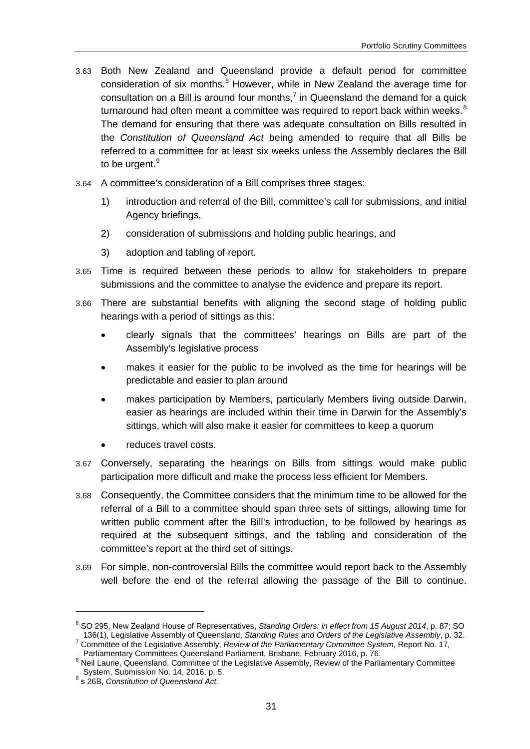3.63 Both New Zealand and Queensland provide a default period for committee consideration of six months.[6] However, while in New Zealand the average time for consultation on a Bill is around four months,[7] in Queensland the demand for a quick turnaround had often meant a committee was required to report back within weeks.[8] The demand for ensuring that there was adequate consultation on Bills resulted in the *Constitution of Queensland Act* being amended to require that all Bills be referred to a committee for at least six weeks unless the Assembly declares the Bill to be urgent.[9]

3.64 A committee's consideration of a Bill comprises three stages:

1) introduction and referral of the Bill, committee's call for submissions, and initial Agency briefings,
2) consideration of submissions and holding public hearings, and
3) adoption and tabling of report.

3.65 Time is required between these periods to allow for stakeholders to prepare submissions and the committee to analyse the evidence and prepare its report.

3.66 There are substantial benefits with aligning the second stage of holding public hearings with a period of sittings as this:

- clearly signals that the committees' hearings on Bills are part of the Assembly's legislative process
- makes it easier for the public to be involved as the time for hearings will be predictable and easier to plan around
- makes participation by Members, particularly Members living outside Darwin, easier as hearings are included within their time in Darwin for the Assembly's sittings, which will also make it easier for committees to keep a quorum
- reduces travel costs.

3.67 Conversely, separating the hearings on Bills from sittings would make public participation more difficult and make the process less efficient for Members.

3.68 Consequently, the Committee considers that the minimum time to be allowed for the referral of a Bill to a committee should span three sets of sittings, allowing time for written public comment after the Bill's introduction, to be followed by hearings as required at the subsequent sittings, and the tabling and consideration of the committee's report at the third set of sittings.

3.69 For simple, non-controversial Bills the committee would report back to the Assembly well before the end of the referral allowing the passage of the Bill to continue.

---

[6] SO 295, New Zealand House of Representatives, *Standing Orders: in effect from 15 August 2014*, p. 87; SO 136(1), Legislative Assembly of Queensland, *Standing Rules and Orders of the Legislative Assembly*, p. 32.

[7] Committee of the Legislative Assembly, *Review of the Parliamentary Committee System,* Report No. 17*,* Parliamentary Committees Queensland Parliament, Brisbane, February 2016, p. 76.

[8] Neil Laurie, Queensland, Committee of the Legislative Assembly, Review of the Parliamentary Committee System, Submission No. 14, 2016, p. 5.

[9] s 26B, *Constitution of Queensland Act.*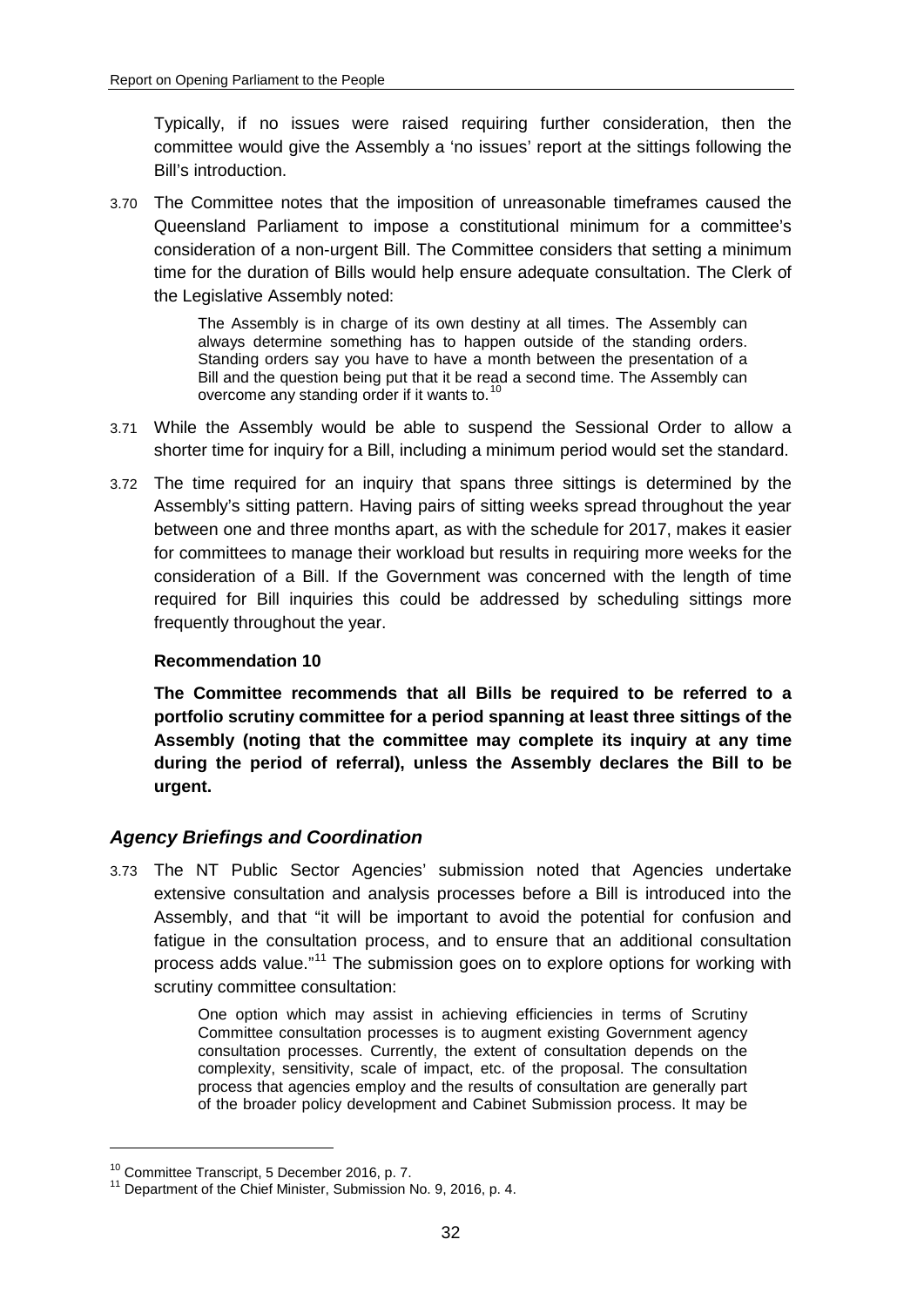Typically, if no issues were raised requiring further consideration, then the committee would give the Assembly a 'no issues' report at the sittings following the Bill's introduction.

3.70 The Committee notes that the imposition of unreasonable timeframes caused the Queensland Parliament to impose a constitutional minimum for a committee's consideration of a non-urgent Bill. The Committee considers that setting a minimum time for the duration of Bills would help ensure adequate consultation. The Clerk of the Legislative Assembly noted:

> The Assembly is in charge of its own destiny at all times. The Assembly can always determine something has to happen outside of the standing orders. Standing orders say you have to have a month between the presentation of a Bill and the question being put that it be read a second time. The Assembly can overcome any standing order if it wants to.[10]

3.71 While the Assembly would be able to suspend the Sessional Order to allow a shorter time for inquiry for a Bill, including a minimum period would set the standard.

3.72 The time required for an inquiry that spans three sittings is determined by the Assembly's sitting pattern. Having pairs of sitting weeks spread throughout the year between one and three months apart, as with the schedule for 2017, makes it easier for committees to manage their workload but results in requiring more weeks for the consideration of a Bill. If the Government was concerned with the length of time required for Bill inquiries this could be addressed by scheduling sittings more frequently throughout the year.

**Recommendation 10**

**The Committee recommends that all Bills be required to be referred to a portfolio scrutiny committee for a period spanning at least three sittings of the Assembly (noting that the committee may complete its inquiry at any time during the period of referral), unless the Assembly declares the Bill to be urgent.**

### *Agency Briefings and Coordination*

3.73 The NT Public Sector Agencies' submission noted that Agencies undertake extensive consultation and analysis processes before a Bill is introduced into the Assembly, and that "it will be important to avoid the potential for confusion and fatigue in the consultation process, and to ensure that an additional consultation process adds value."[11] The submission goes on to explore options for working with scrutiny committee consultation:

> One option which may assist in achieving efficiencies in terms of Scrutiny Committee consultation processes is to augment existing Government agency consultation processes. Currently, the extent of consultation depends on the complexity, sensitivity, scale of impact, etc. of the proposal. The consultation process that agencies employ and the results of consultation are generally part of the broader policy development and Cabinet Submission process. It may be

---

[10] Committee Transcript, 5 December 2016, p. 7.

[11] Department of the Chief Minister, Submission No. 9, 2016, p. 4.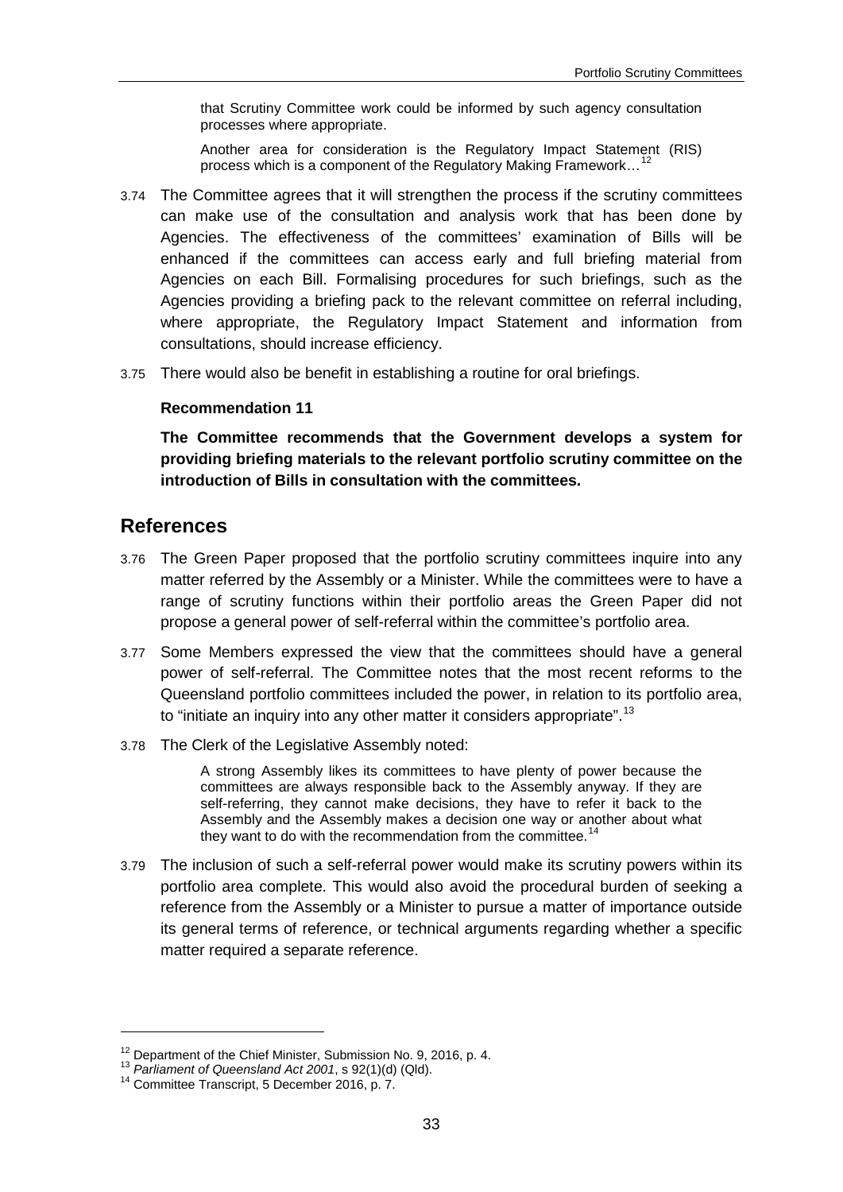> that Scrutiny Committee work could be informed by such agency consultation processes where appropriate.
>
> Another area for consideration is the Regulatory Impact Statement (RIS) process which is a component of the Regulatory Making Framework…[12]

3.74 The Committee agrees that it will strengthen the process if the scrutiny committees can make use of the consultation and analysis work that has been done by Agencies. The effectiveness of the committees' examination of Bills will be enhanced if the committees can access early and full briefing material from Agencies on each Bill. Formalising procedures for such briefings, such as the Agencies providing a briefing pack to the relevant committee on referral including, where appropriate, the Regulatory Impact Statement and information from consultations, should increase efficiency.

3.75 There would also be benefit in establishing a routine for oral briefings.

**Recommendation 11**

**The Committee recommends that the Government develops a system for providing briefing materials to the relevant portfolio scrutiny committee on the introduction of Bills in consultation with the committees.**

## References

3.76 The Green Paper proposed that the portfolio scrutiny committees inquire into any matter referred by the Assembly or a Minister. While the committees were to have a range of scrutiny functions within their portfolio areas the Green Paper did not propose a general power of self-referral within the committee's portfolio area.

3.77 Some Members expressed the view that the committees should have a general power of self-referral. The Committee notes that the most recent reforms to the Queensland portfolio committees included the power, in relation to its portfolio area, to "initiate an inquiry into any other matter it considers appropriate".[13]

3.78 The Clerk of the Legislative Assembly noted:

> A strong Assembly likes its committees to have plenty of power because the committees are always responsible back to the Assembly anyway. If they are self-referring, they cannot make decisions, they have to refer it back to the Assembly and the Assembly makes a decision one way or another about what they want to do with the recommendation from the committee.[14]

3.79 The inclusion of such a self-referral power would make its scrutiny powers within its portfolio area complete. This would also avoid the procedural burden of seeking a reference from the Assembly or a Minister to pursue a matter of importance outside its general terms of reference, or technical arguments regarding whether a specific matter required a separate reference.

---

[12] Department of the Chief Minister, Submission No. 9, 2016, p. 4.
[13] *Parliament of Queensland Act 2001*, s 92(1)(d) (Qld).
[14] Committee Transcript, 5 December 2016, p. 7.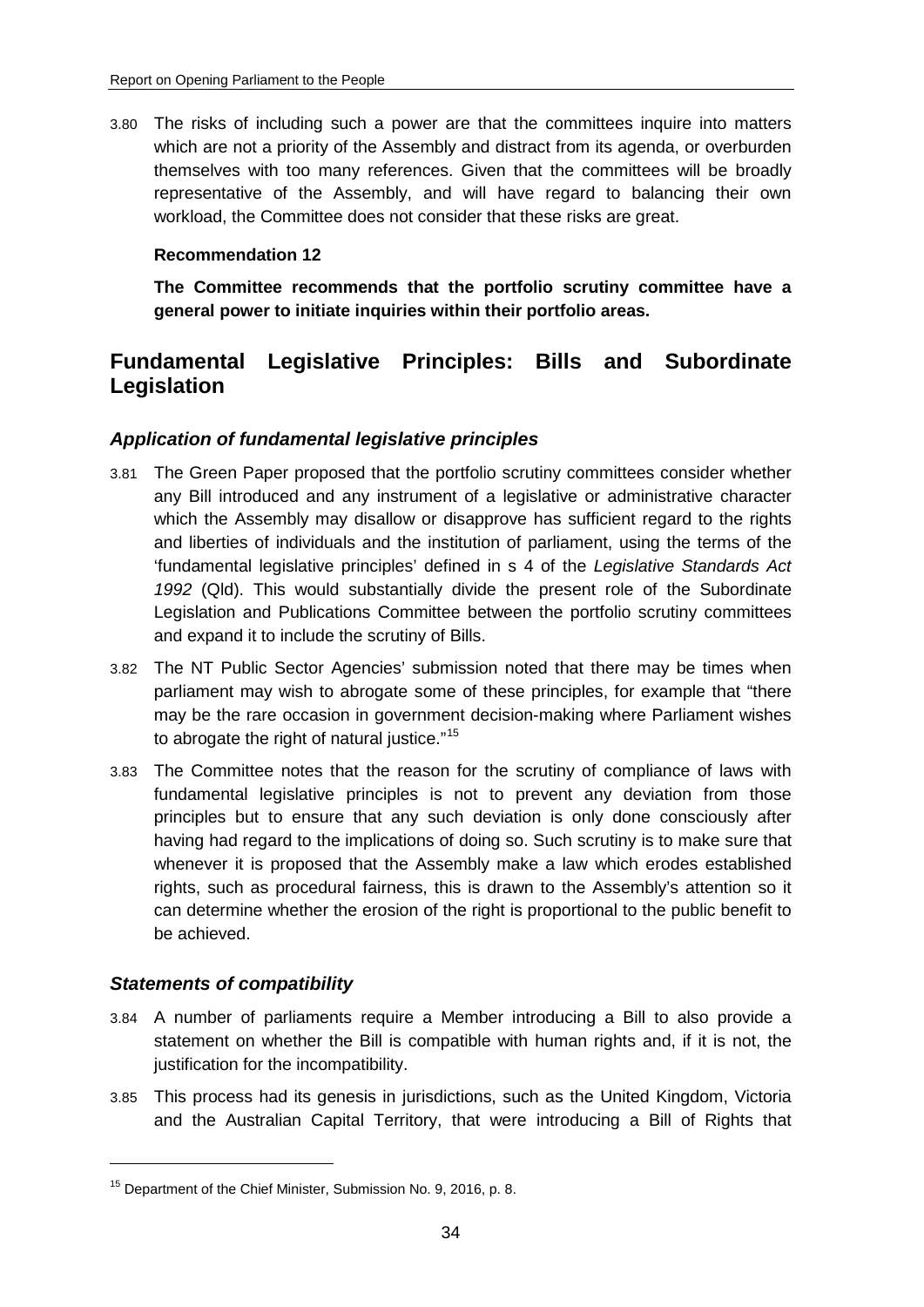3.80 The risks of including such a power are that the committees inquire into matters which are not a priority of the Assembly and distract from its agenda, or overburden themselves with too many references. Given that the committees will be broadly representative of the Assembly, and will have regard to balancing their own workload, the Committee does not consider that these risks are great.

**Recommendation 12**

**The Committee recommends that the portfolio scrutiny committee have a general power to initiate inquiries within their portfolio areas.**

## Fundamental Legislative Principles: Bills and Subordinate Legislation

### *Application of fundamental legislative principles*

3.81 The Green Paper proposed that the portfolio scrutiny committees consider whether any Bill introduced and any instrument of a legislative or administrative character which the Assembly may disallow or disapprove has sufficient regard to the rights and liberties of individuals and the institution of parliament, using the terms of the 'fundamental legislative principles' defined in s 4 of the *Legislative Standards Act 1992* (Qld). This would substantially divide the present role of the Subordinate Legislation and Publications Committee between the portfolio scrutiny committees and expand it to include the scrutiny of Bills.

3.82 The NT Public Sector Agencies' submission noted that there may be times when parliament may wish to abrogate some of these principles, for example that "there may be the rare occasion in government decision-making where Parliament wishes to abrogate the right of natural justice."[15]

3.83 The Committee notes that the reason for the scrutiny of compliance of laws with fundamental legislative principles is not to prevent any deviation from those principles but to ensure that any such deviation is only done consciously after having had regard to the implications of doing so. Such scrutiny is to make sure that whenever it is proposed that the Assembly make a law which erodes established rights, such as procedural fairness, this is drawn to the Assembly's attention so it can determine whether the erosion of the right is proportional to the public benefit to be achieved.

### *Statements of compatibility*

3.84 A number of parliaments require a Member introducing a Bill to also provide a statement on whether the Bill is compatible with human rights and, if it is not, the justification for the incompatibility.

3.85 This process had its genesis in jurisdictions, such as the United Kingdom, Victoria and the Australian Capital Territory, that were introducing a Bill of Rights that

[15] Department of the Chief Minister, Submission No. 9, 2016, p. 8.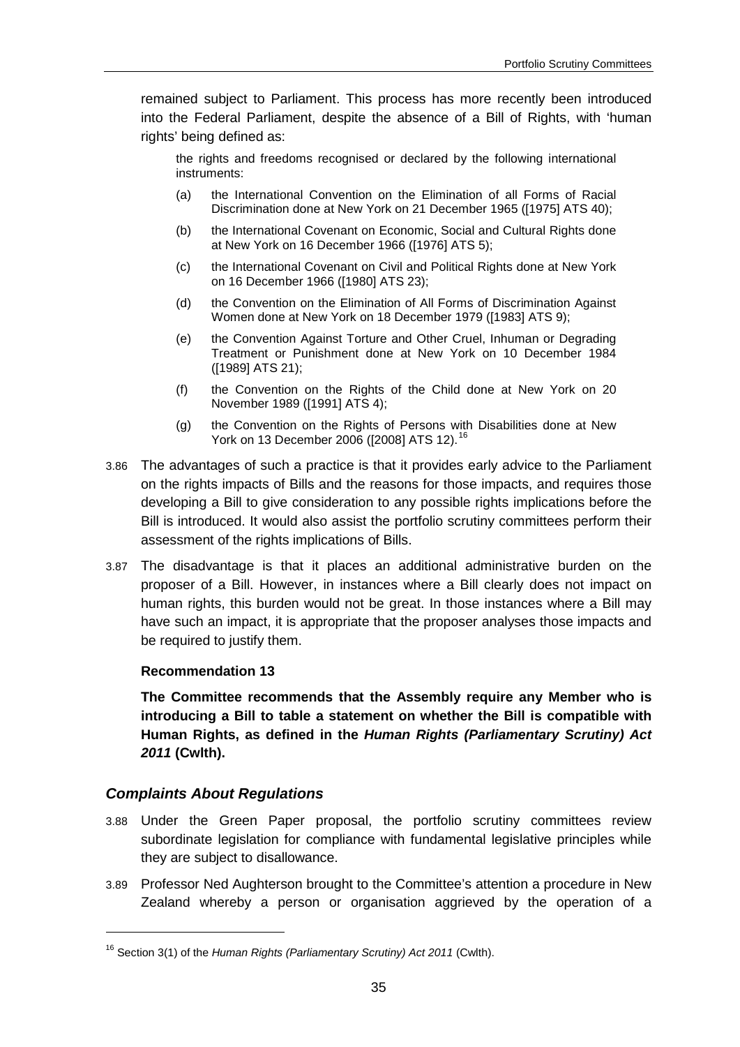remained subject to Parliament. This process has more recently been introduced into the Federal Parliament, despite the absence of a Bill of Rights, with 'human rights' being defined as:

> the rights and freedoms recognised or declared by the following international instruments:
>
> (a) the International Convention on the Elimination of all Forms of Racial Discrimination done at New York on 21 December 1965 ([1975] ATS 40);
>
> (b) the International Covenant on Economic, Social and Cultural Rights done at New York on 16 December 1966 ([1976] ATS 5);
>
> (c) the International Covenant on Civil and Political Rights done at New York on 16 December 1966 ([1980] ATS 23);
>
> (d) the Convention on the Elimination of All Forms of Discrimination Against Women done at New York on 18 December 1979 ([1983] ATS 9);
>
> (e) the Convention Against Torture and Other Cruel, Inhuman or Degrading Treatment or Punishment done at New York on 10 December 1984 ([1989] ATS 21);
>
> (f) the Convention on the Rights of the Child done at New York on 20 November 1989 ([1991] ATS 4);
>
> (g) the Convention on the Rights of Persons with Disabilities done at New York on 13 December 2006 ([2008] ATS 12).[16]

3.86 The advantages of such a practice is that it provides early advice to the Parliament on the rights impacts of Bills and the reasons for those impacts, and requires those developing a Bill to give consideration to any possible rights implications before the Bill is introduced. It would also assist the portfolio scrutiny committees perform their assessment of the rights implications of Bills.

3.87 The disadvantage is that it places an additional administrative burden on the proposer of a Bill. However, in instances where a Bill clearly does not impact on human rights, this burden would not be great. In those instances where a Bill may have such an impact, it is appropriate that the proposer analyses those impacts and be required to justify them.

**Recommendation 13**

**The Committee recommends that the Assembly require any Member who is introducing a Bill to table a statement on whether the Bill is compatible with Human Rights, as defined in the *Human Rights (Parliamentary Scrutiny) Act 2011* (Cwlth).**

### *Complaints About Regulations*

3.88 Under the Green Paper proposal, the portfolio scrutiny committees review subordinate legislation for compliance with fundamental legislative principles while they are subject to disallowance.

3.89 Professor Ned Aughterson brought to the Committee's attention a procedure in New Zealand whereby a person or organisation aggrieved by the operation of a

[16] Section 3(1) of the *Human Rights (Parliamentary Scrutiny) Act 2011* (Cwlth).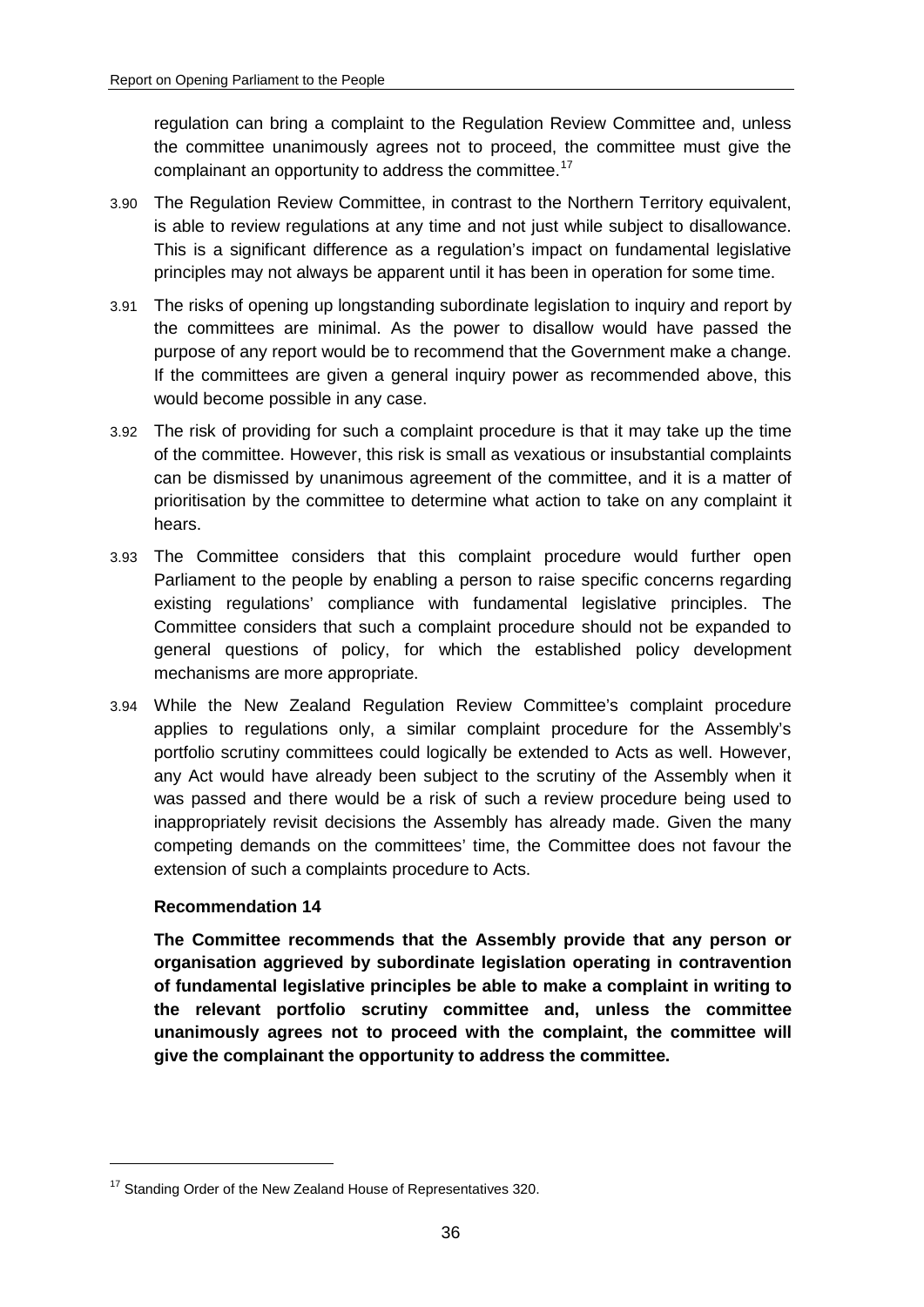regulation can bring a complaint to the Regulation Review Committee and, unless the committee unanimously agrees not to proceed, the committee must give the complainant an opportunity to address the committee.[17]

3.90 The Regulation Review Committee, in contrast to the Northern Territory equivalent, is able to review regulations at any time and not just while subject to disallowance. This is a significant difference as a regulation's impact on fundamental legislative principles may not always be apparent until it has been in operation for some time.

3.91 The risks of opening up longstanding subordinate legislation to inquiry and report by the committees are minimal. As the power to disallow would have passed the purpose of any report would be to recommend that the Government make a change. If the committees are given a general inquiry power as recommended above, this would become possible in any case.

3.92 The risk of providing for such a complaint procedure is that it may take up the time of the committee. However, this risk is small as vexatious or insubstantial complaints can be dismissed by unanimous agreement of the committee, and it is a matter of prioritisation by the committee to determine what action to take on any complaint it hears.

3.93 The Committee considers that this complaint procedure would further open Parliament to the people by enabling a person to raise specific concerns regarding existing regulations' compliance with fundamental legislative principles. The Committee considers that such a complaint procedure should not be expanded to general questions of policy, for which the established policy development mechanisms are more appropriate.

3.94 While the New Zealand Regulation Review Committee's complaint procedure applies to regulations only, a similar complaint procedure for the Assembly's portfolio scrutiny committees could logically be extended to Acts as well. However, any Act would have already been subject to the scrutiny of the Assembly when it was passed and there would be a risk of such a review procedure being used to inappropriately revisit decisions the Assembly has already made. Given the many competing demands on the committees' time, the Committee does not favour the extension of such a complaints procedure to Acts.

**Recommendation 14**

**The Committee recommends that the Assembly provide that any person or organisation aggrieved by subordinate legislation operating in contravention of fundamental legislative principles be able to make a complaint in writing to the relevant portfolio scrutiny committee and, unless the committee unanimously agrees not to proceed with the complaint, the committee will give the complainant the opportunity to address the committee.**

---

[17] Standing Order of the New Zealand House of Representatives 320.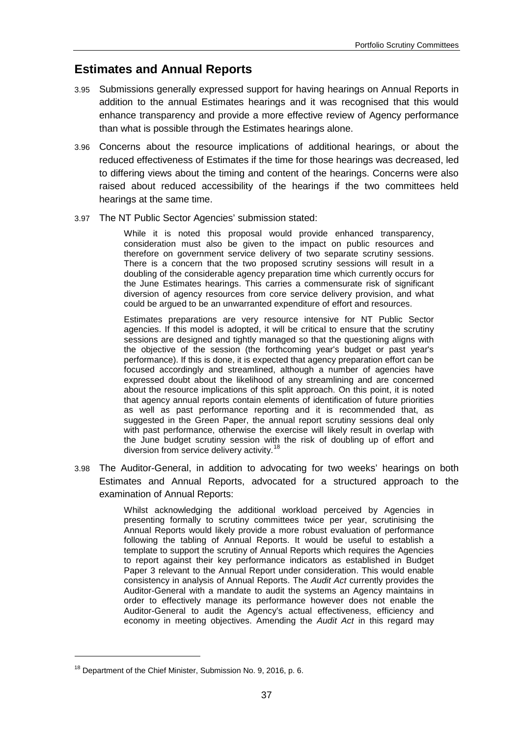## Estimates and Annual Reports

3.95 Submissions generally expressed support for having hearings on Annual Reports in addition to the annual Estimates hearings and it was recognised that this would enhance transparency and provide a more effective review of Agency performance than what is possible through the Estimates hearings alone.

3.96 Concerns about the resource implications of additional hearings, or about the reduced effectiveness of Estimates if the time for those hearings was decreased, led to differing views about the timing and content of the hearings. Concerns were also raised about reduced accessibility of the hearings if the two committees held hearings at the same time.

3.97 The NT Public Sector Agencies' submission stated:

> While it is noted this proposal would provide enhanced transparency, consideration must also be given to the impact on public resources and therefore on government service delivery of two separate scrutiny sessions. There is a concern that the two proposed scrutiny sessions will result in a doubling of the considerable agency preparation time which currently occurs for the June Estimates hearings. This carries a commensurate risk of significant diversion of agency resources from core service delivery provision, and what could be argued to be an unwarranted expenditure of effort and resources.
>
> Estimates preparations are very resource intensive for NT Public Sector agencies. If this model is adopted, it will be critical to ensure that the scrutiny sessions are designed and tightly managed so that the questioning aligns with the objective of the session (the forthcoming year's budget or past year's performance). If this is done, it is expected that agency preparation effort can be focused accordingly and streamlined, although a number of agencies have expressed doubt about the likelihood of any streamlining and are concerned about the resource implications of this split approach. On this point, it is noted that agency annual reports contain elements of identification of future priorities as well as past performance reporting and it is recommended that, as suggested in the Green Paper, the annual report scrutiny sessions deal only with past performance, otherwise the exercise will likely result in overlap with the June budget scrutiny session with the risk of doubling up of effort and diversion from service delivery activity.[18]

3.98 The Auditor-General, in addition to advocating for two weeks' hearings on both Estimates and Annual Reports, advocated for a structured approach to the examination of Annual Reports:

> Whilst acknowledging the additional workload perceived by Agencies in presenting formally to scrutiny committees twice per year, scrutinising the Annual Reports would likely provide a more robust evaluation of performance following the tabling of Annual Reports. It would be useful to establish a template to support the scrutiny of Annual Reports which requires the Agencies to report against their key performance indicators as established in Budget Paper 3 relevant to the Annual Report under consideration. This would enable consistency in analysis of Annual Reports. The *Audit Act* currently provides the Auditor-General with a mandate to audit the systems an Agency maintains in order to effectively manage its performance however does not enable the Auditor-General to audit the Agency's actual effectiveness, efficiency and economy in meeting objectives. Amending the *Audit Act* in this regard may

---

[18] Department of the Chief Minister, Submission No. 9, 2016, p. 6.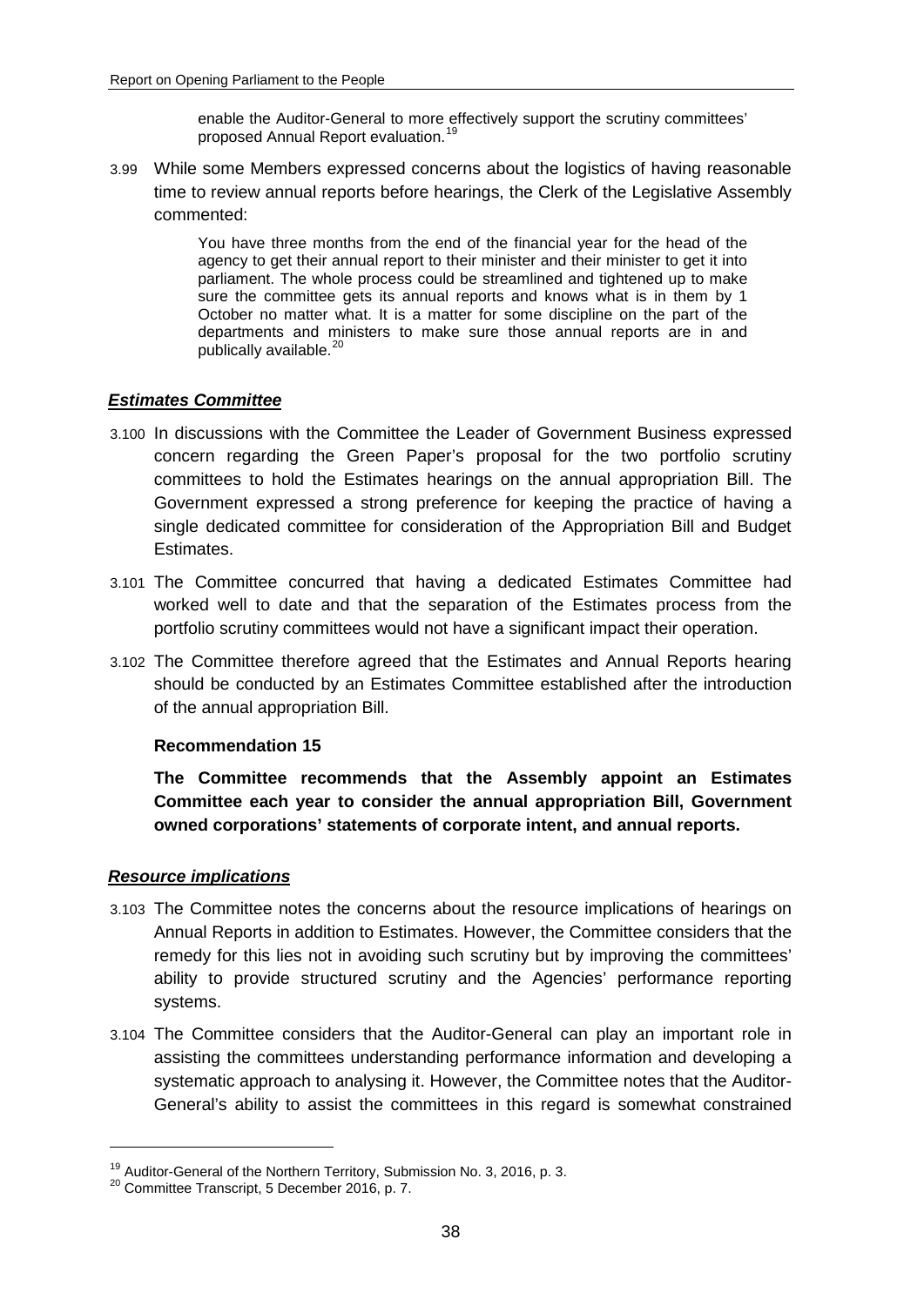enable the Auditor-General to more effectively support the scrutiny committees' proposed Annual Report evaluation.[19]

3.99 While some Members expressed concerns about the logistics of having reasonable time to review annual reports before hearings, the Clerk of the Legislative Assembly commented:

> You have three months from the end of the financial year for the head of the agency to get their annual report to their minister and their minister to get it into parliament. The whole process could be streamlined and tightened up to make sure the committee gets its annual reports and knows what is in them by 1 October no matter what. It is a matter for some discipline on the part of the departments and ministers to make sure those annual reports are in and publically available.[20]

### ***Estimates Committee***

3.100 In discussions with the Committee the Leader of Government Business expressed concern regarding the Green Paper's proposal for the two portfolio scrutiny committees to hold the Estimates hearings on the annual appropriation Bill. The Government expressed a strong preference for keeping the practice of having a single dedicated committee for consideration of the Appropriation Bill and Budget Estimates.

3.101 The Committee concurred that having a dedicated Estimates Committee had worked well to date and that the separation of the Estimates process from the portfolio scrutiny committees would not have a significant impact their operation.

3.102 The Committee therefore agreed that the Estimates and Annual Reports hearing should be conducted by an Estimates Committee established after the introduction of the annual appropriation Bill.

**Recommendation 15**

**The Committee recommends that the Assembly appoint an Estimates Committee each year to consider the annual appropriation Bill, Government owned corporations' statements of corporate intent, and annual reports.**

### ***Resource implications***

3.103 The Committee notes the concerns about the resource implications of hearings on Annual Reports in addition to Estimates. However, the Committee considers that the remedy for this lies not in avoiding such scrutiny but by improving the committees' ability to provide structured scrutiny and the Agencies' performance reporting systems.

3.104 The Committee considers that the Auditor-General can play an important role in assisting the committees understanding performance information and developing a systematic approach to analysing it. However, the Committee notes that the Auditor-General's ability to assist the committees in this regard is somewhat constrained

---

[19] Auditor-General of the Northern Territory, Submission No. 3, 2016, p. 3.

[20] Committee Transcript, 5 December 2016, p. 7.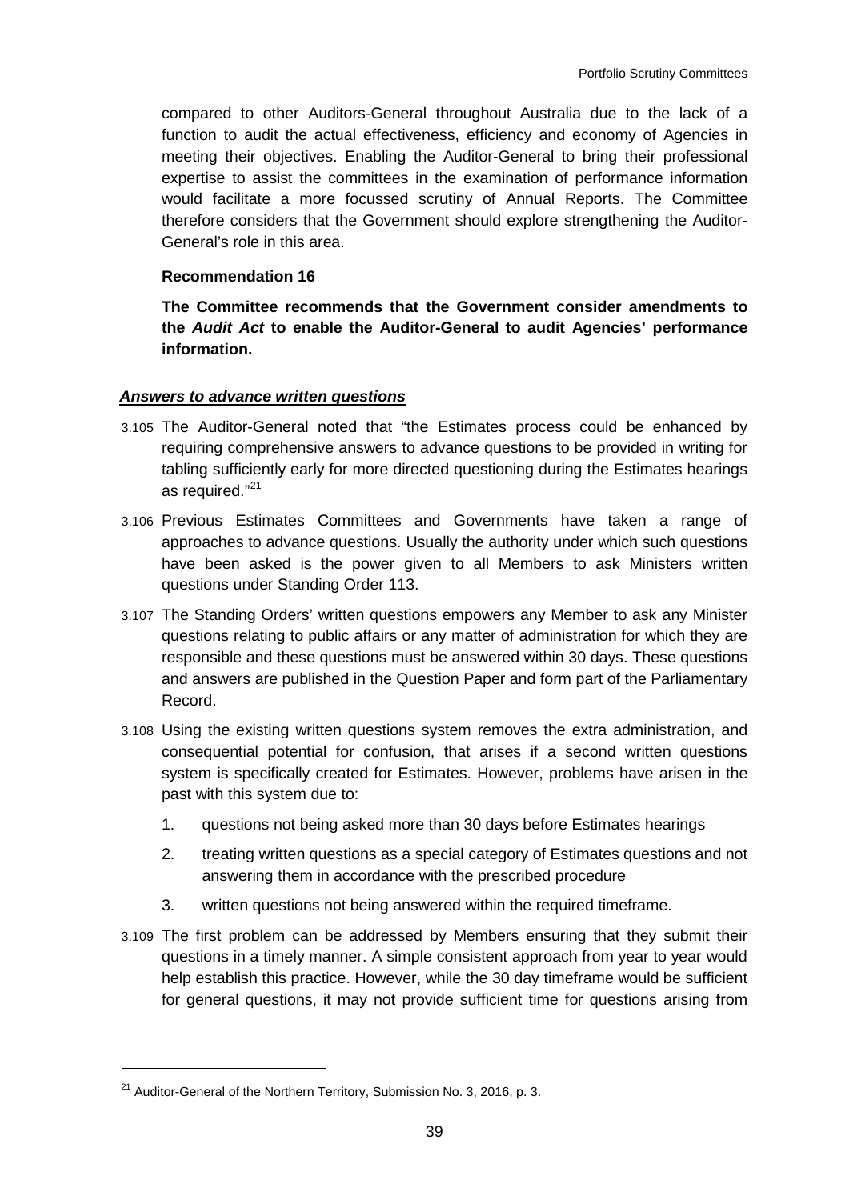compared to other Auditors-General throughout Australia due to the lack of a function to audit the actual effectiveness, efficiency and economy of Agencies in meeting their objectives. Enabling the Auditor-General to bring their professional expertise to assist the committees in the examination of performance information would facilitate a more focussed scrutiny of Annual Reports. The Committee therefore considers that the Government should explore strengthening the Auditor-General's role in this area.

**Recommendation 16**

**The Committee recommends that the Government consider amendments to the *Audit Act* to enable the Auditor-General to audit Agencies' performance information.**

***Answers to advance written questions***

3.105 The Auditor-General noted that "the Estimates process could be enhanced by requiring comprehensive answers to advance questions to be provided in writing for tabling sufficiently early for more directed questioning during the Estimates hearings as required."[21]

3.106 Previous Estimates Committees and Governments have taken a range of approaches to advance questions. Usually the authority under which such questions have been asked is the power given to all Members to ask Ministers written questions under Standing Order 113.

3.107 The Standing Orders' written questions empowers any Member to ask any Minister questions relating to public affairs or any matter of administration for which they are responsible and these questions must be answered within 30 days. These questions and answers are published in the Question Paper and form part of the Parliamentary Record.

3.108 Using the existing written questions system removes the extra administration, and consequential potential for confusion, that arises if a second written questions system is specifically created for Estimates. However, problems have arisen in the past with this system due to:

1. questions not being asked more than 30 days before Estimates hearings
2. treating written questions as a special category of Estimates questions and not answering them in accordance with the prescribed procedure
3. written questions not being answered within the required timeframe.

3.109 The first problem can be addressed by Members ensuring that they submit their questions in a timely manner. A simple consistent approach from year to year would help establish this practice. However, while the 30 day timeframe would be sufficient for general questions, it may not provide sufficient time for questions arising from

---

[21] Auditor-General of the Northern Territory, Submission No. 3, 2016, p. 3.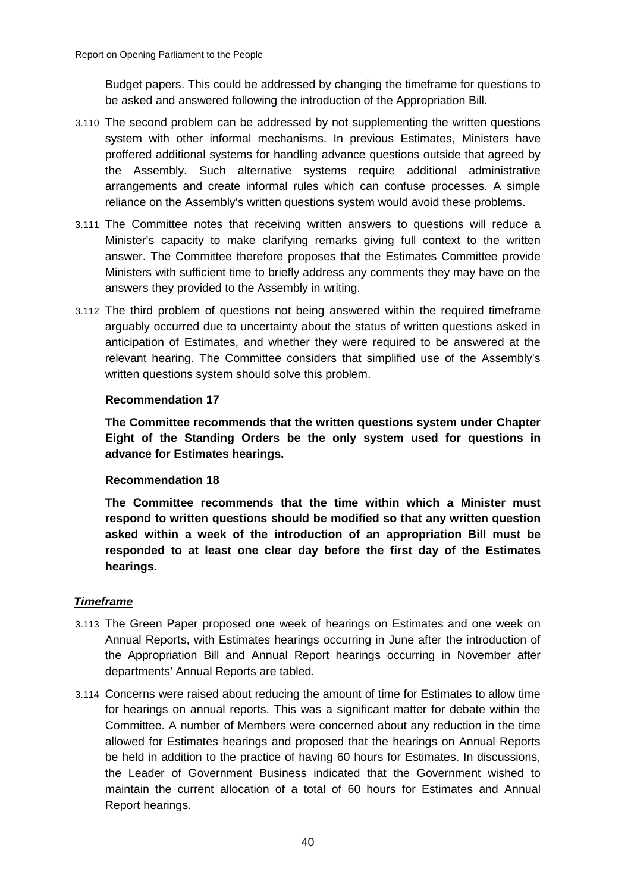Budget papers. This could be addressed by changing the timeframe for questions to be asked and answered following the introduction of the Appropriation Bill.

3.110 The second problem can be addressed by not supplementing the written questions system with other informal mechanisms. In previous Estimates, Ministers have proffered additional systems for handling advance questions outside that agreed by the Assembly. Such alternative systems require additional administrative arrangements and create informal rules which can confuse processes. A simple reliance on the Assembly's written questions system would avoid these problems.

3.111 The Committee notes that receiving written answers to questions will reduce a Minister's capacity to make clarifying remarks giving full context to the written answer. The Committee therefore proposes that the Estimates Committee provide Ministers with sufficient time to briefly address any comments they may have on the answers they provided to the Assembly in writing.

3.112 The third problem of questions not being answered within the required timeframe arguably occurred due to uncertainty about the status of written questions asked in anticipation of Estimates, and whether they were required to be answered at the relevant hearing. The Committee considers that simplified use of the Assembly's written questions system should solve this problem.

**Recommendation 17**

**The Committee recommends that the written questions system under Chapter Eight of the Standing Orders be the only system used for questions in advance for Estimates hearings.**

**Recommendation 18**

**The Committee recommends that the time within which a Minister must respond to written questions should be modified so that any written question asked within a week of the introduction of an appropriation Bill must be responded to at least one clear day before the first day of the Estimates hearings.**

***Timeframe***

3.113 The Green Paper proposed one week of hearings on Estimates and one week on Annual Reports, with Estimates hearings occurring in June after the introduction of the Appropriation Bill and Annual Report hearings occurring in November after departments' Annual Reports are tabled.

3.114 Concerns were raised about reducing the amount of time for Estimates to allow time for hearings on annual reports. This was a significant matter for debate within the Committee. A number of Members were concerned about any reduction in the time allowed for Estimates hearings and proposed that the hearings on Annual Reports be held in addition to the practice of having 60 hours for Estimates. In discussions, the Leader of Government Business indicated that the Government wished to maintain the current allocation of a total of 60 hours for Estimates and Annual Report hearings.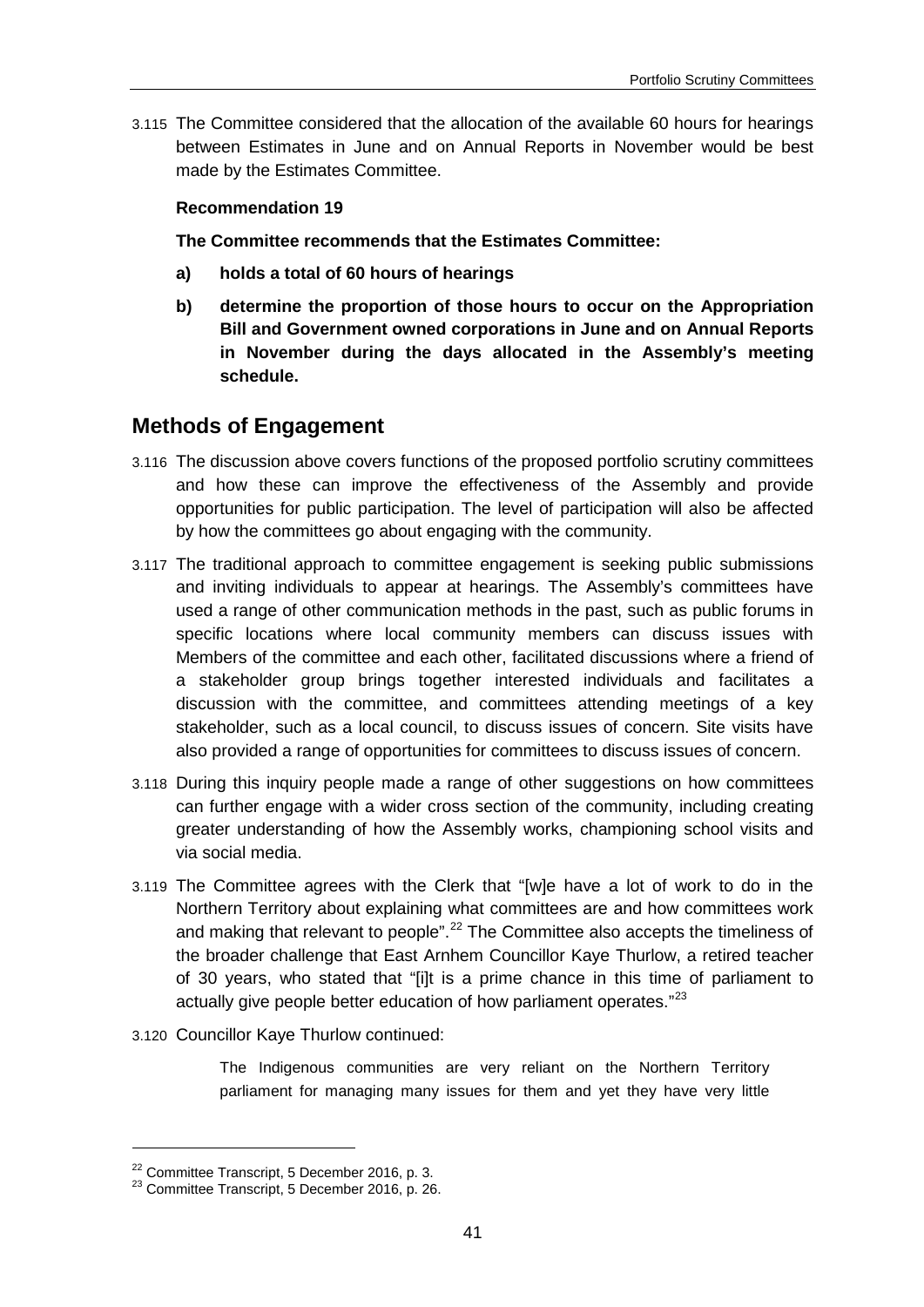3.115 The Committee considered that the allocation of the available 60 hours for hearings between Estimates in June and on Annual Reports in November would be best made by the Estimates Committee.

**Recommendation 19**

**The Committee recommends that the Estimates Committee:**

**a) holds a total of 60 hours of hearings**

**b) determine the proportion of those hours to occur on the Appropriation Bill and Government owned corporations in June and on Annual Reports in November during the days allocated in the Assembly's meeting schedule.**

## Methods of Engagement

3.116 The discussion above covers functions of the proposed portfolio scrutiny committees and how these can improve the effectiveness of the Assembly and provide opportunities for public participation. The level of participation will also be affected by how the committees go about engaging with the community.

3.117 The traditional approach to committee engagement is seeking public submissions and inviting individuals to appear at hearings. The Assembly's committees have used a range of other communication methods in the past, such as public forums in specific locations where local community members can discuss issues with Members of the committee and each other, facilitated discussions where a friend of a stakeholder group brings together interested individuals and facilitates a discussion with the committee, and committees attending meetings of a key stakeholder, such as a local council, to discuss issues of concern. Site visits have also provided a range of opportunities for committees to discuss issues of concern.

3.118 During this inquiry people made a range of other suggestions on how committees can further engage with a wider cross section of the community, including creating greater understanding of how the Assembly works, championing school visits and via social media.

3.119 The Committee agrees with the Clerk that "[w]e have a lot of work to do in the Northern Territory about explaining what committees are and how committees work and making that relevant to people".[22] The Committee also accepts the timeliness of the broader challenge that East Arnhem Councillor Kaye Thurlow, a retired teacher of 30 years, who stated that "[i]t is a prime chance in this time of parliament to actually give people better education of how parliament operates."[23]

3.120 Councillor Kaye Thurlow continued:

> The Indigenous communities are very reliant on the Northern Territory parliament for managing many issues for them and yet they have very little

[22] Committee Transcript, 5 December 2016, p. 3.

[23] Committee Transcript, 5 December 2016, p. 26.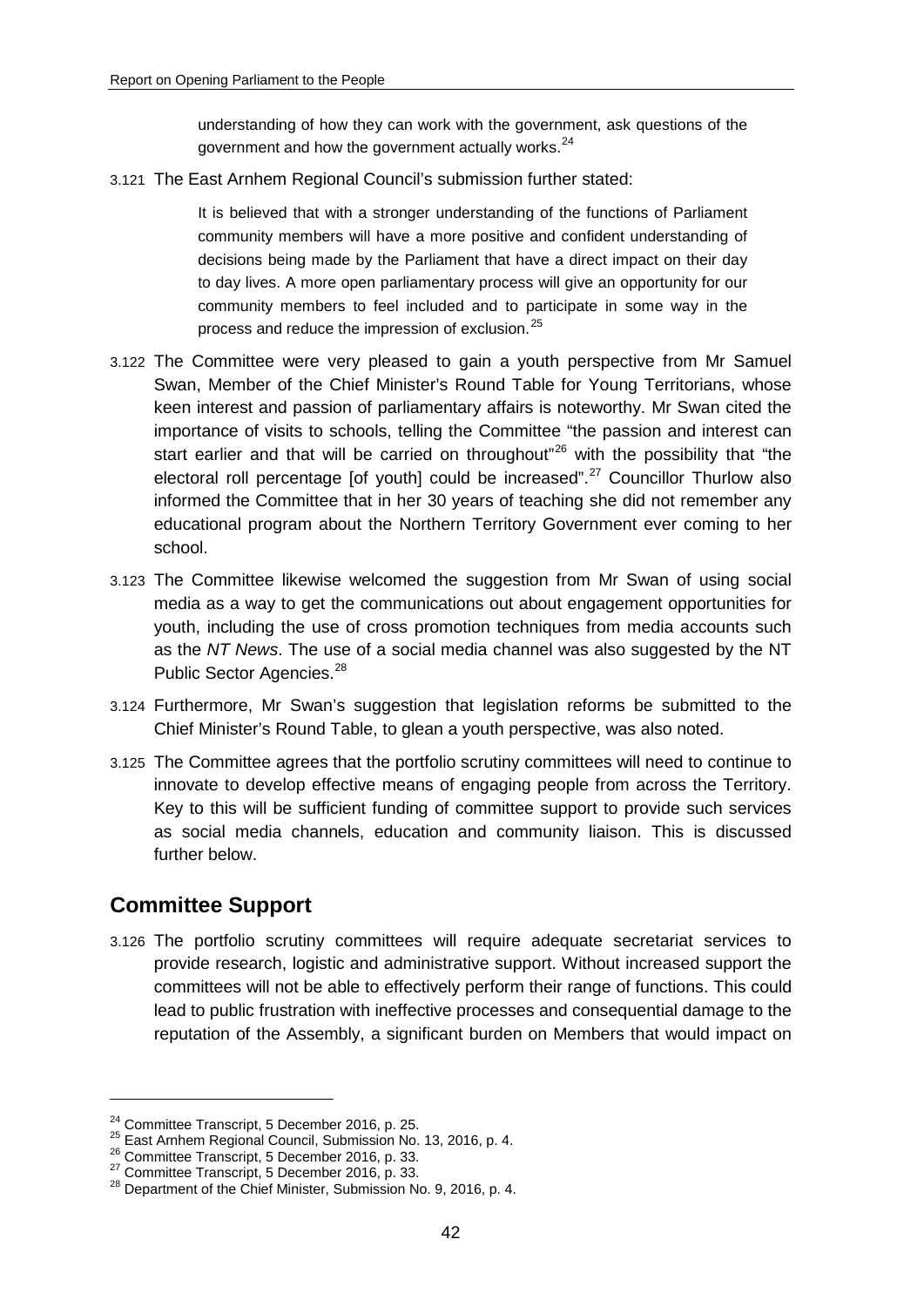> understanding of how they can work with the government, ask questions of the government and how the government actually works.[24]

3.121 The East Arnhem Regional Council's submission further stated:

> It is believed that with a stronger understanding of the functions of Parliament community members will have a more positive and confident understanding of decisions being made by the Parliament that have a direct impact on their day to day lives. A more open parliamentary process will give an opportunity for our community members to feel included and to participate in some way in the process and reduce the impression of exclusion.[25]

3.122 The Committee were very pleased to gain a youth perspective from Mr Samuel Swan, Member of the Chief Minister's Round Table for Young Territorians, whose keen interest and passion of parliamentary affairs is noteworthy. Mr Swan cited the importance of visits to schools, telling the Committee "the passion and interest can start earlier and that will be carried on throughout"[26] with the possibility that "the electoral roll percentage [of youth] could be increased".[27] Councillor Thurlow also informed the Committee that in her 30 years of teaching she did not remember any educational program about the Northern Territory Government ever coming to her school.

3.123 The Committee likewise welcomed the suggestion from Mr Swan of using social media as a way to get the communications out about engagement opportunities for youth, including the use of cross promotion techniques from media accounts such as the *NT News*. The use of a social media channel was also suggested by the NT Public Sector Agencies.[28]

3.124 Furthermore, Mr Swan's suggestion that legislation reforms be submitted to the Chief Minister's Round Table, to glean a youth perspective, was also noted.

3.125 The Committee agrees that the portfolio scrutiny committees will need to continue to innovate to develop effective means of engaging people from across the Territory. Key to this will be sufficient funding of committee support to provide such services as social media channels, education and community liaison. This is discussed further below.

## Committee Support

3.126 The portfolio scrutiny committees will require adequate secretariat services to provide research, logistic and administrative support. Without increased support the committees will not be able to effectively perform their range of functions. This could lead to public frustration with ineffective processes and consequential damage to the reputation of the Assembly, a significant burden on Members that would impact on

---

[24] Committee Transcript, 5 December 2016, p. 25.
[25] East Arnhem Regional Council, Submission No. 13, 2016, p. 4.
[26] Committee Transcript, 5 December 2016, p. 33.
[27] Committee Transcript, 5 December 2016, p. 33.
[28] Department of the Chief Minister, Submission No. 9, 2016, p. 4.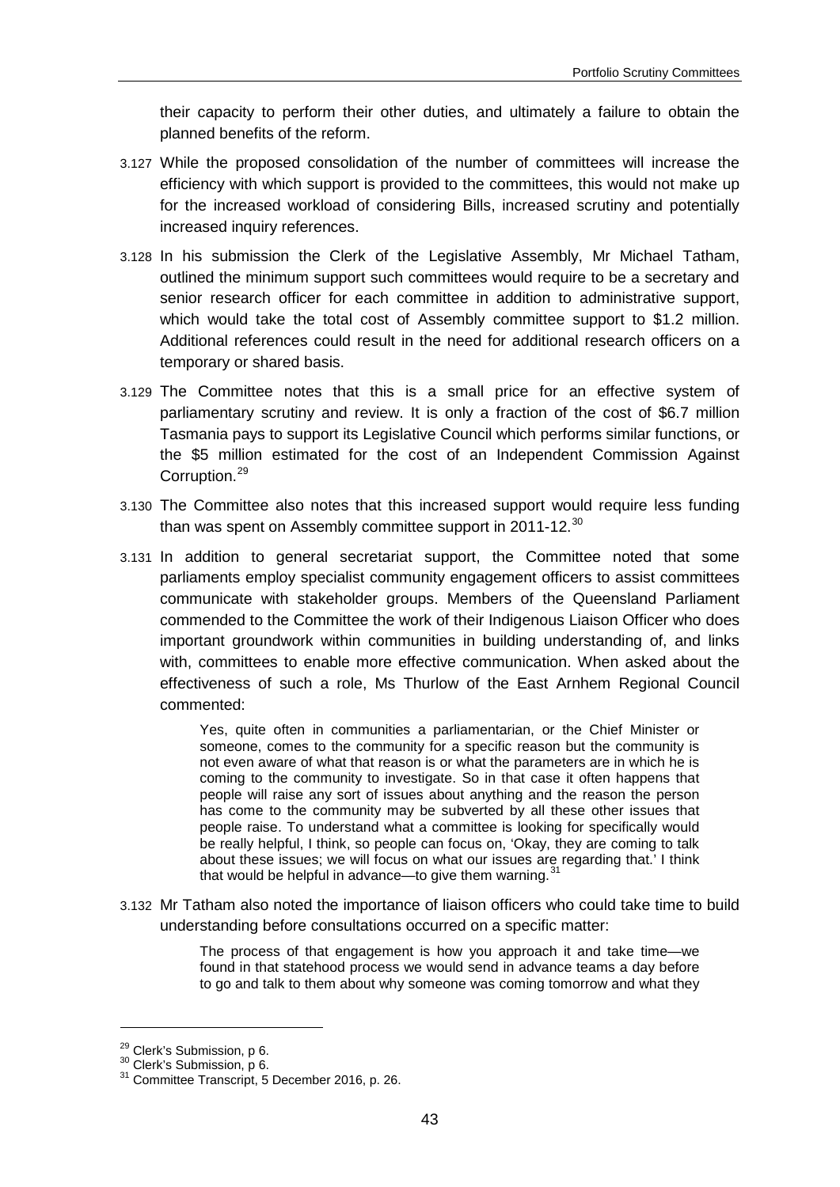their capacity to perform their other duties, and ultimately a failure to obtain the planned benefits of the reform.

3.127 While the proposed consolidation of the number of committees will increase the efficiency with which support is provided to the committees, this would not make up for the increased workload of considering Bills, increased scrutiny and potentially increased inquiry references.

3.128 In his submission the Clerk of the Legislative Assembly, Mr Michael Tatham, outlined the minimum support such committees would require to be a secretary and senior research officer for each committee in addition to administrative support, which would take the total cost of Assembly committee support to $1.2 million. Additional references could result in the need for additional research officers on a temporary or shared basis.

3.129 The Committee notes that this is a small price for an effective system of parliamentary scrutiny and review. It is only a fraction of the cost of $6.7 million Tasmania pays to support its Legislative Council which performs similar functions, or the $5 million estimated for the cost of an Independent Commission Against Corruption.[29]

3.130 The Committee also notes that this increased support would require less funding than was spent on Assembly committee support in 2011-12.[30]

3.131 In addition to general secretariat support, the Committee noted that some parliaments employ specialist community engagement officers to assist committees communicate with stakeholder groups. Members of the Queensland Parliament commended to the Committee the work of their Indigenous Liaison Officer who does important groundwork within communities in building understanding of, and links with, committees to enable more effective communication. When asked about the effectiveness of such a role, Ms Thurlow of the East Arnhem Regional Council commented:

> Yes, quite often in communities a parliamentarian, or the Chief Minister or someone, comes to the community for a specific reason but the community is not even aware of what that reason is or what the parameters are in which he is coming to the community to investigate. So in that case it often happens that people will raise any sort of issues about anything and the reason the person has come to the community may be subverted by all these other issues that people raise. To understand what a committee is looking for specifically would be really helpful, I think, so people can focus on, 'Okay, they are coming to talk about these issues; we will focus on what our issues are regarding that.' I think that would be helpful in advance—to give them warning.[31]

3.132 Mr Tatham also noted the importance of liaison officers who could take time to build understanding before consultations occurred on a specific matter:

> The process of that engagement is how you approach it and take time—we found in that statehood process we would send in advance teams a day before to go and talk to them about why someone was coming tomorrow and what they

[29] Clerk's Submission, p 6.
[30] Clerk's Submission, p 6.
[31] Committee Transcript, 5 December 2016, p. 26.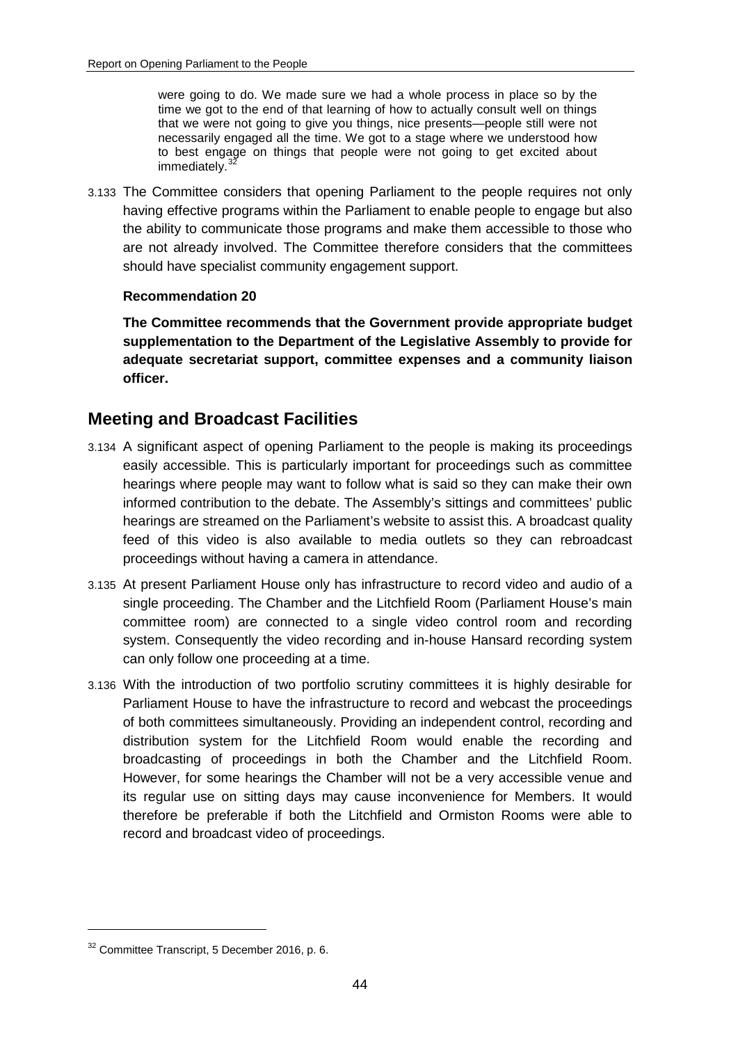> were going to do. We made sure we had a whole process in place so by the time we got to the end of that learning of how to actually consult well on things that we were not going to give you things, nice presents—people still were not necessarily engaged all the time. We got to a stage where we understood how to best engage on things that people were not going to get excited about immediately.[32]

3.133 The Committee considers that opening Parliament to the people requires not only having effective programs within the Parliament to enable people to engage but also the ability to communicate those programs and make them accessible to those who are not already involved. The Committee therefore considers that the committees should have specialist community engagement support.

**Recommendation 20**

**The Committee recommends that the Government provide appropriate budget supplementation to the Department of the Legislative Assembly to provide for adequate secretariat support, committee expenses and a community liaison officer.**

## Meeting and Broadcast Facilities

3.134 A significant aspect of opening Parliament to the people is making its proceedings easily accessible. This is particularly important for proceedings such as committee hearings where people may want to follow what is said so they can make their own informed contribution to the debate. The Assembly's sittings and committees' public hearings are streamed on the Parliament's website to assist this. A broadcast quality feed of this video is also available to media outlets so they can rebroadcast proceedings without having a camera in attendance.

3.135 At present Parliament House only has infrastructure to record video and audio of a single proceeding. The Chamber and the Litchfield Room (Parliament House's main committee room) are connected to a single video control room and recording system. Consequently the video recording and in-house Hansard recording system can only follow one proceeding at a time.

3.136 With the introduction of two portfolio scrutiny committees it is highly desirable for Parliament House to have the infrastructure to record and webcast the proceedings of both committees simultaneously. Providing an independent control, recording and distribution system for the Litchfield Room would enable the recording and broadcasting of proceedings in both the Chamber and the Litchfield Room. However, for some hearings the Chamber will not be a very accessible venue and its regular use on sitting days may cause inconvenience for Members. It would therefore be preferable if both the Litchfield and Ormiston Rooms were able to record and broadcast video of proceedings.

---

[32] Committee Transcript, 5 December 2016, p. 6.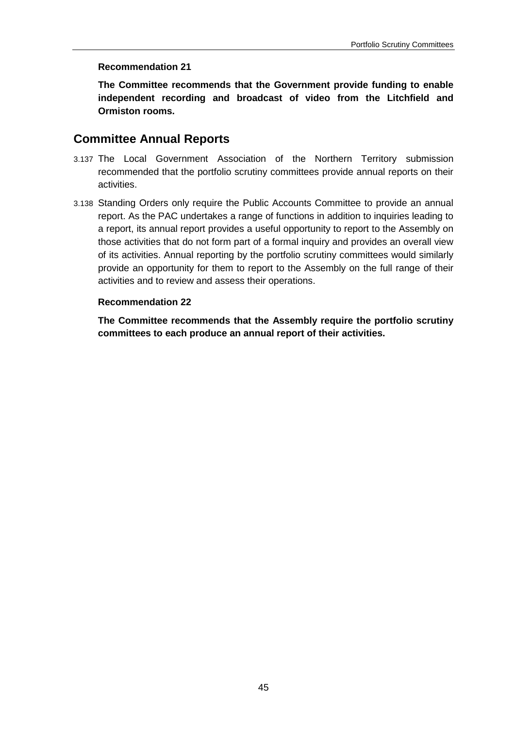**Recommendation 21**

**The Committee recommends that the Government provide funding to enable independent recording and broadcast of video from the Litchfield and Ormiston rooms.**

## Committee Annual Reports

3.137 The Local Government Association of the Northern Territory submission recommended that the portfolio scrutiny committees provide annual reports on their activities.

3.138 Standing Orders only require the Public Accounts Committee to provide an annual report. As the PAC undertakes a range of functions in addition to inquiries leading to a report, its annual report provides a useful opportunity to report to the Assembly on those activities that do not form part of a formal inquiry and provides an overall view of its activities. Annual reporting by the portfolio scrutiny committees would similarly provide an opportunity for them to report to the Assembly on the full range of their activities and to review and assess their operations.

**Recommendation 22**

**The Committee recommends that the Assembly require the portfolio scrutiny committees to each produce an annual report of their activities.**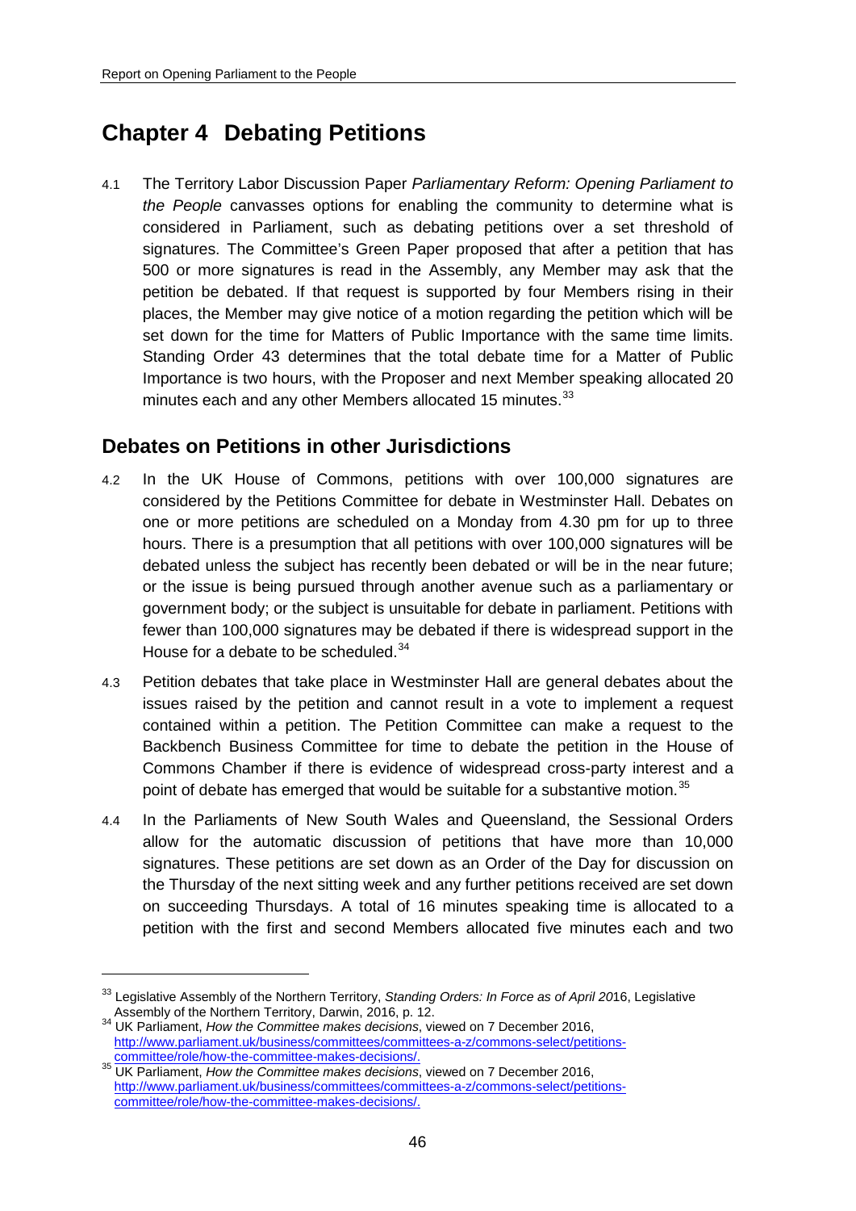# Chapter 4 Debating Petitions

4.1 The Territory Labor Discussion Paper *Parliamentary Reform: Opening Parliament to the People* canvasses options for enabling the community to determine what is considered in Parliament, such as debating petitions over a set threshold of signatures. The Committee's Green Paper proposed that after a petition that has 500 or more signatures is read in the Assembly, any Member may ask that the petition be debated. If that request is supported by four Members rising in their places, the Member may give notice of a motion regarding the petition which will be set down for the time for Matters of Public Importance with the same time limits. Standing Order 43 determines that the total debate time for a Matter of Public Importance is two hours, with the Proposer and next Member speaking allocated 20 minutes each and any other Members allocated 15 minutes.[33]

## Debates on Petitions in other Jurisdictions

4.2 In the UK House of Commons, petitions with over 100,000 signatures are considered by the Petitions Committee for debate in Westminster Hall. Debates on one or more petitions are scheduled on a Monday from 4.30 pm for up to three hours. There is a presumption that all petitions with over 100,000 signatures will be debated unless the subject has recently been debated or will be in the near future; or the issue is being pursued through another avenue such as a parliamentary or government body; or the subject is unsuitable for debate in parliament. Petitions with fewer than 100,000 signatures may be debated if there is widespread support in the House for a debate to be scheduled.[34]

4.3 Petition debates that take place in Westminster Hall are general debates about the issues raised by the petition and cannot result in a vote to implement a request contained within a petition. The Petition Committee can make a request to the Backbench Business Committee for time to debate the petition in the House of Commons Chamber if there is evidence of widespread cross-party interest and a point of debate has emerged that would be suitable for a substantive motion.[35]

4.4 In the Parliaments of New South Wales and Queensland, the Sessional Orders allow for the automatic discussion of petitions that have more than 10,000 signatures. These petitions are set down as an Order of the Day for discussion on the Thursday of the next sitting week and any further petitions received are set down on succeeding Thursdays. A total of 16 minutes speaking time is allocated to a petition with the first and second Members allocated five minutes each and two

---

[33] Legislative Assembly of the Northern Territory, *Standing Orders: In Force as of April 20*16, Legislative Assembly of the Northern Territory, Darwin, 2016, p. 12.

[34] UK Parliament, *How the Committee makes decisions*, viewed on 7 December 2016, http://www.parliament.uk/business/committees/committees-a-z/commons-select/petitions-committee/role/how-the-committee-makes-decisions/.

[35] UK Parliament, *How the Committee makes decisions*, viewed on 7 December 2016, http://www.parliament.uk/business/committees/committees-a-z/commons-select/petitions-committee/role/how-the-committee-makes-decisions/.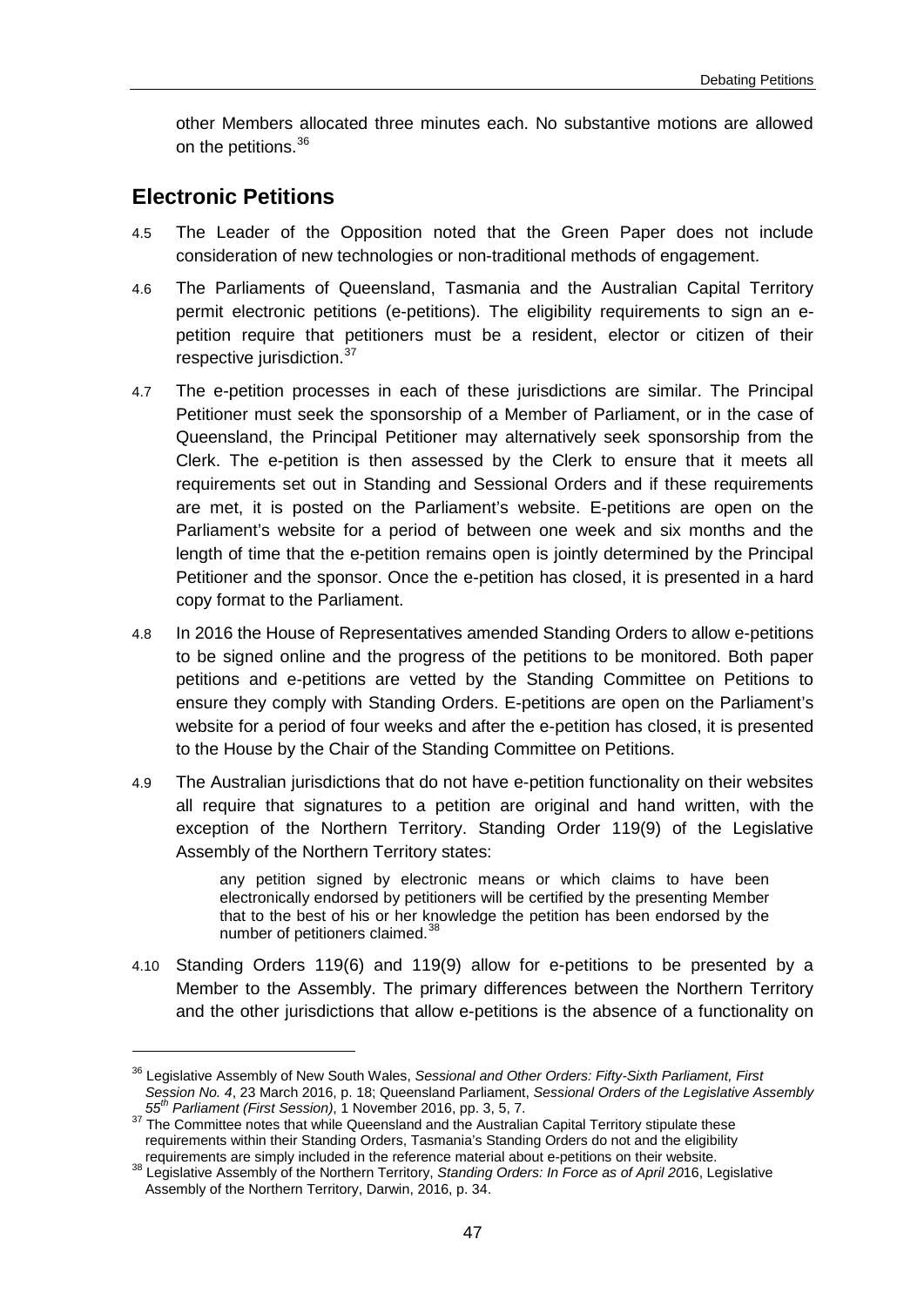other Members allocated three minutes each. No substantive motions are allowed on the petitions.[36]

## Electronic Petitions

4.5 The Leader of the Opposition noted that the Green Paper does not include consideration of new technologies or non-traditional methods of engagement.

4.6 The Parliaments of Queensland, Tasmania and the Australian Capital Territory permit electronic petitions (e-petitions). The eligibility requirements to sign an e-petition require that petitioners must be a resident, elector or citizen of their respective jurisdiction.[37]

4.7 The e-petition processes in each of these jurisdictions are similar. The Principal Petitioner must seek the sponsorship of a Member of Parliament, or in the case of Queensland, the Principal Petitioner may alternatively seek sponsorship from the Clerk. The e-petition is then assessed by the Clerk to ensure that it meets all requirements set out in Standing and Sessional Orders and if these requirements are met, it is posted on the Parliament's website. E-petitions are open on the Parliament's website for a period of between one week and six months and the length of time that the e-petition remains open is jointly determined by the Principal Petitioner and the sponsor. Once the e-petition has closed, it is presented in a hard copy format to the Parliament.

4.8 In 2016 the House of Representatives amended Standing Orders to allow e-petitions to be signed online and the progress of the petitions to be monitored. Both paper petitions and e-petitions are vetted by the Standing Committee on Petitions to ensure they comply with Standing Orders. E-petitions are open on the Parliament's website for a period of four weeks and after the e-petition has closed, it is presented to the House by the Chair of the Standing Committee on Petitions.

4.9 The Australian jurisdictions that do not have e-petition functionality on their websites all require that signatures to a petition are original and hand written, with the exception of the Northern Territory. Standing Order 119(9) of the Legislative Assembly of the Northern Territory states:

> any petition signed by electronic means or which claims to have been electronically endorsed by petitioners will be certified by the presenting Member that to the best of his or her knowledge the petition has been endorsed by the number of petitioners claimed.[38]

4.10 Standing Orders 119(6) and 119(9) allow for e-petitions to be presented by a Member to the Assembly. The primary differences between the Northern Territory and the other jurisdictions that allow e-petitions is the absence of a functionality on

---

[36] Legislative Assembly of New South Wales, *Sessional and Other Orders: Fifty-Sixth Parliament, First Session No. 4*, 23 March 2016, p. 18; Queensland Parliament, *Sessional Orders of the Legislative Assembly 55th Parliament (First Session)*, 1 November 2016, pp. 3, 5, 7.

[37] The Committee notes that while Queensland and the Australian Capital Territory stipulate these requirements within their Standing Orders, Tasmania's Standing Orders do not and the eligibility requirements are simply included in the reference material about e-petitions on their website.

[38] Legislative Assembly of the Northern Territory, *Standing Orders: In Force as of April 20*16, Legislative Assembly of the Northern Territory, Darwin, 2016, p. 34.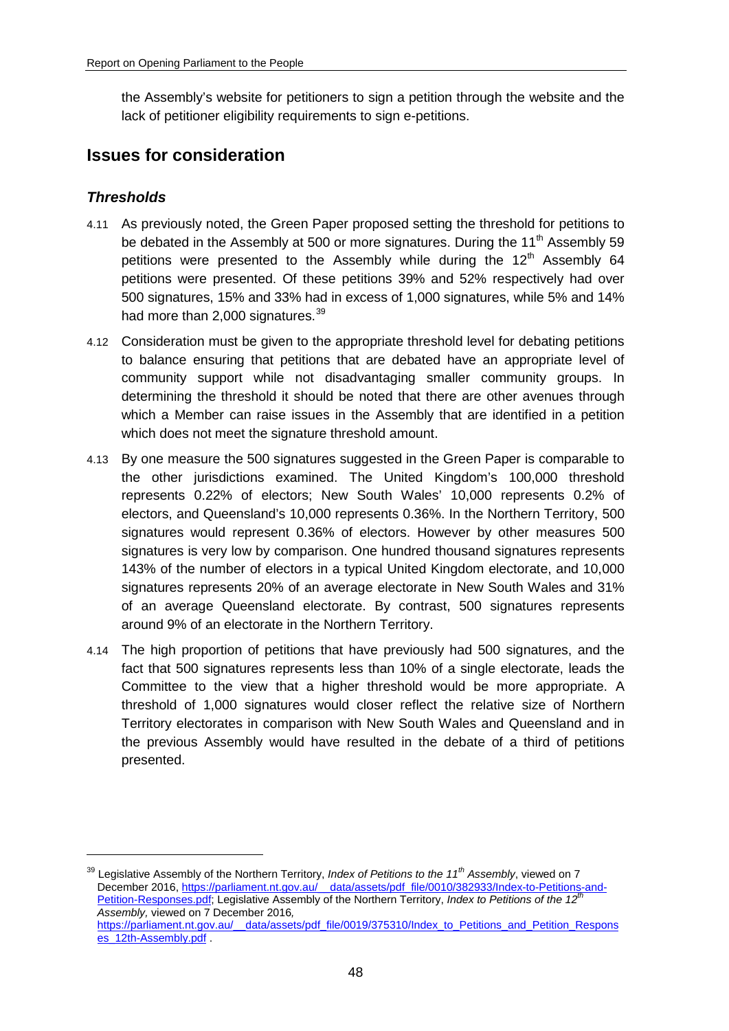the Assembly's website for petitioners to sign a petition through the website and the lack of petitioner eligibility requirements to sign e-petitions.

## Issues for consideration

### *Thresholds*

4.11 As previously noted, the Green Paper proposed setting the threshold for petitions to be debated in the Assembly at 500 or more signatures. During the 11th Assembly 59 petitions were presented to the Assembly while during the 12th Assembly 64 petitions were presented. Of these petitions 39% and 52% respectively had over 500 signatures, 15% and 33% had in excess of 1,000 signatures, while 5% and 14% had more than 2,000 signatures.[39]

4.12 Consideration must be given to the appropriate threshold level for debating petitions to balance ensuring that petitions that are debated have an appropriate level of community support while not disadvantaging smaller community groups. In determining the threshold it should be noted that there are other avenues through which a Member can raise issues in the Assembly that are identified in a petition which does not meet the signature threshold amount.

4.13 By one measure the 500 signatures suggested in the Green Paper is comparable to the other jurisdictions examined. The United Kingdom's 100,000 threshold represents 0.22% of electors; New South Wales' 10,000 represents 0.2% of electors, and Queensland's 10,000 represents 0.36%. In the Northern Territory, 500 signatures would represent 0.36% of electors. However by other measures 500 signatures is very low by comparison. One hundred thousand signatures represents 143% of the number of electors in a typical United Kingdom electorate, and 10,000 signatures represents 20% of an average electorate in New South Wales and 31% of an average Queensland electorate. By contrast, 500 signatures represents around 9% of an electorate in the Northern Territory.

4.14 The high proportion of petitions that have previously had 500 signatures, and the fact that 500 signatures represents less than 10% of a single electorate, leads the Committee to the view that a higher threshold would be more appropriate. A threshold of 1,000 signatures would closer reflect the relative size of Northern Territory electorates in comparison with New South Wales and Queensland and in the previous Assembly would have resulted in the debate of a third of petitions presented.

---

[39] Legislative Assembly of the Northern Territory, *Index of Petitions to the 11th Assembly*, viewed on 7 December 2016, https://parliament.nt.gov.au/__data/assets/pdf_file/0010/382933/Index-to-Petitions-and-Petition-Responses.pdf; Legislative Assembly of the Northern Territory, *Index to Petitions of the 12th Assembly,* viewed on 7 December 2016, https://parliament.nt.gov.au/__data/assets/pdf_file/0019/375310/Index_to_Petitions_and_Petition_Responses_12th-Assembly.pdf .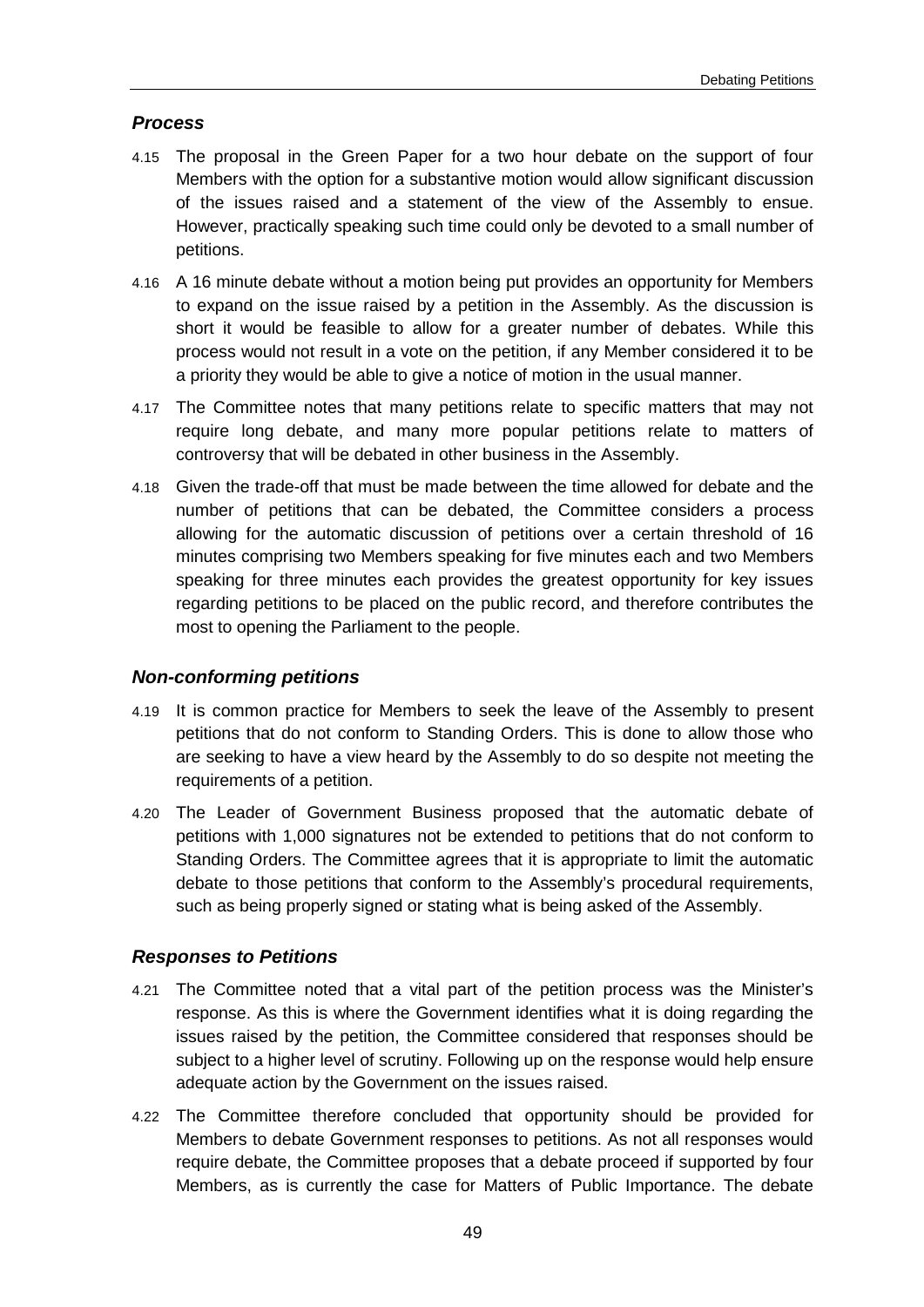### *Process*

4.15 The proposal in the Green Paper for a two hour debate on the support of four Members with the option for a substantive motion would allow significant discussion of the issues raised and a statement of the view of the Assembly to ensue. However, practically speaking such time could only be devoted to a small number of petitions.

4.16 A 16 minute debate without a motion being put provides an opportunity for Members to expand on the issue raised by a petition in the Assembly. As the discussion is short it would be feasible to allow for a greater number of debates. While this process would not result in a vote on the petition, if any Member considered it to be a priority they would be able to give a notice of motion in the usual manner.

4.17 The Committee notes that many petitions relate to specific matters that may not require long debate, and many more popular petitions relate to matters of controversy that will be debated in other business in the Assembly.

4.18 Given the trade-off that must be made between the time allowed for debate and the number of petitions that can be debated, the Committee considers a process allowing for the automatic discussion of petitions over a certain threshold of 16 minutes comprising two Members speaking for five minutes each and two Members speaking for three minutes each provides the greatest opportunity for key issues regarding petitions to be placed on the public record, and therefore contributes the most to opening the Parliament to the people.

### *Non-conforming petitions*

4.19 It is common practice for Members to seek the leave of the Assembly to present petitions that do not conform to Standing Orders. This is done to allow those who are seeking to have a view heard by the Assembly to do so despite not meeting the requirements of a petition.

4.20 The Leader of Government Business proposed that the automatic debate of petitions with 1,000 signatures not be extended to petitions that do not conform to Standing Orders. The Committee agrees that it is appropriate to limit the automatic debate to those petitions that conform to the Assembly's procedural requirements, such as being properly signed or stating what is being asked of the Assembly.

### *Responses to Petitions*

4.21 The Committee noted that a vital part of the petition process was the Minister's response. As this is where the Government identifies what it is doing regarding the issues raised by the petition, the Committee considered that responses should be subject to a higher level of scrutiny. Following up on the response would help ensure adequate action by the Government on the issues raised.

4.22 The Committee therefore concluded that opportunity should be provided for Members to debate Government responses to petitions. As not all responses would require debate, the Committee proposes that a debate proceed if supported by four Members, as is currently the case for Matters of Public Importance. The debate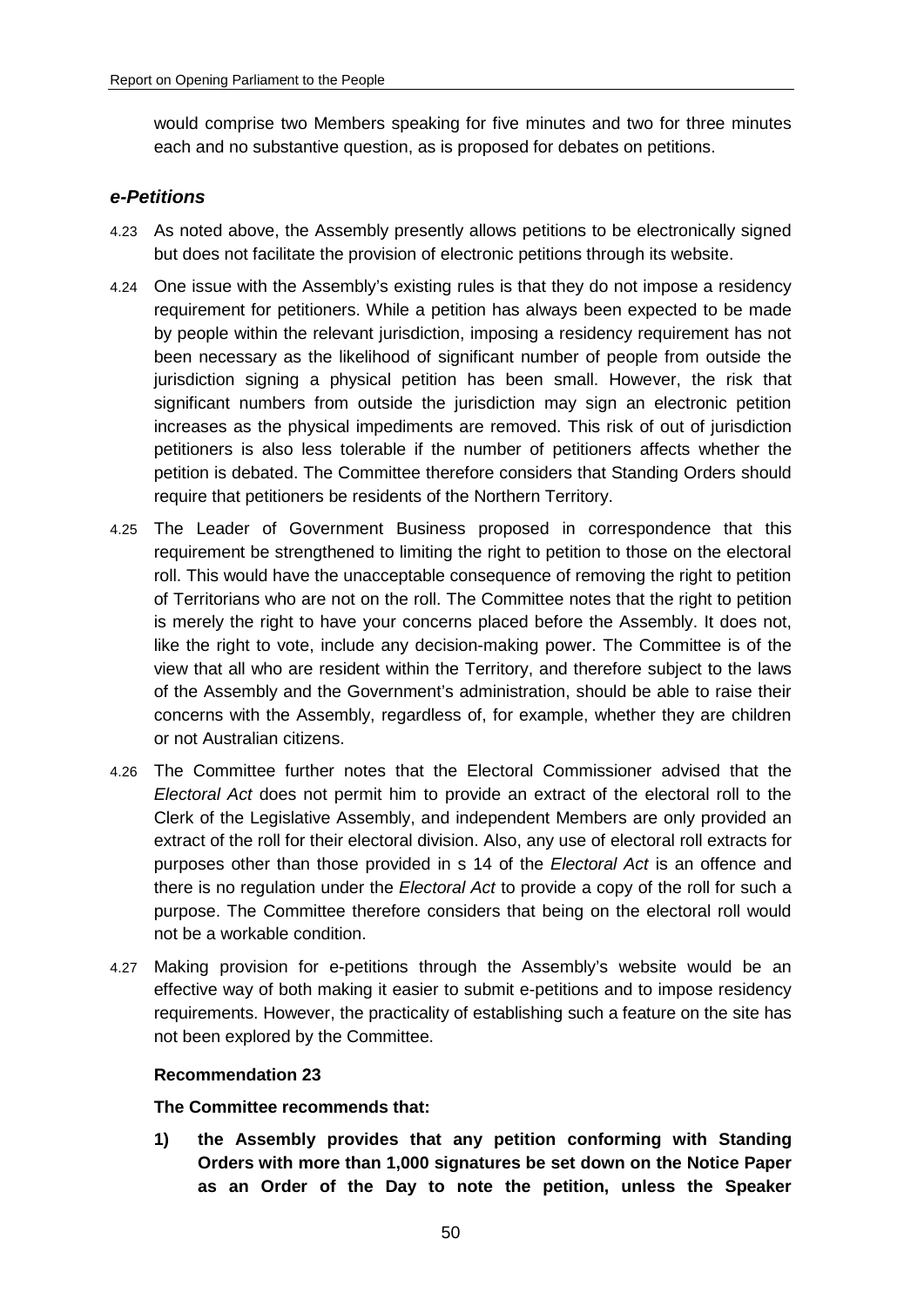would comprise two Members speaking for five minutes and two for three minutes each and no substantive question, as is proposed for debates on petitions.

### *e-Petitions*

4.23 As noted above, the Assembly presently allows petitions to be electronically signed but does not facilitate the provision of electronic petitions through its website.

4.24 One issue with the Assembly's existing rules is that they do not impose a residency requirement for petitioners. While a petition has always been expected to be made by people within the relevant jurisdiction, imposing a residency requirement has not been necessary as the likelihood of significant number of people from outside the jurisdiction signing a physical petition has been small. However, the risk that significant numbers from outside the jurisdiction may sign an electronic petition increases as the physical impediments are removed. This risk of out of jurisdiction petitioners is also less tolerable if the number of petitioners affects whether the petition is debated. The Committee therefore considers that Standing Orders should require that petitioners be residents of the Northern Territory.

4.25 The Leader of Government Business proposed in correspondence that this requirement be strengthened to limiting the right to petition to those on the electoral roll. This would have the unacceptable consequence of removing the right to petition of Territorians who are not on the roll. The Committee notes that the right to petition is merely the right to have your concerns placed before the Assembly. It does not, like the right to vote, include any decision-making power. The Committee is of the view that all who are resident within the Territory, and therefore subject to the laws of the Assembly and the Government's administration, should be able to raise their concerns with the Assembly, regardless of, for example, whether they are children or not Australian citizens.

4.26 The Committee further notes that the Electoral Commissioner advised that the *Electoral Act* does not permit him to provide an extract of the electoral roll to the Clerk of the Legislative Assembly, and independent Members are only provided an extract of the roll for their electoral division. Also, any use of electoral roll extracts for purposes other than those provided in s 14 of the *Electoral Act* is an offence and there is no regulation under the *Electoral Act* to provide a copy of the roll for such a purpose. The Committee therefore considers that being on the electoral roll would not be a workable condition.

4.27 Making provision for e-petitions through the Assembly's website would be an effective way of both making it easier to submit e-petitions and to impose residency requirements. However, the practicality of establishing such a feature on the site has not been explored by the Committee.

**Recommendation 23**

**The Committee recommends that:**

**1) the Assembly provides that any petition conforming with Standing Orders with more than 1,000 signatures be set down on the Notice Paper as an Order of the Day to note the petition, unless the Speaker**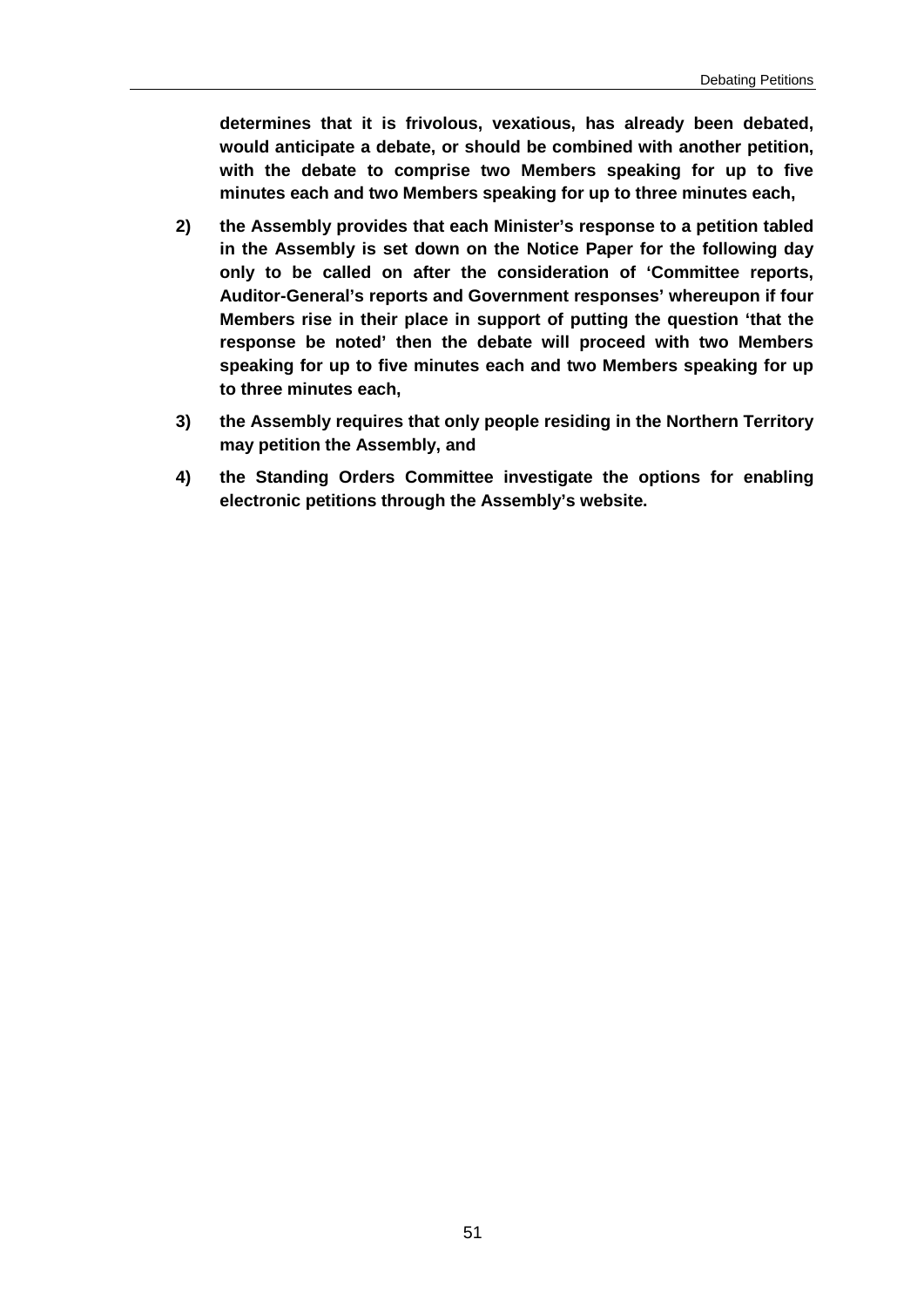**determines that it is frivolous, vexatious, has already been debated, would anticipate a debate, or should be combined with another petition, with the debate to comprise two Members speaking for up to five minutes each and two Members speaking for up to three minutes each,**

**2) the Assembly provides that each Minister's response to a petition tabled in the Assembly is set down on the Notice Paper for the following day only to be called on after the consideration of 'Committee reports, Auditor-General's reports and Government responses' whereupon if four Members rise in their place in support of putting the question 'that the response be noted' then the debate will proceed with two Members speaking for up to five minutes each and two Members speaking for up to three minutes each,**

**3) the Assembly requires that only people residing in the Northern Territory may petition the Assembly, and**

**4) the Standing Orders Committee investigate the options for enabling electronic petitions through the Assembly's website.**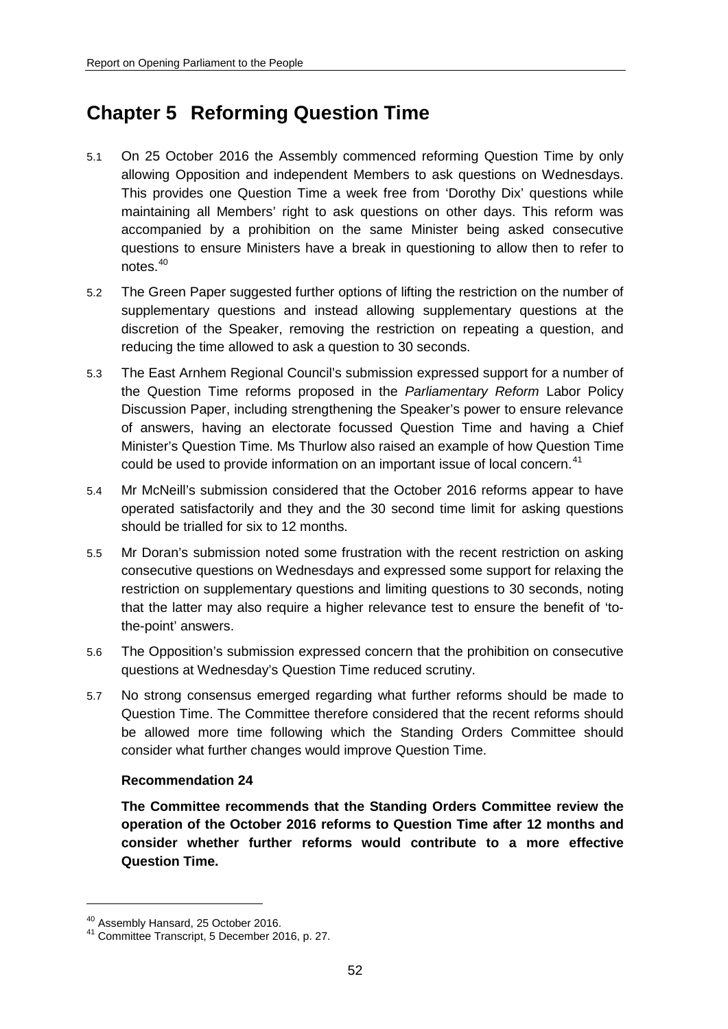# Chapter 5 Reforming Question Time

5.1 On 25 October 2016 the Assembly commenced reforming Question Time by only allowing Opposition and independent Members to ask questions on Wednesdays. This provides one Question Time a week free from 'Dorothy Dix' questions while maintaining all Members' right to ask questions on other days. This reform was accompanied by a prohibition on the same Minister being asked consecutive questions to ensure Ministers have a break in questioning to allow then to refer to notes.[40]

5.2 The Green Paper suggested further options of lifting the restriction on the number of supplementary questions and instead allowing supplementary questions at the discretion of the Speaker, removing the restriction on repeating a question, and reducing the time allowed to ask a question to 30 seconds.

5.3 The East Arnhem Regional Council's submission expressed support for a number of the Question Time reforms proposed in the *Parliamentary Reform* Labor Policy Discussion Paper, including strengthening the Speaker's power to ensure relevance of answers, having an electorate focussed Question Time and having a Chief Minister's Question Time. Ms Thurlow also raised an example of how Question Time could be used to provide information on an important issue of local concern.[41]

5.4 Mr McNeill's submission considered that the October 2016 reforms appear to have operated satisfactorily and they and the 30 second time limit for asking questions should be trialled for six to 12 months.

5.5 Mr Doran's submission noted some frustration with the recent restriction on asking consecutive questions on Wednesdays and expressed some support for relaxing the restriction on supplementary questions and limiting questions to 30 seconds, noting that the latter may also require a higher relevance test to ensure the benefit of 'to-the-point' answers.

5.6 The Opposition's submission expressed concern that the prohibition on consecutive questions at Wednesday's Question Time reduced scrutiny.

5.7 No strong consensus emerged regarding what further reforms should be made to Question Time. The Committee therefore considered that the recent reforms should be allowed more time following which the Standing Orders Committee should consider what further changes would improve Question Time.

**Recommendation 24**

**The Committee recommends that the Standing Orders Committee review the operation of the October 2016 reforms to Question Time after 12 months and consider whether further reforms would contribute to a more effective Question Time.**

---

[40] Assembly Hansard, 25 October 2016.

[41] Committee Transcript, 5 December 2016, p. 27.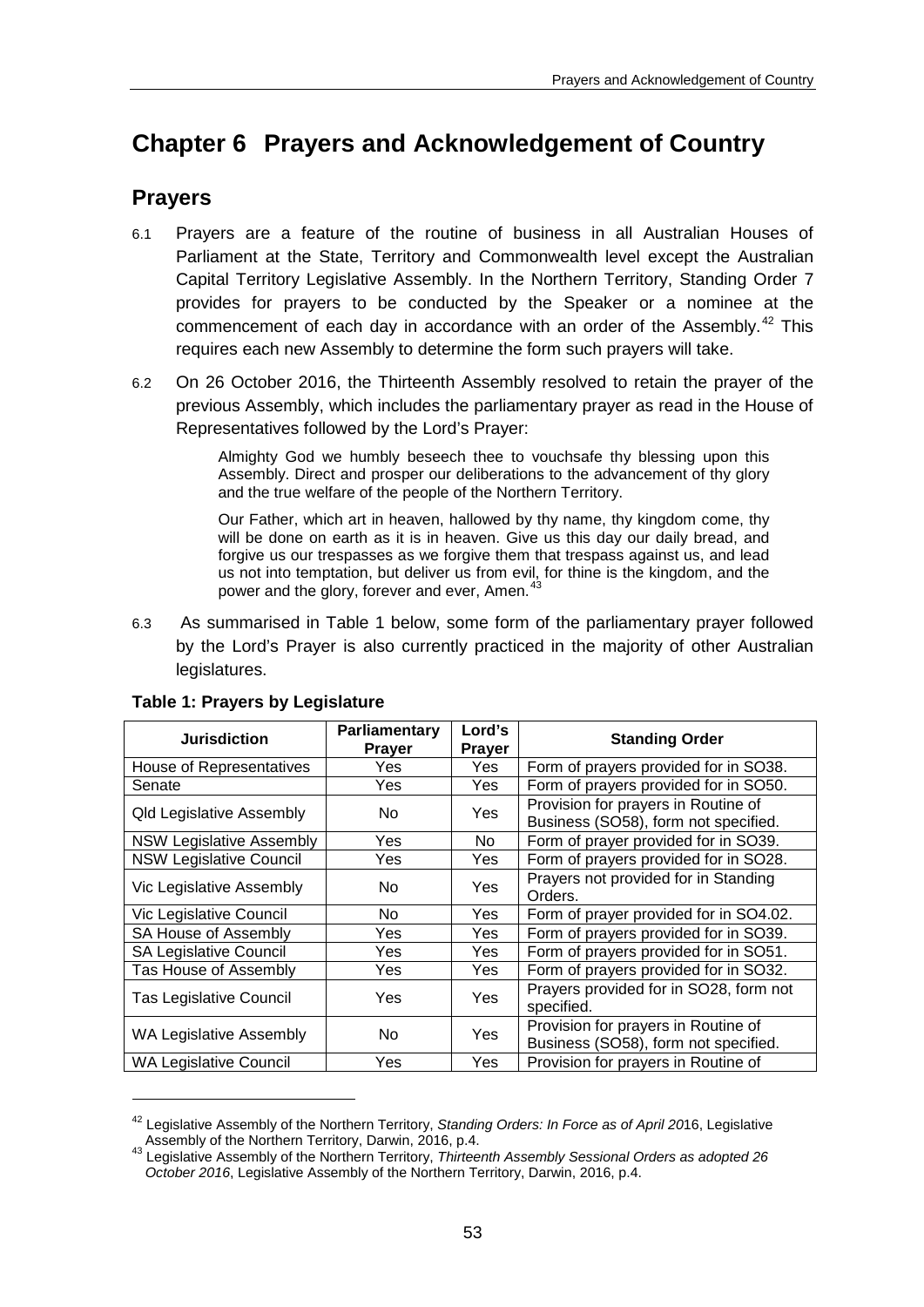# Chapter 6 Prayers and Acknowledgement of Country

## Prayers

6.1 Prayers are a feature of the routine of business in all Australian Houses of Parliament at the State, Territory and Commonwealth level except the Australian Capital Territory Legislative Assembly. In the Northern Territory, Standing Order 7 provides for prayers to be conducted by the Speaker or a nominee at the commencement of each day in accordance with an order of the Assembly.[42] This requires each new Assembly to determine the form such prayers will take.

6.2 On 26 October 2016, the Thirteenth Assembly resolved to retain the prayer of the previous Assembly, which includes the parliamentary prayer as read in the House of Representatives followed by the Lord's Prayer:

> Almighty God we humbly beseech thee to vouchsafe thy blessing upon this Assembly. Direct and prosper our deliberations to the advancement of thy glory and the true welfare of the people of the Northern Territory.
>
> Our Father, which art in heaven, hallowed by thy name, thy kingdom come, thy will be done on earth as it is in heaven. Give us this day our daily bread, and forgive us our trespasses as we forgive them that trespass against us, and lead us not into temptation, but deliver us from evil, for thine is the kingdom, and the power and the glory, forever and ever, Amen.[43]

6.3 As summarised in Table 1 below, some form of the parliamentary prayer followed by the Lord's Prayer is also currently practiced in the majority of other Australian legislatures.

**Table 1: Prayers by Legislature**

| Jurisdiction | Parliamentary Prayer | Lord's Prayer | Standing Order |
|---|---|---|---|
| House of Representatives | Yes | Yes | Form of prayers provided for in SO38. |
| Senate | Yes | Yes | Form of prayers provided for in SO50. |
| Qld Legislative Assembly | No | Yes | Provision for prayers in Routine of Business (SO58), form not specified. |
| NSW Legislative Assembly | Yes | No | Form of prayer provided for in SO39. |
| NSW Legislative Council | Yes | Yes | Form of prayers provided for in SO28. |
| Vic Legislative Assembly | No | Yes | Prayers not provided for in Standing Orders. |
| Vic Legislative Council | No | Yes | Form of prayer provided for in SO4.02. |
| SA House of Assembly | Yes | Yes | Form of prayers provided for in SO39. |
| SA Legislative Council | Yes | Yes | Form of prayers provided for in SO51. |
| Tas House of Assembly | Yes | Yes | Form of prayers provided for in SO32. |
| Tas Legislative Council | Yes | Yes | Prayers provided for in SO28, form not specified. |
| WA Legislative Assembly | No | Yes | Provision for prayers in Routine of Business (SO58), form not specified. |
| WA Legislative Council | Yes | Yes | Provision for prayers in Routine of |

[42] Legislative Assembly of the Northern Territory, *Standing Orders: In Force as of April 20*16, Legislative Assembly of the Northern Territory, Darwin, 2016, p.4.

[43] Legislative Assembly of the Northern Territory, *Thirteenth Assembly Sessional Orders as adopted 26 October 2016*, Legislative Assembly of the Northern Territory, Darwin, 2016, p.4.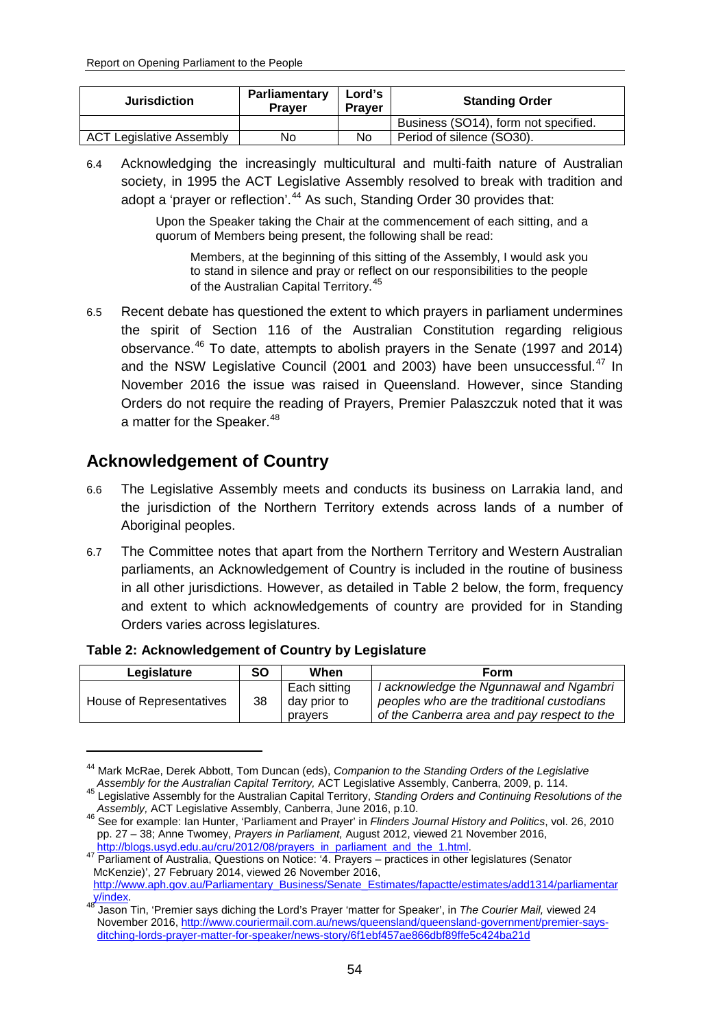| Jurisdiction | Parliamentary Prayer | Lord's Prayer | Standing Order |
|---|---|---|---|
| | | | Business (SO14), form not specified. |
| ACT Legislative Assembly | No | No | Period of silence (SO30). |

6.4 Acknowledging the increasingly multicultural and multi-faith nature of Australian society, in 1995 the ACT Legislative Assembly resolved to break with tradition and adopt a 'prayer or reflection'.[44] As such, Standing Order 30 provides that:

> Upon the Speaker taking the Chair at the commencement of each sitting, and a quorum of Members being present, the following shall be read:
>
> > Members, at the beginning of this sitting of the Assembly, I would ask you to stand in silence and pray or reflect on our responsibilities to the people of the Australian Capital Territory.[45]

6.5 Recent debate has questioned the extent to which prayers in parliament undermines the spirit of Section 116 of the Australian Constitution regarding religious observance.[46] To date, attempts to abolish prayers in the Senate (1997 and 2014) and the NSW Legislative Council (2001 and 2003) have been unsuccessful.[47] In November 2016 the issue was raised in Queensland. However, since Standing Orders do not require the reading of Prayers, Premier Palaszczuk noted that it was a matter for the Speaker.[48]

## Acknowledgement of Country

6.6 The Legislative Assembly meets and conducts its business on Larrakia land, and the jurisdiction of the Northern Territory extends across lands of a number of Aboriginal peoples.

6.7 The Committee notes that apart from the Northern Territory and Western Australian parliaments, an Acknowledgement of Country is included in the routine of business in all other jurisdictions. However, as detailed in Table 2 below, the form, frequency and extent to which acknowledgements of country are provided for in Standing Orders varies across legislatures.

**Table 2: Acknowledgement of Country by Legislature**

| Legislature | SO | When | Form |
|---|---|---|---|
| House of Representatives | 38 | Each sitting day prior to prayers | *I acknowledge the Ngunnawal and Ngambri peoples who are the traditional custodians of the Canberra area and pay respect to the* |

---

[44] Mark McRae, Derek Abbott, Tom Duncan (eds), *Companion to the Standing Orders of the Legislative Assembly for the Australian Capital Territory,* ACT Legislative Assembly, Canberra, 2009, p. 114.

[45] Legislative Assembly for the Australian Capital Territory, *Standing Orders and Continuing Resolutions of the Assembly,* ACT Legislative Assembly, Canberra, June 2016, p.10.

[46] See for example: Ian Hunter, 'Parliament and Prayer' in *Flinders Journal History and Politics*, vol. 26, 2010 pp. 27 – 38; Anne Twomey, *Prayers in Parliament,* August 2012, viewed 21 November 2016, http://blogs.usyd.edu.au/cru/2012/08/prayers_in_parliament_and_the_1.html.

[47] Parliament of Australia, Questions on Notice: '4. Prayers – practices in other legislatures (Senator McKenzie)', 27 February 2014, viewed 26 November 2016, http://www.aph.gov.au/Parliamentary_Business/Senate_Estimates/fapactte/estimates/add1314/parliamentary/index.

[48] Jason Tin, 'Premier says diching the Lord's Prayer 'matter for Speaker', in *The Courier Mail,* viewed 24 November 2016, http://www.couriermail.com.au/news/queensland/queensland-government/premier-says-ditching-lords-prayer-matter-for-speaker/news-story/6f1ebf457ae866dbf89ffe5c424ba21d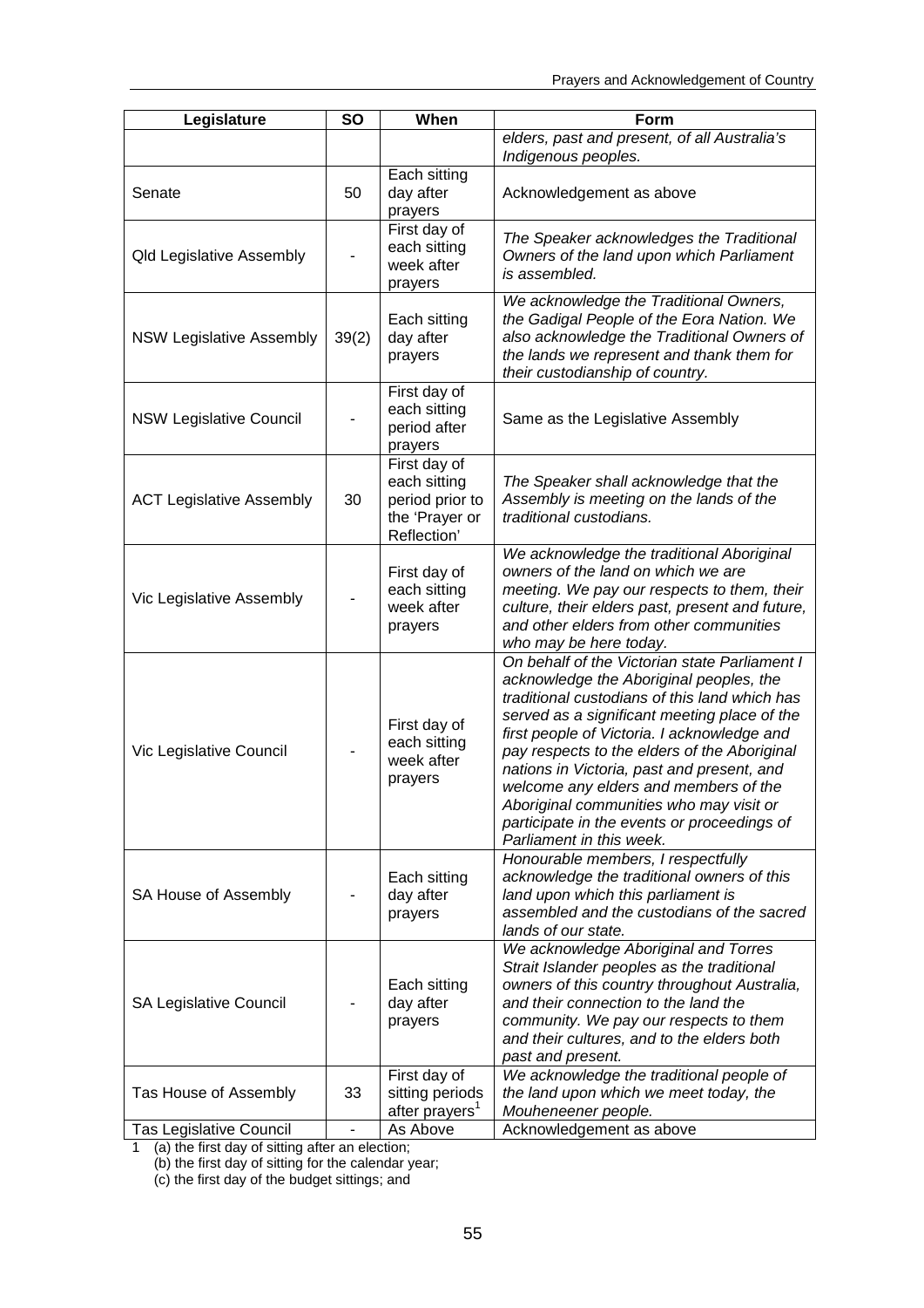| Legislature | SO | When | Form |
|---|---|---|---|
| | | | *elders, past and present, of all Australia's Indigenous peoples.* |
| Senate | 50 | Each sitting day after prayers | Acknowledgement as above |
| Qld Legislative Assembly | - | First day of each sitting week after prayers | *The Speaker acknowledges the Traditional Owners of the land upon which Parliament is assembled.* |
| NSW Legislative Assembly | 39(2) | Each sitting day after prayers | *We acknowledge the Traditional Owners, the Gadigal People of the Eora Nation. We also acknowledge the Traditional Owners of the lands we represent and thank them for their custodianship of country.* |
| NSW Legislative Council | - | First day of each sitting period after prayers | Same as the Legislative Assembly |
| ACT Legislative Assembly | 30 | First day of each sitting period prior to the 'Prayer or Reflection' | *The Speaker shall acknowledge that the Assembly is meeting on the lands of the traditional custodians.* |
| Vic Legislative Assembly | - | First day of each sitting week after prayers | *We acknowledge the traditional Aboriginal owners of the land on which we are meeting. We pay our respects to them, their culture, their elders past, present and future, and other elders from other communities who may be here today.* |
| Vic Legislative Council | - | First day of each sitting week after prayers | *On behalf of the Victorian state Parliament I acknowledge the Aboriginal peoples, the traditional custodians of this land which has served as a significant meeting place of the first people of Victoria. I acknowledge and pay respects to the elders of the Aboriginal nations in Victoria, past and present, and welcome any elders and members of the Aboriginal communities who may visit or participate in the events or proceedings of Parliament in this week.* |
| SA House of Assembly | - | Each sitting day after prayers | *Honourable members, I respectfully acknowledge the traditional owners of this land upon which this parliament is assembled and the custodians of the sacred lands of our state.* |
| SA Legislative Council | - | Each sitting day after prayers | *We acknowledge Aboriginal and Torres Strait Islander peoples as the traditional owners of this country throughout Australia, and their connection to the land the community. We pay our respects to them and their cultures, and to the elders both past and present.* |
| Tas House of Assembly | 33 | First day of sitting periods after prayers[1] | *We acknowledge the traditional people of the land upon which we meet today, the Mouheneener people.* |
| Tas Legislative Council | - | As Above | Acknowledgement as above |

1 (a) the first day of sitting after an election;
(b) the first day of sitting for the calendar year;
(c) the first day of the budget sittings; and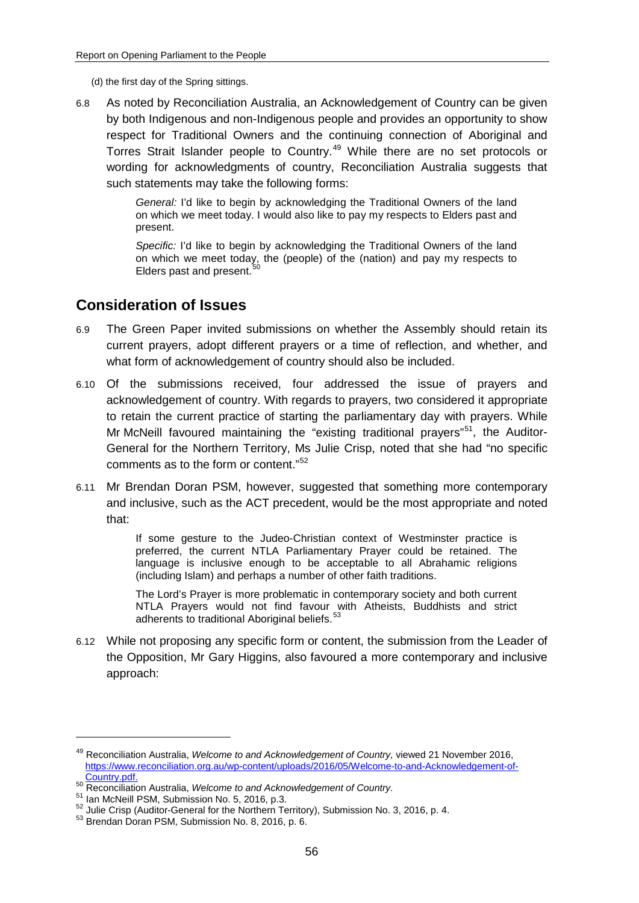(d) the first day of the Spring sittings.

6.8 As noted by Reconciliation Australia, an Acknowledgement of Country can be given by both Indigenous and non-Indigenous people and provides an opportunity to show respect for Traditional Owners and the continuing connection of Aboriginal and Torres Strait Islander people to Country.[49] While there are no set protocols or wording for acknowledgments of country, Reconciliation Australia suggests that such statements may take the following forms:

> *General:* I'd like to begin by acknowledging the Traditional Owners of the land on which we meet today. I would also like to pay my respects to Elders past and present.
>
> *Specific:* I'd like to begin by acknowledging the Traditional Owners of the land on which we meet today, the (people) of the (nation) and pay my respects to Elders past and present.[50]

## Consideration of Issues

6.9 The Green Paper invited submissions on whether the Assembly should retain its current prayers, adopt different prayers or a time of reflection, and whether, and what form of acknowledgement of country should also be included.

6.10 Of the submissions received, four addressed the issue of prayers and acknowledgement of country. With regards to prayers, two considered it appropriate to retain the current practice of starting the parliamentary day with prayers. While Mr McNeill favoured maintaining the "existing traditional prayers"[51], the Auditor-General for the Northern Territory, Ms Julie Crisp, noted that she had "no specific comments as to the form or content."[52]

6.11 Mr Brendan Doran PSM, however, suggested that something more contemporary and inclusive, such as the ACT precedent, would be the most appropriate and noted that:

> If some gesture to the Judeo-Christian context of Westminster practice is preferred, the current NTLA Parliamentary Prayer could be retained. The language is inclusive enough to be acceptable to all Abrahamic religions (including Islam) and perhaps a number of other faith traditions.
>
> The Lord's Prayer is more problematic in contemporary society and both current NTLA Prayers would not find favour with Atheists, Buddhists and strict adherents to traditional Aboriginal beliefs.[53]

6.12 While not proposing any specific form or content, the submission from the Leader of the Opposition, Mr Gary Higgins, also favoured a more contemporary and inclusive approach:

---

[49] Reconciliation Australia, *Welcome to and Acknowledgement of Country,* viewed 21 November 2016, https://www.reconciliation.org.au/wp-content/uploads/2016/05/Welcome-to-and-Acknowledgement-of-Country.pdf.

[50] Reconciliation Australia, *Welcome to and Acknowledgement of Country.*

[51] Ian McNeill PSM, Submission No. 5, 2016, p.3.

[52] Julie Crisp (Auditor-General for the Northern Territory), Submission No. 3, 2016, p. 4.

[53] Brendan Doran PSM, Submission No. 8, 2016, p. 6.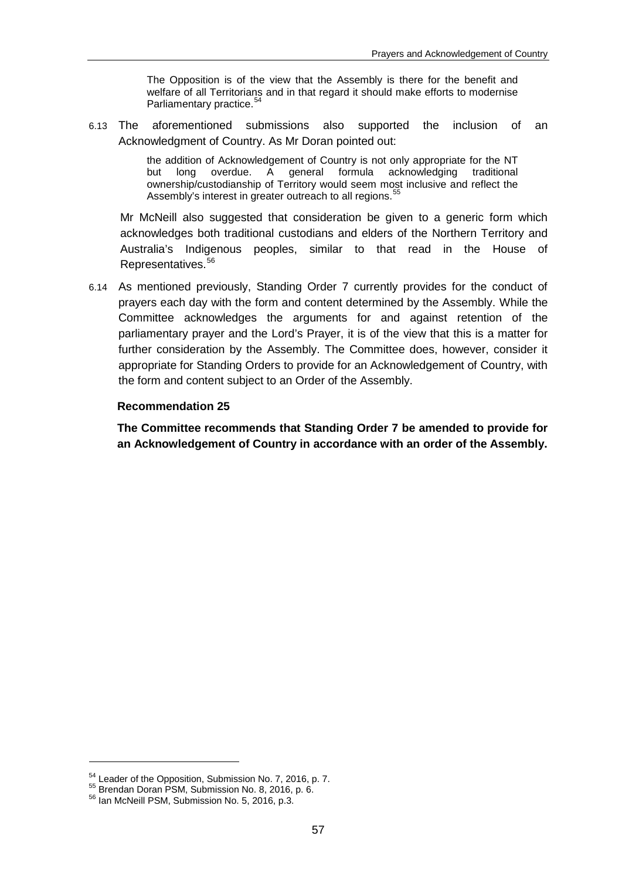> The Opposition is of the view that the Assembly is there for the benefit and welfare of all Territorians and in that regard it should make efforts to modernise Parliamentary practice.[54]

6.13 The aforementioned submissions also supported the inclusion of an Acknowledgment of Country. As Mr Doran pointed out:

> the addition of Acknowledgement of Country is not only appropriate for the NT but long overdue. A general formula acknowledging traditional ownership/custodianship of Territory would seem most inclusive and reflect the Assembly's interest in greater outreach to all regions.[55]

Mr McNeill also suggested that consideration be given to a generic form which acknowledges both traditional custodians and elders of the Northern Territory and Australia's Indigenous peoples, similar to that read in the House of Representatives.[56]

6.14 As mentioned previously, Standing Order 7 currently provides for the conduct of prayers each day with the form and content determined by the Assembly. While the Committee acknowledges the arguments for and against retention of the parliamentary prayer and the Lord's Prayer, it is of the view that this is a matter for further consideration by the Assembly. The Committee does, however, consider it appropriate for Standing Orders to provide for an Acknowledgement of Country, with the form and content subject to an Order of the Assembly.

**Recommendation 25**

**The Committee recommends that Standing Order 7 be amended to provide for an Acknowledgement of Country in accordance with an order of the Assembly.**

---

[54] Leader of the Opposition, Submission No. 7, 2016, p. 7.

[55] Brendan Doran PSM, Submission No. 8, 2016, p. 6.

[56] Ian McNeill PSM, Submission No. 5, 2016, p.3.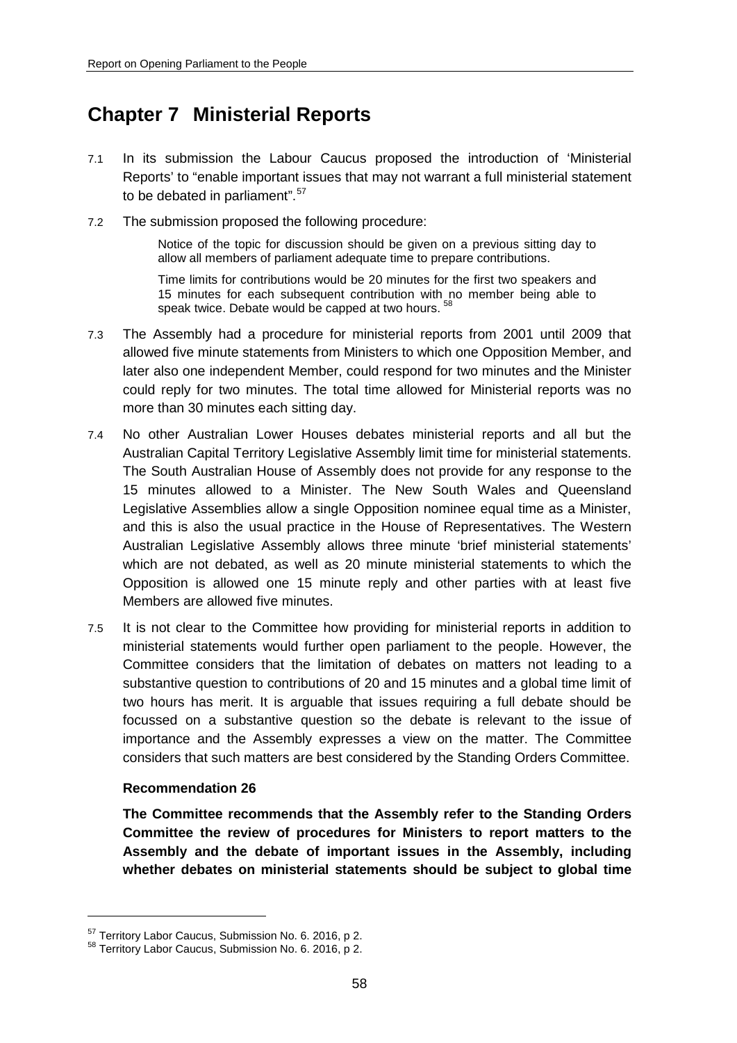# Chapter 7 Ministerial Reports

7.1 In its submission the Labour Caucus proposed the introduction of 'Ministerial Reports' to "enable important issues that may not warrant a full ministerial statement to be debated in parliament".[57]

7.2 The submission proposed the following procedure:

> Notice of the topic for discussion should be given on a previous sitting day to allow all members of parliament adequate time to prepare contributions.
>
> Time limits for contributions would be 20 minutes for the first two speakers and 15 minutes for each subsequent contribution with no member being able to speak twice. Debate would be capped at two hours.[58]

7.3 The Assembly had a procedure for ministerial reports from 2001 until 2009 that allowed five minute statements from Ministers to which one Opposition Member, and later also one independent Member, could respond for two minutes and the Minister could reply for two minutes. The total time allowed for Ministerial reports was no more than 30 minutes each sitting day.

7.4 No other Australian Lower Houses debates ministerial reports and all but the Australian Capital Territory Legislative Assembly limit time for ministerial statements. The South Australian House of Assembly does not provide for any response to the 15 minutes allowed to a Minister. The New South Wales and Queensland Legislative Assemblies allow a single Opposition nominee equal time as a Minister, and this is also the usual practice in the House of Representatives. The Western Australian Legislative Assembly allows three minute 'brief ministerial statements' which are not debated, as well as 20 minute ministerial statements to which the Opposition is allowed one 15 minute reply and other parties with at least five Members are allowed five minutes.

7.5 It is not clear to the Committee how providing for ministerial reports in addition to ministerial statements would further open parliament to the people. However, the Committee considers that the limitation of debates on matters not leading to a substantive question to contributions of 20 and 15 minutes and a global time limit of two hours has merit. It is arguable that issues requiring a full debate should be focussed on a substantive question so the debate is relevant to the issue of importance and the Assembly expresses a view on the matter. The Committee considers that such matters are best considered by the Standing Orders Committee.

**Recommendation 26**

**The Committee recommends that the Assembly refer to the Standing Orders Committee the review of procedures for Ministers to report matters to the Assembly and the debate of important issues in the Assembly, including whether debates on ministerial statements should be subject to global time**

---

[57] Territory Labor Caucus, Submission No. 6. 2016, p 2.

[58] Territory Labor Caucus, Submission No. 6. 2016, p 2.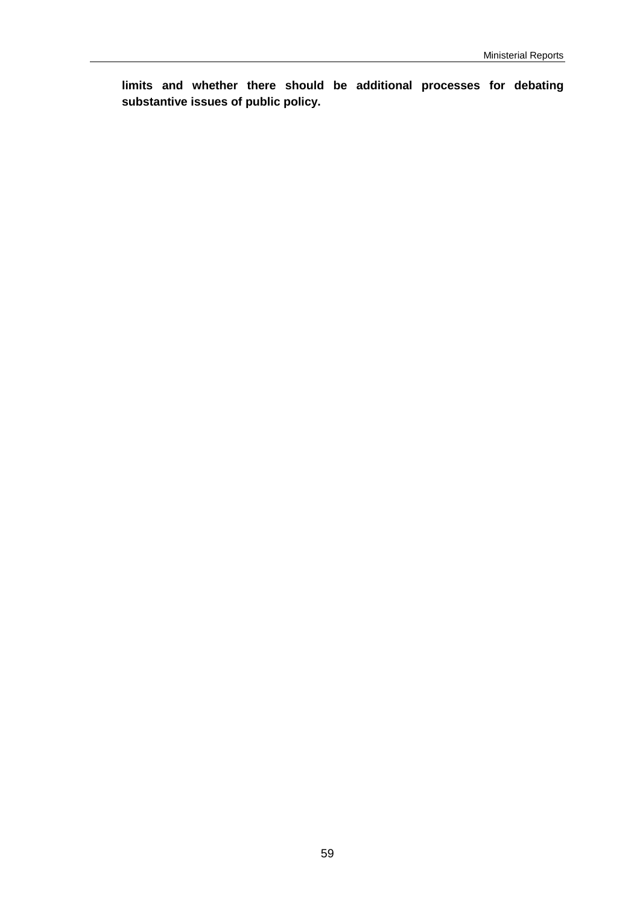**limits and whether there should be additional processes for debating substantive issues of public policy.**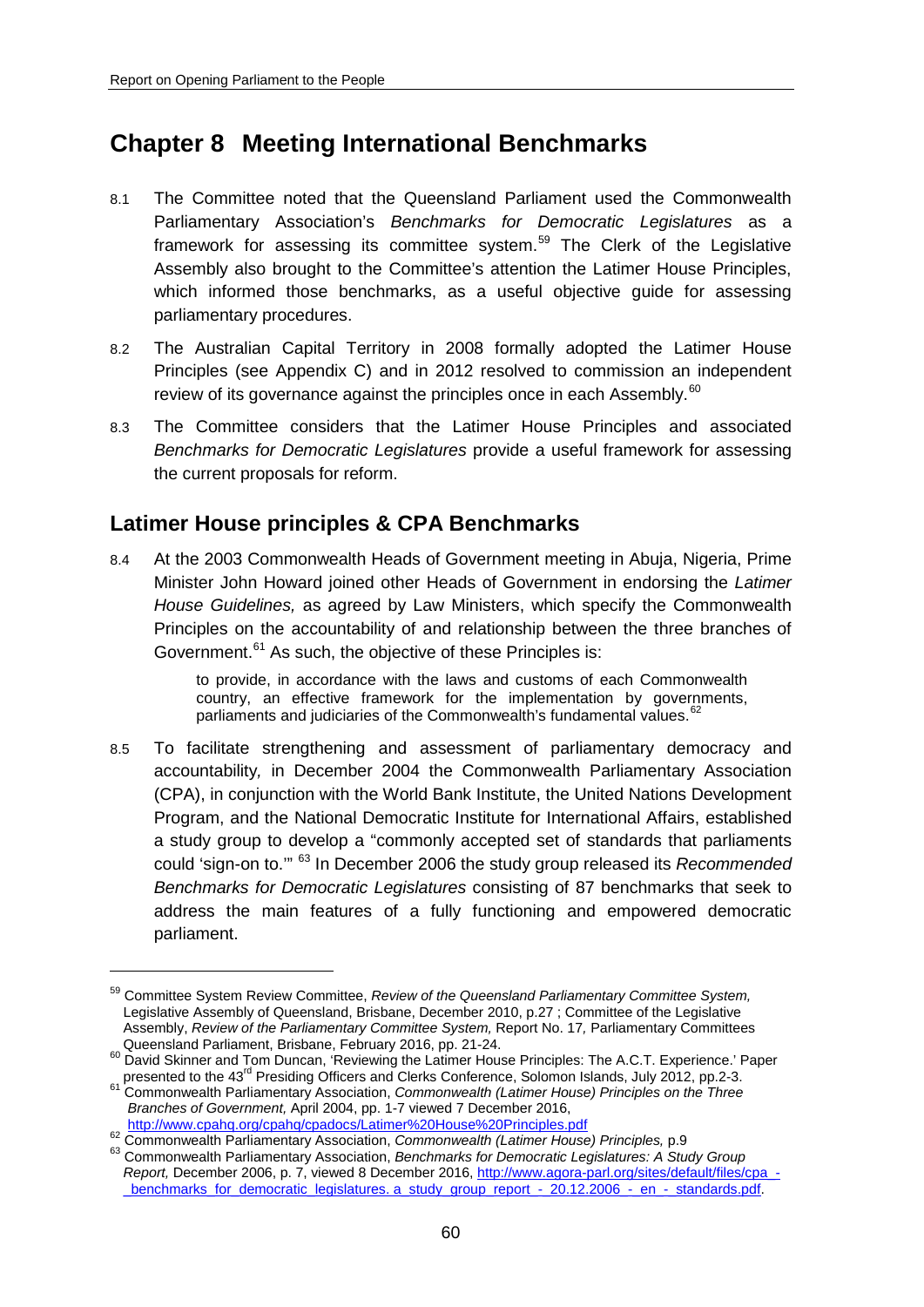# Chapter 8 Meeting International Benchmarks

8.1 The Committee noted that the Queensland Parliament used the Commonwealth Parliamentary Association's *Benchmarks for Democratic Legislatures* as a framework for assessing its committee system.[59] The Clerk of the Legislative Assembly also brought to the Committee's attention the Latimer House Principles, which informed those benchmarks, as a useful objective guide for assessing parliamentary procedures.

8.2 The Australian Capital Territory in 2008 formally adopted the Latimer House Principles (see Appendix C) and in 2012 resolved to commission an independent review of its governance against the principles once in each Assembly.[60]

8.3 The Committee considers that the Latimer House Principles and associated *Benchmarks for Democratic Legislatures* provide a useful framework for assessing the current proposals for reform.

## Latimer House principles & CPA Benchmarks

8.4 At the 2003 Commonwealth Heads of Government meeting in Abuja, Nigeria, Prime Minister John Howard joined other Heads of Government in endorsing the *Latimer House Guidelines,* as agreed by Law Ministers, which specify the Commonwealth Principles on the accountability of and relationship between the three branches of Government.[61] As such, the objective of these Principles is:

> to provide, in accordance with the laws and customs of each Commonwealth country, an effective framework for the implementation by governments, parliaments and judiciaries of the Commonwealth's fundamental values.[62]

8.5 To facilitate strengthening and assessment of parliamentary democracy and accountability*,* in December 2004 the Commonwealth Parliamentary Association (CPA), in conjunction with the World Bank Institute, the United Nations Development Program, and the National Democratic Institute for International Affairs, established a study group to develop a "commonly accepted set of standards that parliaments could 'sign-on to.'" [63] In December 2006 the study group released its *Recommended Benchmarks for Democratic Legislatures* consisting of 87 benchmarks that seek to address the main features of a fully functioning and empowered democratic parliament.

---

[59] Committee System Review Committee, *Review of the Queensland Parliamentary Committee System,* Legislative Assembly of Queensland, Brisbane, December 2010, p.27 ; Committee of the Legislative Assembly, *Review of the Parliamentary Committee System,* Report No. 17*,* Parliamentary Committees Queensland Parliament, Brisbane, February 2016, pp. 21-24.

[60] David Skinner and Tom Duncan, 'Reviewing the Latimer House Principles: The A.C.T. Experience.' Paper presented to the 43rd Presiding Officers and Clerks Conference, Solomon Islands, July 2012, pp.2-3.

[61] Commonwealth Parliamentary Association, *Commonwealth (Latimer House) Principles on the Three Branches of Government,* April 2004, pp. 1-7 viewed 7 December 2016, http://www.cpahq.org/cpahq/cpadocs/Latimer%20House%20Principles.pdf

[62] Commonwealth Parliamentary Association, *Commonwealth (Latimer House) Principles,* p.9

[63] Commonwealth Parliamentary Association, *Benchmarks for Democratic Legislatures: A Study Group Report,* December 2006, p. 7, viewed 8 December 2016, http://www.agora-parl.org/sites/default/files/cpa_-_benchmarks_for_democratic_legislatures._a_study_group_report_-_20.12.2006_-_en_-_standards.pdf.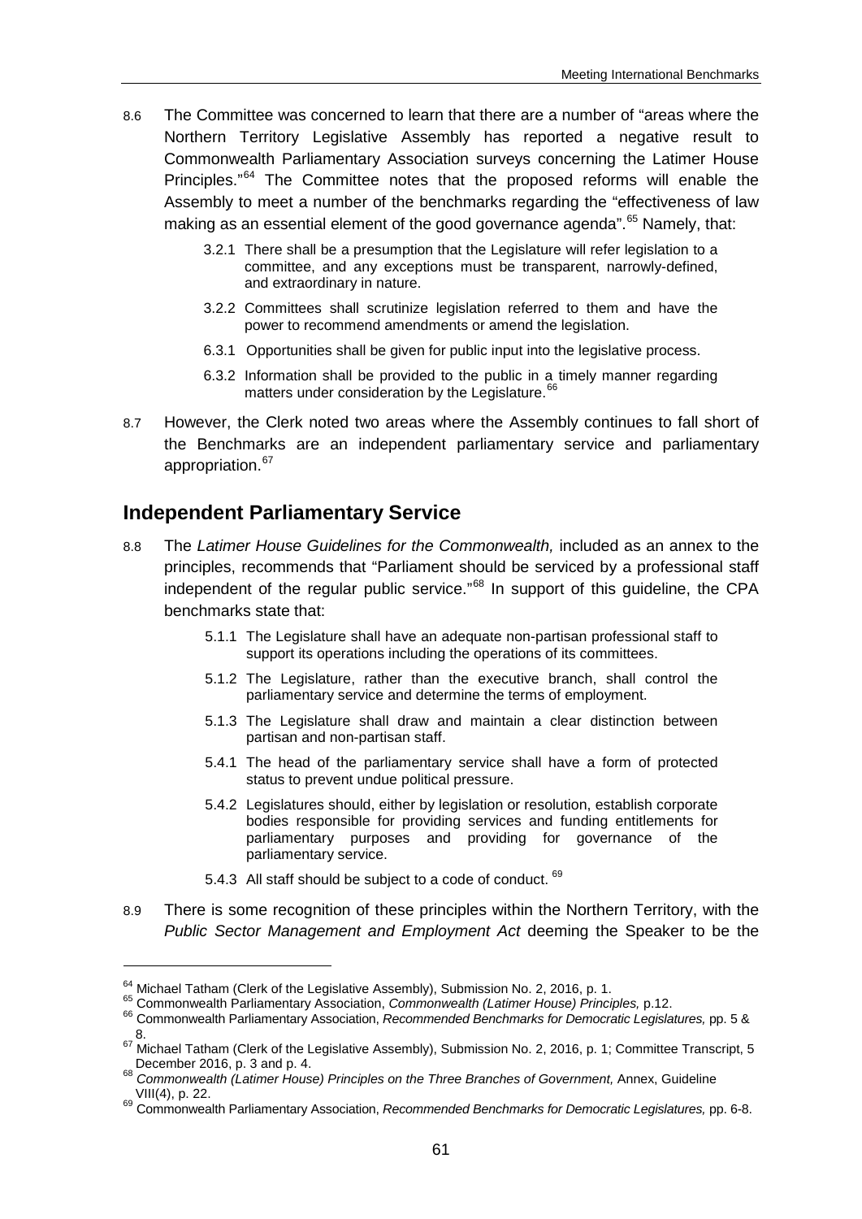8.6 The Committee was concerned to learn that there are a number of "areas where the Northern Territory Legislative Assembly has reported a negative result to Commonwealth Parliamentary Association surveys concerning the Latimer House Principles."[64] The Committee notes that the proposed reforms will enable the Assembly to meet a number of the benchmarks regarding the "effectiveness of law making as an essential element of the good governance agenda".[65] Namely, that:

> 3.2.1 There shall be a presumption that the Legislature will refer legislation to a committee, and any exceptions must be transparent, narrowly-defined, and extraordinary in nature.
>
> 3.2.2 Committees shall scrutinize legislation referred to them and have the power to recommend amendments or amend the legislation.
>
> 6.3.1 Opportunities shall be given for public input into the legislative process.
>
> 6.3.2 Information shall be provided to the public in a timely manner regarding matters under consideration by the Legislature.[66]

8.7 However, the Clerk noted two areas where the Assembly continues to fall short of the Benchmarks are an independent parliamentary service and parliamentary appropriation.[67]

## Independent Parliamentary Service

8.8 The *Latimer House Guidelines for the Commonwealth,* included as an annex to the principles, recommends that "Parliament should be serviced by a professional staff independent of the regular public service."[68] In support of this guideline, the CPA benchmarks state that:

> 5.1.1 The Legislature shall have an adequate non-partisan professional staff to support its operations including the operations of its committees.
>
> 5.1.2 The Legislature, rather than the executive branch, shall control the parliamentary service and determine the terms of employment.
>
> 5.1.3 The Legislature shall draw and maintain a clear distinction between partisan and non-partisan staff.
>
> 5.4.1 The head of the parliamentary service shall have a form of protected status to prevent undue political pressure.
>
> 5.4.2 Legislatures should, either by legislation or resolution, establish corporate bodies responsible for providing services and funding entitlements for parliamentary purposes and providing for governance of the parliamentary service.
>
> 5.4.3 All staff should be subject to a code of conduct.[69]

8.9 There is some recognition of these principles within the Northern Territory, with the *Public Sector Management and Employment Act* deeming the Speaker to be the

---

[64] Michael Tatham (Clerk of the Legislative Assembly), Submission No. 2, 2016, p. 1.

[65] Commonwealth Parliamentary Association, *Commonwealth (Latimer House) Principles,* p.12.

[66] Commonwealth Parliamentary Association, *Recommended Benchmarks for Democratic Legislatures,* pp. 5 & 8.

[67] Michael Tatham (Clerk of the Legislative Assembly), Submission No. 2, 2016, p. 1; Committee Transcript, 5 December 2016, p. 3 and p. 4.

[68] *Commonwealth (Latimer House) Principles on the Three Branches of Government,* Annex, Guideline VIII(4), p. 22.

[69] Commonwealth Parliamentary Association, *Recommended Benchmarks for Democratic Legislatures,* pp. 6-8.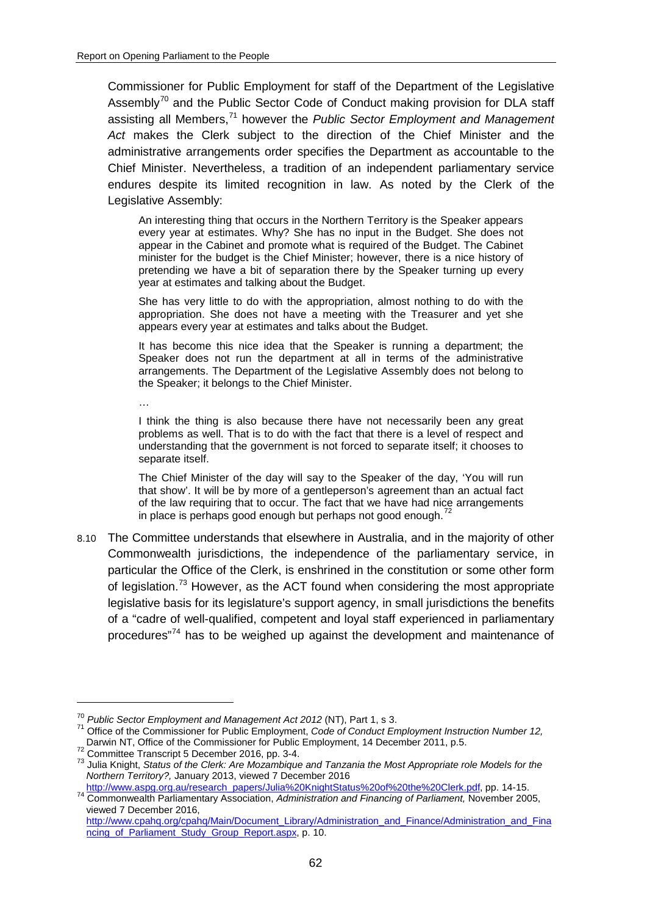Commissioner for Public Employment for staff of the Department of the Legislative Assembly[70] and the Public Sector Code of Conduct making provision for DLA staff assisting all Members,[71] however the *Public Sector Employment and Management Act* makes the Clerk subject to the direction of the Chief Minister and the administrative arrangements order specifies the Department as accountable to the Chief Minister. Nevertheless, a tradition of an independent parliamentary service endures despite its limited recognition in law. As noted by the Clerk of the Legislative Assembly:

> An interesting thing that occurs in the Northern Territory is the Speaker appears every year at estimates. Why? She has no input in the Budget. She does not appear in the Cabinet and promote what is required of the Budget. The Cabinet minister for the budget is the Chief Minister; however, there is a nice history of pretending we have a bit of separation there by the Speaker turning up every year at estimates and talking about the Budget.
>
> She has very little to do with the appropriation, almost nothing to do with the appropriation. She does not have a meeting with the Treasurer and yet she appears every year at estimates and talks about the Budget.
>
> It has become this nice idea that the Speaker is running a department; the Speaker does not run the department at all in terms of the administrative arrangements. The Department of the Legislative Assembly does not belong to the Speaker; it belongs to the Chief Minister.
>
> …
>
> I think the thing is also because there have not necessarily been any great problems as well. That is to do with the fact that there is a level of respect and understanding that the government is not forced to separate itself; it chooses to separate itself.
>
> The Chief Minister of the day will say to the Speaker of the day, 'You will run that show'. It will be by more of a gentleperson's agreement than an actual fact of the law requiring that to occur. The fact that we have had nice arrangements in place is perhaps good enough but perhaps not good enough.[72]

8.10 The Committee understands that elsewhere in Australia, and in the majority of other Commonwealth jurisdictions, the independence of the parliamentary service, in particular the Office of the Clerk, is enshrined in the constitution or some other form of legislation.[73] However, as the ACT found when considering the most appropriate legislative basis for its legislature's support agency, in small jurisdictions the benefits of a "cadre of well-qualified, competent and loyal staff experienced in parliamentary procedures"[74] has to be weighed up against the development and maintenance of

---

[70] *Public Sector Employment and Management Act 2012* (NT), Part 1, s 3.

[71] Office of the Commissioner for Public Employment, *Code of Conduct Employment Instruction Number 12,* Darwin NT, Office of the Commissioner for Public Employment, 14 December 2011, p.5.

[72] Committee Transcript 5 December 2016, pp. 3-4.

[73] Julia Knight, *Status of the Clerk: Are Mozambique and Tanzania the Most Appropriate role Models for the Northern Territory?,* January 2013, viewed 7 December 2016 http://www.aspg.org.au/research_papers/Julia%20KnightStatus%20of%20the%20Clerk.pdf, pp. 14-15.

[74] Commonwealth Parliamentary Association, *Administration and Financing of Parliament,* November 2005, viewed 7 December 2016, http://www.cpahq.org/cpahq/Main/Document_Library/Administration_and_Finance/Administration_and_Financing_of_Parliament_Study_Group_Report.aspx, p. 10.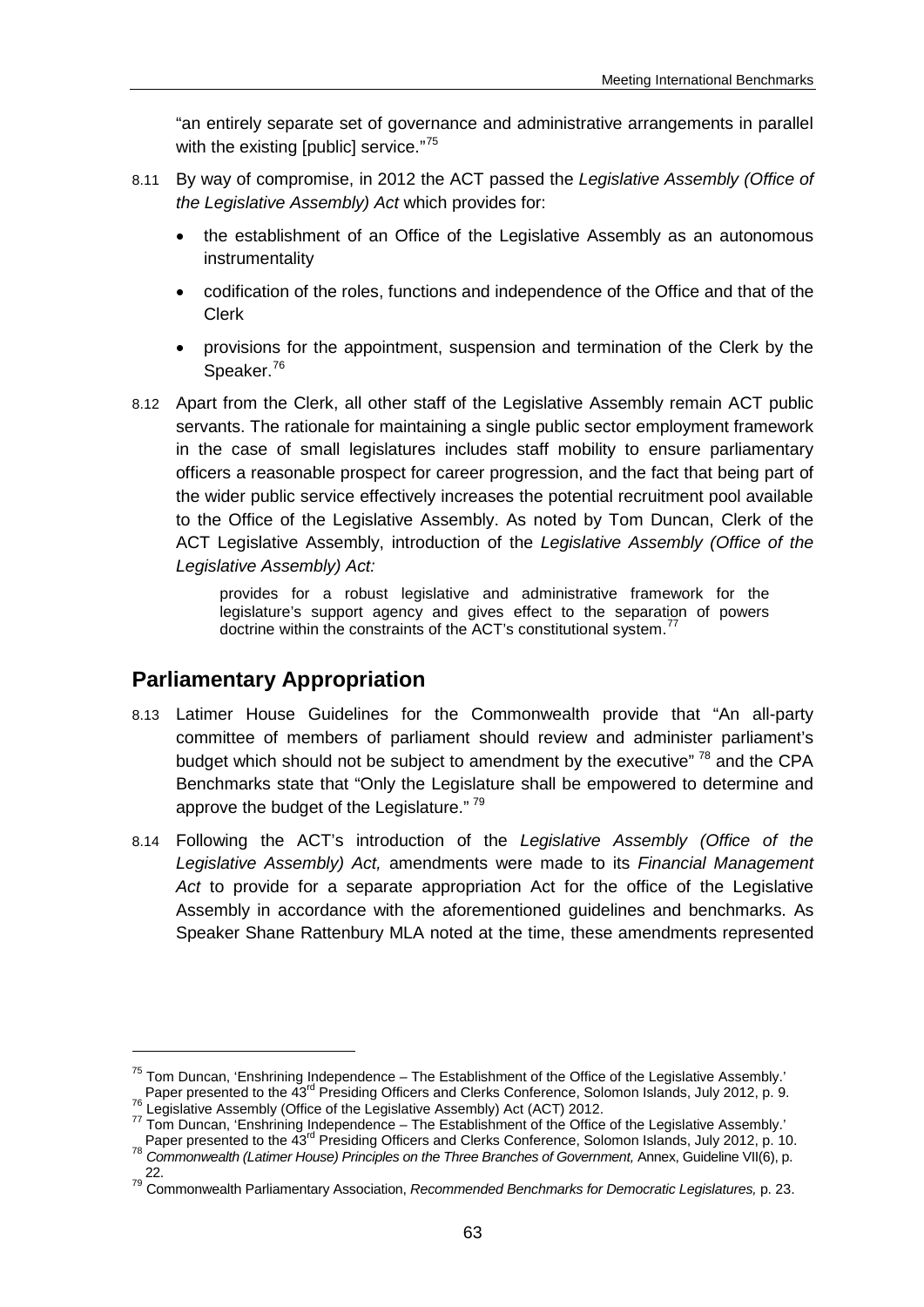"an entirely separate set of governance and administrative arrangements in parallel with the existing [public] service."[75]

8.11 By way of compromise, in 2012 the ACT passed the *Legislative Assembly (Office of the Legislative Assembly) Act* which provides for:

- the establishment of an Office of the Legislative Assembly as an autonomous instrumentality
- codification of the roles, functions and independence of the Office and that of the Clerk
- provisions for the appointment, suspension and termination of the Clerk by the Speaker.[76]

8.12 Apart from the Clerk, all other staff of the Legislative Assembly remain ACT public servants. The rationale for maintaining a single public sector employment framework in the case of small legislatures includes staff mobility to ensure parliamentary officers a reasonable prospect for career progression, and the fact that being part of the wider public service effectively increases the potential recruitment pool available to the Office of the Legislative Assembly. As noted by Tom Duncan, Clerk of the ACT Legislative Assembly, introduction of the *Legislative Assembly (Office of the Legislative Assembly) Act:*

> provides for a robust legislative and administrative framework for the legislature's support agency and gives effect to the separation of powers doctrine within the constraints of the ACT's constitutional system.[77]

## Parliamentary Appropriation

8.13 Latimer House Guidelines for the Commonwealth provide that "An all-party committee of members of parliament should review and administer parliament's budget which should not be subject to amendment by the executive" [78] and the CPA Benchmarks state that "Only the Legislature shall be empowered to determine and approve the budget of the Legislature." [79]

8.14 Following the ACT's introduction of the *Legislative Assembly (Office of the Legislative Assembly) Act,* amendments were made to its *Financial Management Act* to provide for a separate appropriation Act for the office of the Legislative Assembly in accordance with the aforementioned guidelines and benchmarks. As Speaker Shane Rattenbury MLA noted at the time, these amendments represented

---

[75] Tom Duncan, 'Enshrining Independence – The Establishment of the Office of the Legislative Assembly.' Paper presented to the 43rd Presiding Officers and Clerks Conference, Solomon Islands, July 2012, p. 9.

[76] Legislative Assembly (Office of the Legislative Assembly) Act (ACT) 2012.

[77] Tom Duncan, 'Enshrining Independence – The Establishment of the Office of the Legislative Assembly.' Paper presented to the 43rd Presiding Officers and Clerks Conference, Solomon Islands, July 2012, p. 10.

[78] *Commonwealth (Latimer House) Principles on the Three Branches of Government,* Annex, Guideline VII(6), p. 22.

[79] Commonwealth Parliamentary Association, *Recommended Benchmarks for Democratic Legislatures,* p. 23.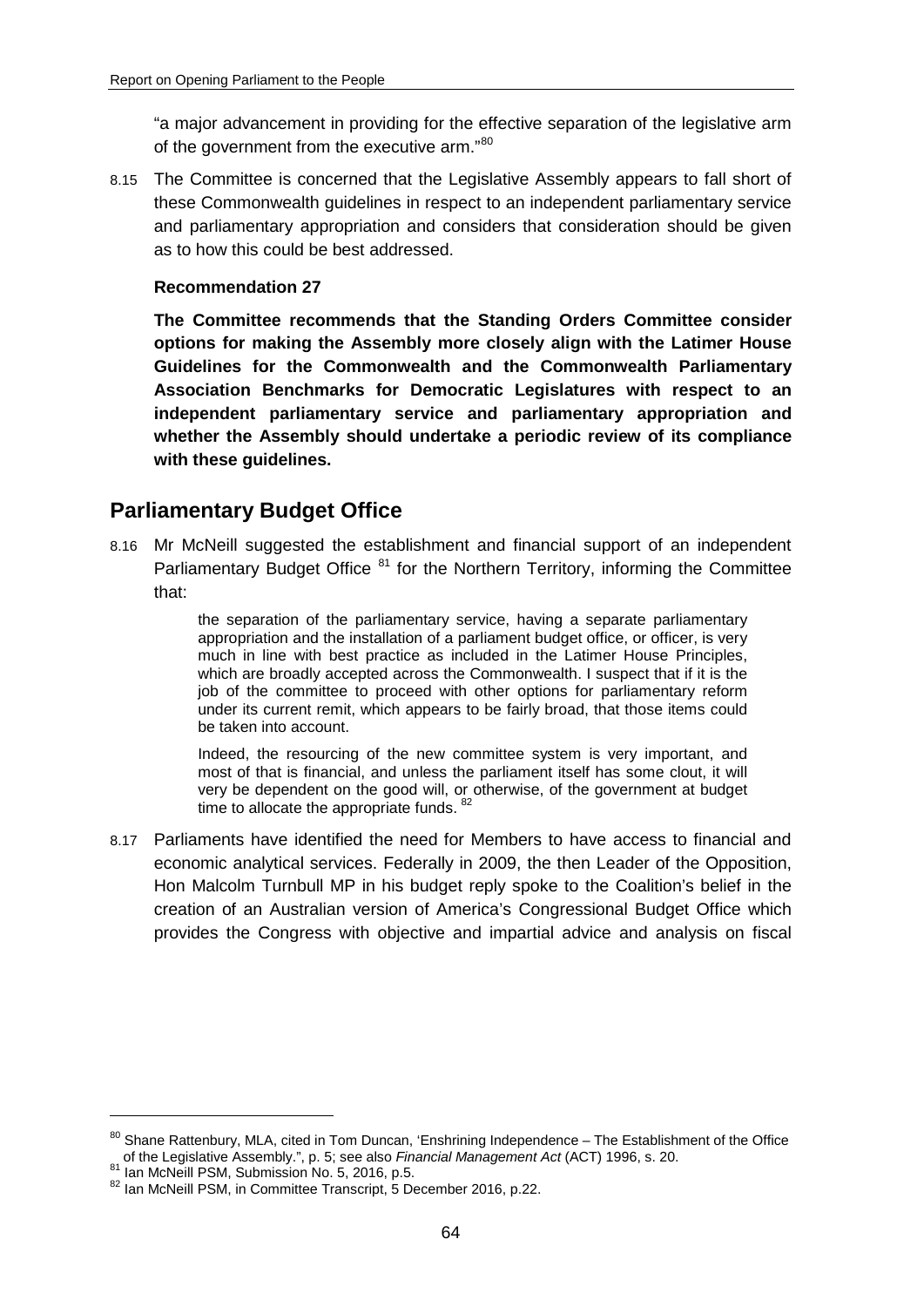"a major advancement in providing for the effective separation of the legislative arm of the government from the executive arm."[80]

8.15 The Committee is concerned that the Legislative Assembly appears to fall short of these Commonwealth guidelines in respect to an independent parliamentary service and parliamentary appropriation and considers that consideration should be given as to how this could be best addressed.

**Recommendation 27**

**The Committee recommends that the Standing Orders Committee consider options for making the Assembly more closely align with the Latimer House Guidelines for the Commonwealth and the Commonwealth Parliamentary Association Benchmarks for Democratic Legislatures with respect to an independent parliamentary service and parliamentary appropriation and whether the Assembly should undertake a periodic review of its compliance with these guidelines.**

## Parliamentary Budget Office

8.16 Mr McNeill suggested the establishment and financial support of an independent Parliamentary Budget Office [81] for the Northern Territory, informing the Committee that:

> the separation of the parliamentary service, having a separate parliamentary appropriation and the installation of a parliament budget office, or officer, is very much in line with best practice as included in the Latimer House Principles, which are broadly accepted across the Commonwealth. I suspect that if it is the job of the committee to proceed with other options for parliamentary reform under its current remit, which appears to be fairly broad, that those items could be taken into account.
>
> Indeed, the resourcing of the new committee system is very important, and most of that is financial, and unless the parliament itself has some clout, it will very be dependent on the good will, or otherwise, of the government at budget time to allocate the appropriate funds. [82]

8.17 Parliaments have identified the need for Members to have access to financial and economic analytical services. Federally in 2009, the then Leader of the Opposition, Hon Malcolm Turnbull MP in his budget reply spoke to the Coalition's belief in the creation of an Australian version of America's Congressional Budget Office which provides the Congress with objective and impartial advice and analysis on fiscal

---

[80] Shane Rattenbury, MLA, cited in Tom Duncan, 'Enshrining Independence – The Establishment of the Office of the Legislative Assembly.", p. 5; see also *Financial Management Act* (ACT) 1996, s. 20.

[81] Ian McNeill PSM, Submission No. 5, 2016, p.5.

[82] Ian McNeill PSM, in Committee Transcript, 5 December 2016, p.22.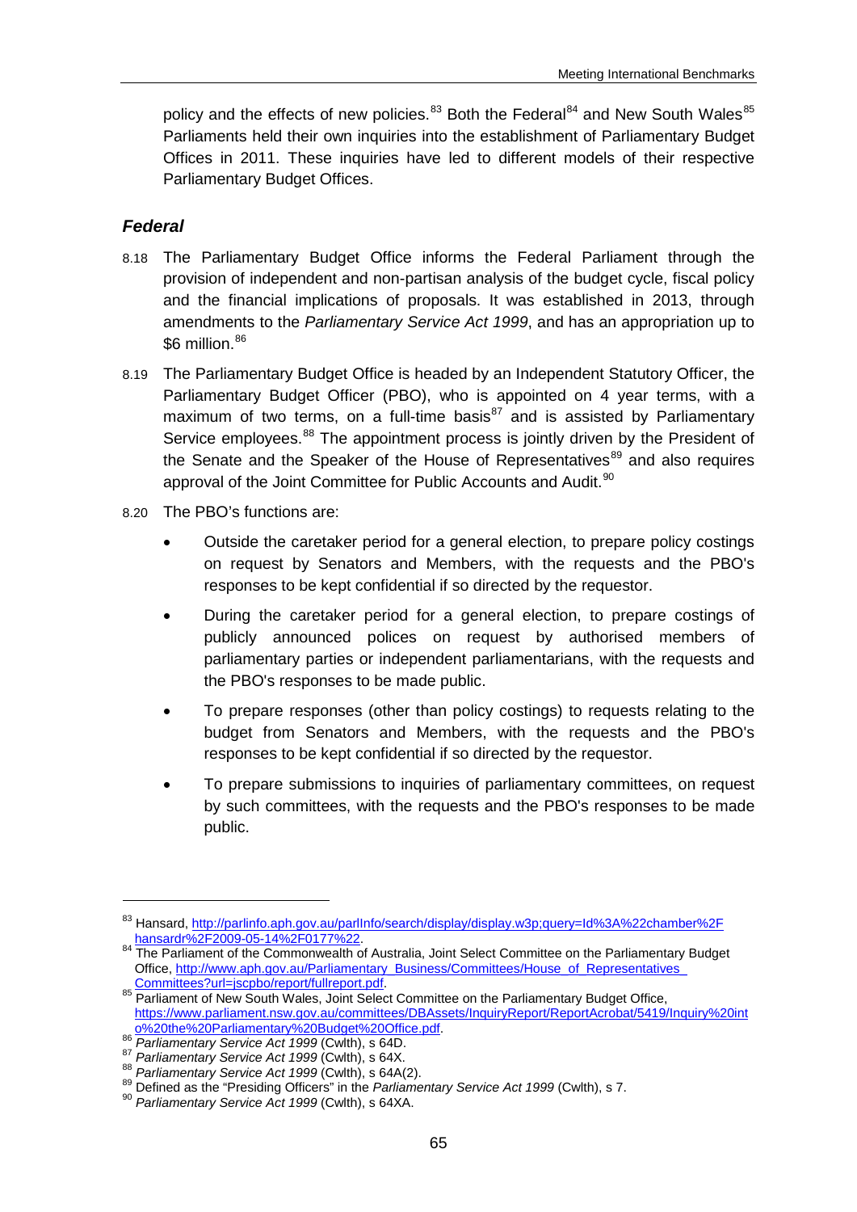policy and the effects of new policies.[83] Both the Federal[84] and New South Wales[85] Parliaments held their own inquiries into the establishment of Parliamentary Budget Offices in 2011. These inquiries have led to different models of their respective Parliamentary Budget Offices.

### *Federal*

8.18 The Parliamentary Budget Office informs the Federal Parliament through the provision of independent and non-partisan analysis of the budget cycle, fiscal policy and the financial implications of proposals. It was established in 2013, through amendments to the *Parliamentary Service Act 1999*, and has an appropriation up to $6 million.[86]

8.19 The Parliamentary Budget Office is headed by an Independent Statutory Officer, the Parliamentary Budget Officer (PBO), who is appointed on 4 year terms, with a maximum of two terms, on a full-time basis[87] and is assisted by Parliamentary Service employees.[88] The appointment process is jointly driven by the President of the Senate and the Speaker of the House of Representatives[89] and also requires approval of the Joint Committee for Public Accounts and Audit.[90]

8.20 The PBO's functions are:

- Outside the caretaker period for a general election, to prepare policy costings on request by Senators and Members, with the requests and the PBO's responses to be kept confidential if so directed by the requestor.
- During the caretaker period for a general election, to prepare costings of publicly announced polices on request by authorised members of parliamentary parties or independent parliamentarians, with the requests and the PBO's responses to be made public.
- To prepare responses (other than policy costings) to requests relating to the budget from Senators and Members, with the requests and the PBO's responses to be kept confidential if so directed by the requestor.
- To prepare submissions to inquiries of parliamentary committees, on request by such committees, with the requests and the PBO's responses to be made public.

---

[83] Hansard, http://parlinfo.aph.gov.au/parlInfo/search/display/display.w3p;query=Id%3A%22chamber%2Fhansardr%2F2009-05-14%2F0177%22.

[84] The Parliament of the Commonwealth of Australia, Joint Select Committee on the Parliamentary Budget Office, http://www.aph.gov.au/Parliamentary_Business/Committees/House_of_Representatives_Committees?url=jscpbo/report/fullreport.pdf.

[85] Parliament of New South Wales, Joint Select Committee on the Parliamentary Budget Office, https://www.parliament.nsw.gov.au/committees/DBAssets/InquiryReport/ReportAcrobat/5419/Inquiry%20into%20the%20Parliamentary%20Budget%20Office.pdf.

[86] *Parliamentary Service Act 1999* (Cwlth), s 64D.

[87] *Parliamentary Service Act 1999* (Cwlth), s 64X.

[88] *Parliamentary Service Act 1999* (Cwlth), s 64A(2).

[89] Defined as the "Presiding Officers" in the *Parliamentary Service Act 1999* (Cwlth), s 7.

[90] *Parliamentary Service Act 1999* (Cwlth), s 64XA.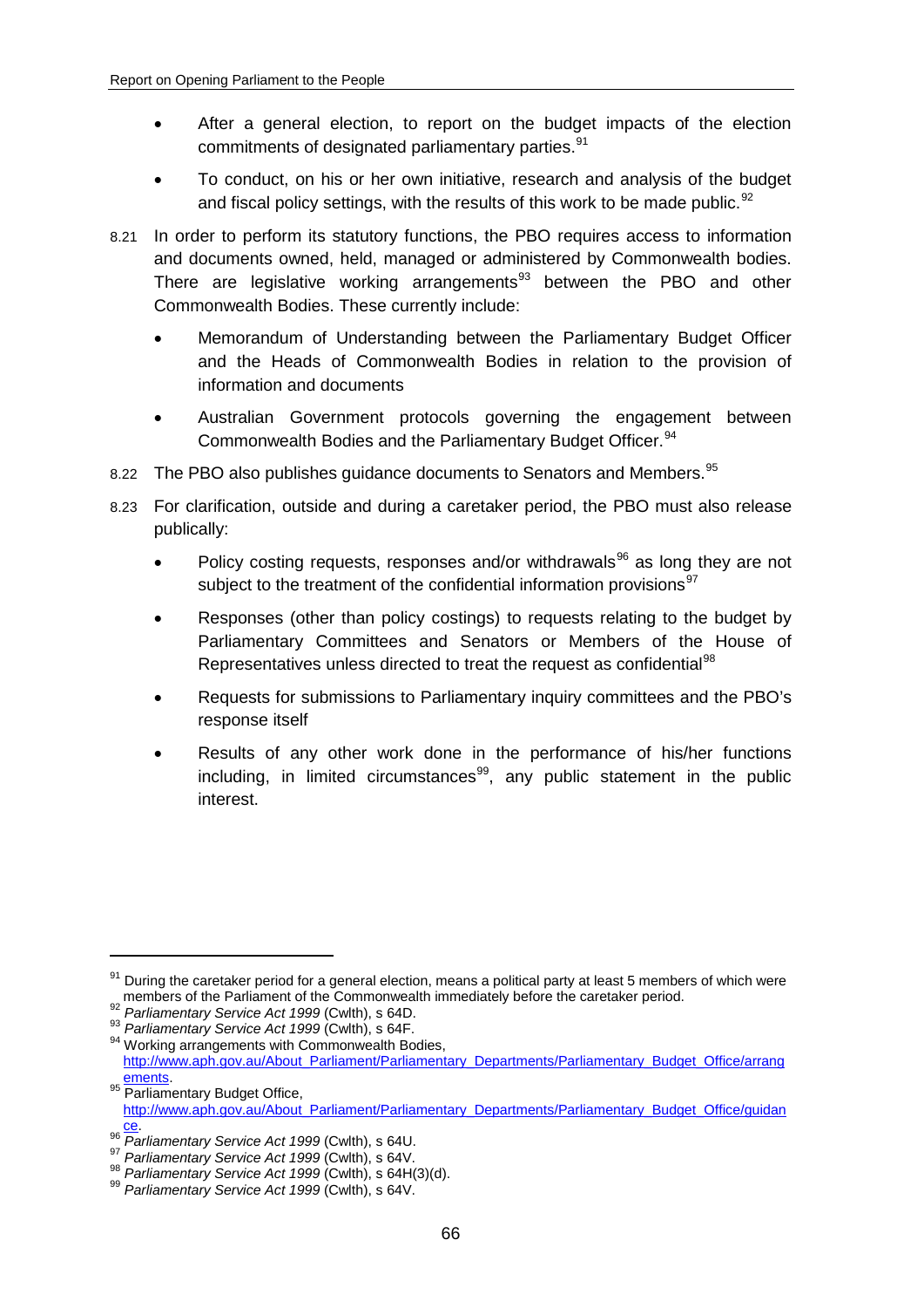- After a general election, to report on the budget impacts of the election commitments of designated parliamentary parties.[91]
- To conduct, on his or her own initiative, research and analysis of the budget and fiscal policy settings, with the results of this work to be made public.[92]

8.21 In order to perform its statutory functions, the PBO requires access to information and documents owned, held, managed or administered by Commonwealth bodies. There are legislative working arrangements[93] between the PBO and other Commonwealth Bodies. These currently include:

- Memorandum of Understanding between the Parliamentary Budget Officer and the Heads of Commonwealth Bodies in relation to the provision of information and documents
- Australian Government protocols governing the engagement between Commonwealth Bodies and the Parliamentary Budget Officer.[94]

8.22 The PBO also publishes guidance documents to Senators and Members.[95]

8.23 For clarification, outside and during a caretaker period, the PBO must also release publically:

- Policy costing requests, responses and/or withdrawals[96] as long they are not subject to the treatment of the confidential information provisions[97]
- Responses (other than policy costings) to requests relating to the budget by Parliamentary Committees and Senators or Members of the House of Representatives unless directed to treat the request as confidential[98]
- Requests for submissions to Parliamentary inquiry committees and the PBO's response itself
- Results of any other work done in the performance of his/her functions including, in limited circumstances[99], any public statement in the public interest.

---

[91] During the caretaker period for a general election, means a political party at least 5 members of which were members of the Parliament of the Commonwealth immediately before the caretaker period.

[92] *Parliamentary Service Act 1999* (Cwlth), s 64D.

[93] *Parliamentary Service Act 1999* (Cwlth), s 64F.

[94] Working arrangements with Commonwealth Bodies, http://www.aph.gov.au/About_Parliament/Parliamentary_Departments/Parliamentary_Budget_Office/arrangements.

[95] Parliamentary Budget Office, http://www.aph.gov.au/About_Parliament/Parliamentary_Departments/Parliamentary_Budget_Office/guidance.

[96] *Parliamentary Service Act 1999* (Cwlth), s 64U.

[97] *Parliamentary Service Act 1999* (Cwlth), s 64V.

[98] *Parliamentary Service Act 1999* (Cwlth), s 64H(3)(d).

[99] *Parliamentary Service Act 1999* (Cwlth), s 64V.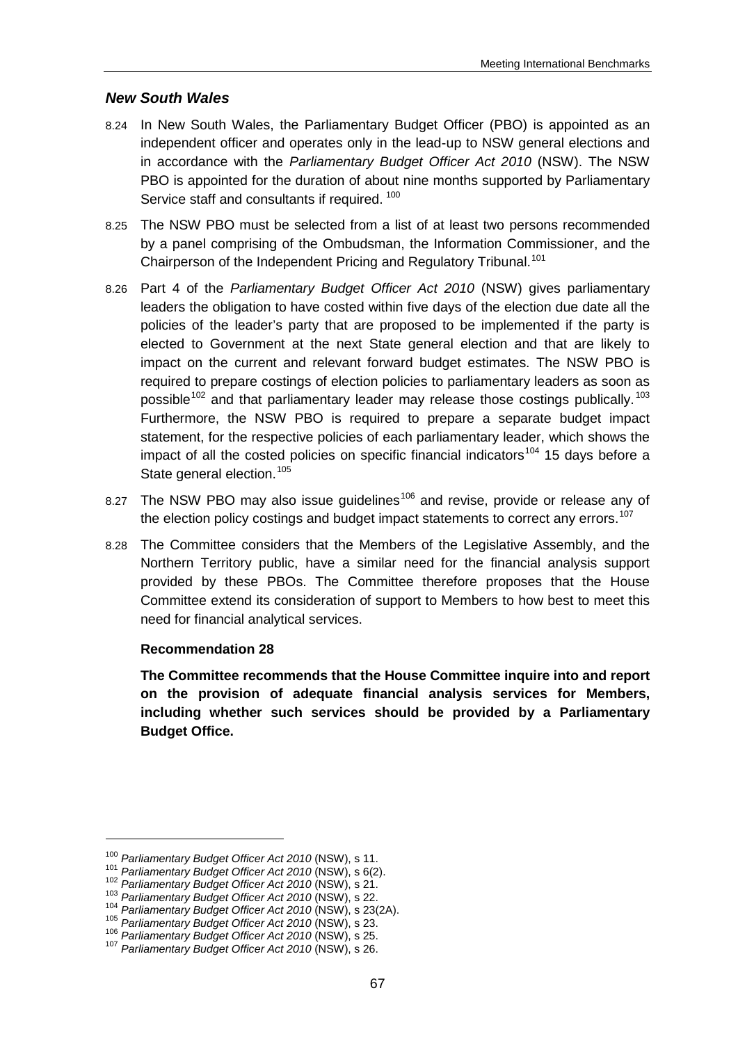### *New South Wales*

8.24 In New South Wales, the Parliamentary Budget Officer (PBO) is appointed as an independent officer and operates only in the lead-up to NSW general elections and in accordance with the *Parliamentary Budget Officer Act 2010* (NSW). The NSW PBO is appointed for the duration of about nine months supported by Parliamentary Service staff and consultants if required. [100]

8.25 The NSW PBO must be selected from a list of at least two persons recommended by a panel comprising of the Ombudsman, the Information Commissioner, and the Chairperson of the Independent Pricing and Regulatory Tribunal.[101]

8.26 Part 4 of the *Parliamentary Budget Officer Act 2010* (NSW) gives parliamentary leaders the obligation to have costed within five days of the election due date all the policies of the leader's party that are proposed to be implemented if the party is elected to Government at the next State general election and that are likely to impact on the current and relevant forward budget estimates. The NSW PBO is required to prepare costings of election policies to parliamentary leaders as soon as possible[102] and that parliamentary leader may release those costings publically.[103] Furthermore, the NSW PBO is required to prepare a separate budget impact statement, for the respective policies of each parliamentary leader, which shows the impact of all the costed policies on specific financial indicators[104] 15 days before a State general election.[105]

8.27 The NSW PBO may also issue guidelines[106] and revise, provide or release any of the election policy costings and budget impact statements to correct any errors.[107]

8.28 The Committee considers that the Members of the Legislative Assembly, and the Northern Territory public, have a similar need for the financial analysis support provided by these PBOs. The Committee therefore proposes that the House Committee extend its consideration of support to Members to how best to meet this need for financial analytical services.

**Recommendation 28**

**The Committee recommends that the House Committee inquire into and report on the provision of adequate financial analysis services for Members, including whether such services should be provided by a Parliamentary Budget Office.**

---

[100] *Parliamentary Budget Officer Act 2010* (NSW), s 11.
[101] *Parliamentary Budget Officer Act 2010* (NSW), s 6(2).
[102] *Parliamentary Budget Officer Act 2010* (NSW), s 21.
[103] *Parliamentary Budget Officer Act 2010* (NSW), s 22.
[104] *Parliamentary Budget Officer Act 2010* (NSW), s 23(2A).
[105] *Parliamentary Budget Officer Act 2010* (NSW), s 23.
[106] *Parliamentary Budget Officer Act 2010* (NSW), s 25.
[107] *Parliamentary Budget Officer Act 2010* (NSW), s 26.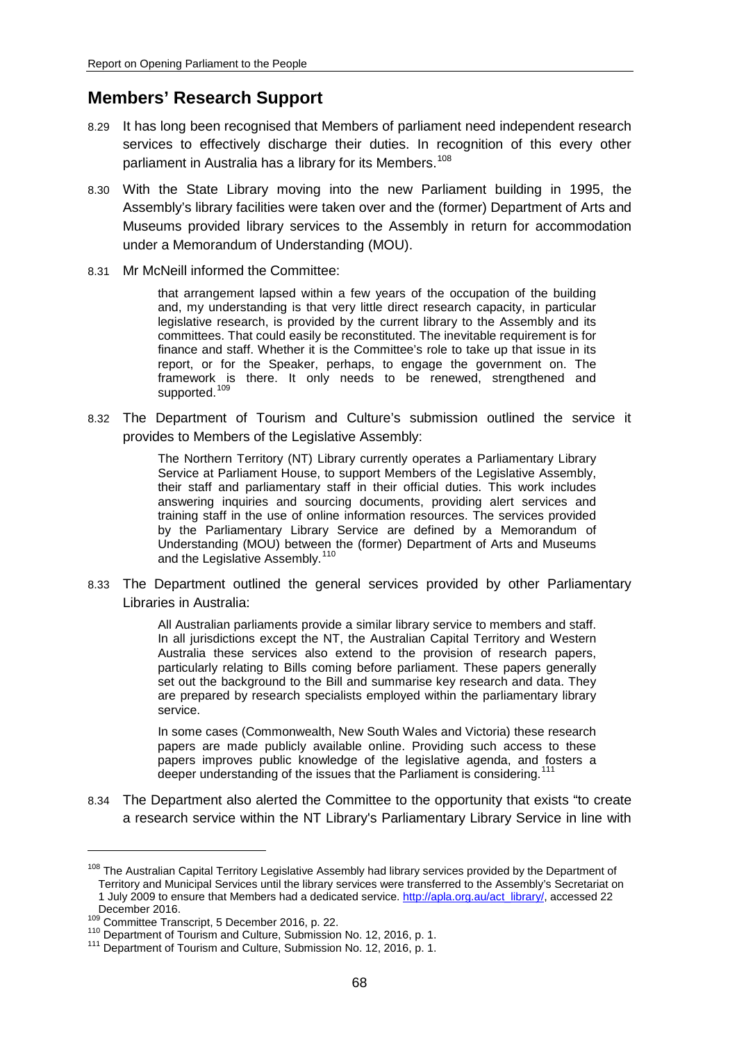## Members' Research Support

8.29 It has long been recognised that Members of parliament need independent research services to effectively discharge their duties. In recognition of this every other parliament in Australia has a library for its Members.[108]

8.30 With the State Library moving into the new Parliament building in 1995, the Assembly's library facilities were taken over and the (former) Department of Arts and Museums provided library services to the Assembly in return for accommodation under a Memorandum of Understanding (MOU).

8.31 Mr McNeill informed the Committee:

> that arrangement lapsed within a few years of the occupation of the building and, my understanding is that very little direct research capacity, in particular legislative research, is provided by the current library to the Assembly and its committees. That could easily be reconstituted. The inevitable requirement is for finance and staff. Whether it is the Committee's role to take up that issue in its report, or for the Speaker, perhaps, to engage the government on. The framework is there. It only needs to be renewed, strengthened and supported.[109]

8.32 The Department of Tourism and Culture's submission outlined the service it provides to Members of the Legislative Assembly:

> The Northern Territory (NT) Library currently operates a Parliamentary Library Service at Parliament House, to support Members of the Legislative Assembly, their staff and parliamentary staff in their official duties. This work includes answering inquiries and sourcing documents, providing alert services and training staff in the use of online information resources. The services provided by the Parliamentary Library Service are defined by a Memorandum of Understanding (MOU) between the (former) Department of Arts and Museums and the Legislative Assembly.[110]

8.33 The Department outlined the general services provided by other Parliamentary Libraries in Australia:

> All Australian parliaments provide a similar library service to members and staff. In all jurisdictions except the NT, the Australian Capital Territory and Western Australia these services also extend to the provision of research papers, particularly relating to Bills coming before parliament. These papers generally set out the background to the Bill and summarise key research and data. They are prepared by research specialists employed within the parliamentary library service.
>
> In some cases (Commonwealth, New South Wales and Victoria) these research papers are made publicly available online. Providing such access to these papers improves public knowledge of the legislative agenda, and fosters a deeper understanding of the issues that the Parliament is considering.[111]

8.34 The Department also alerted the Committee to the opportunity that exists "to create a research service within the NT Library's Parliamentary Library Service in line with

---

[108] The Australian Capital Territory Legislative Assembly had library services provided by the Department of Territory and Municipal Services until the library services were transferred to the Assembly's Secretariat on 1 July 2009 to ensure that Members had a dedicated service. http://apla.org.au/act_library/, accessed 22 December 2016.

[109] Committee Transcript, 5 December 2016, p. 22.

[110] Department of Tourism and Culture, Submission No. 12, 2016, p. 1.

[111] Department of Tourism and Culture, Submission No. 12, 2016, p. 1.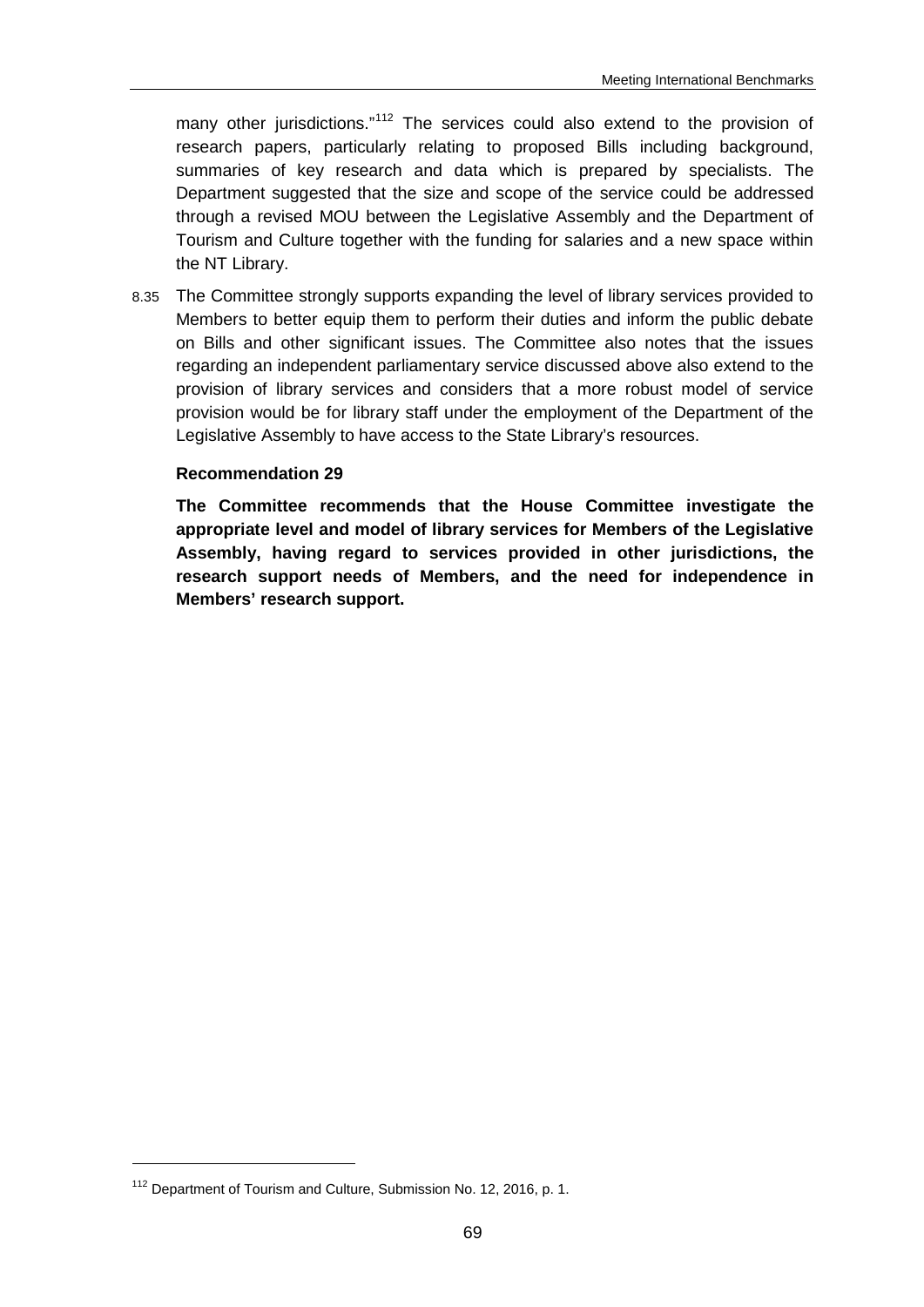many other jurisdictions."[112] The services could also extend to the provision of research papers, particularly relating to proposed Bills including background, summaries of key research and data which is prepared by specialists. The Department suggested that the size and scope of the service could be addressed through a revised MOU between the Legislative Assembly and the Department of Tourism and Culture together with the funding for salaries and a new space within the NT Library.

8.35 The Committee strongly supports expanding the level of library services provided to Members to better equip them to perform their duties and inform the public debate on Bills and other significant issues. The Committee also notes that the issues regarding an independent parliamentary service discussed above also extend to the provision of library services and considers that a more robust model of service provision would be for library staff under the employment of the Department of the Legislative Assembly to have access to the State Library's resources.

**Recommendation 29**

**The Committee recommends that the House Committee investigate the appropriate level and model of library services for Members of the Legislative Assembly, having regard to services provided in other jurisdictions, the research support needs of Members, and the need for independence in Members' research support.**

[112] Department of Tourism and Culture, Submission No. 12, 2016, p. 1.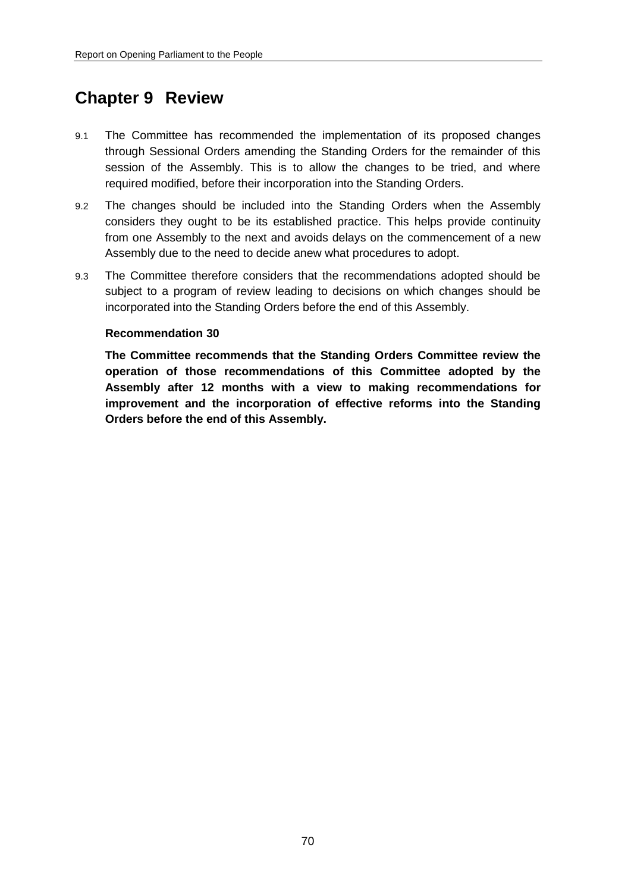# Chapter 9 Review

9.1 The Committee has recommended the implementation of its proposed changes through Sessional Orders amending the Standing Orders for the remainder of this session of the Assembly. This is to allow the changes to be tried, and where required modified, before their incorporation into the Standing Orders.

9.2 The changes should be included into the Standing Orders when the Assembly considers they ought to be its established practice. This helps provide continuity from one Assembly to the next and avoids delays on the commencement of a new Assembly due to the need to decide anew what procedures to adopt.

9.3 The Committee therefore considers that the recommendations adopted should be subject to a program of review leading to decisions on which changes should be incorporated into the Standing Orders before the end of this Assembly.

**Recommendation 30**

**The Committee recommends that the Standing Orders Committee review the operation of those recommendations of this Committee adopted by the Assembly after 12 months with a view to making recommendations for improvement and the incorporation of effective reforms into the Standing Orders before the end of this Assembly.**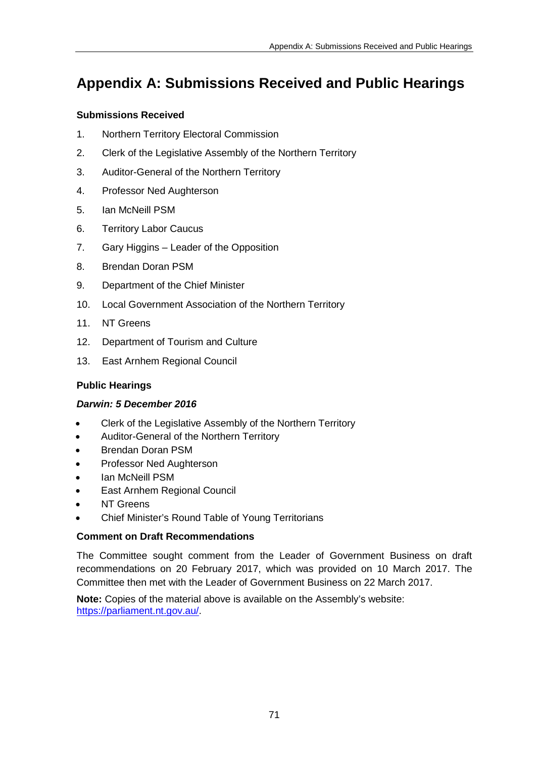# Appendix A: Submissions Received and Public Hearings

**Submissions Received**

1. Northern Territory Electoral Commission
2. Clerk of the Legislative Assembly of the Northern Territory
3. Auditor-General of the Northern Territory
4. Professor Ned Aughterson
5. Ian McNeill PSM
6. Territory Labor Caucus
7. Gary Higgins – Leader of the Opposition
8. Brendan Doran PSM
9. Department of the Chief Minister
10. Local Government Association of the Northern Territory
11. NT Greens
12. Department of Tourism and Culture
13. East Arnhem Regional Council

**Public Hearings**

***Darwin: 5 December 2016***

- Clerk of the Legislative Assembly of the Northern Territory
- Auditor-General of the Northern Territory
- Brendan Doran PSM
- Professor Ned Aughterson
- Ian McNeill PSM
- East Arnhem Regional Council
- NT Greens
- Chief Minister's Round Table of Young Territorians

**Comment on Draft Recommendations**

The Committee sought comment from the Leader of Government Business on draft recommendations on 20 February 2017, which was provided on 10 March 2017. The Committee then met with the Leader of Government Business on 22 March 2017.

**Note:** Copies of the material above is available on the Assembly's website: https://parliament.nt.gov.au/.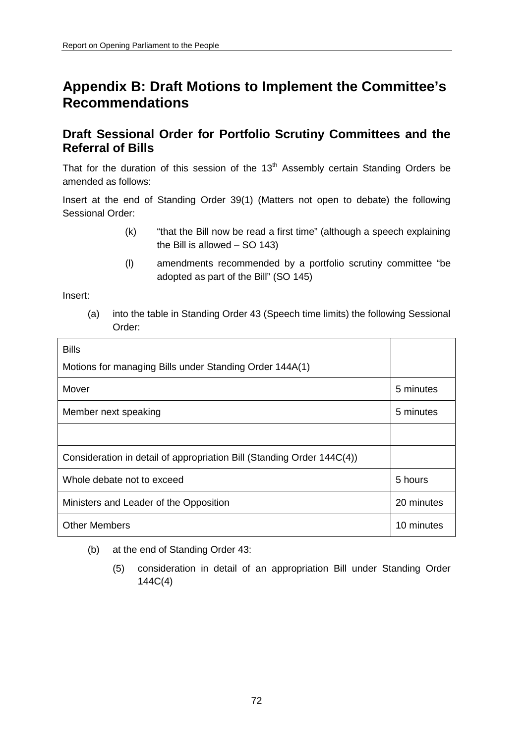# Appendix B: Draft Motions to Implement the Committee's Recommendations

## Draft Sessional Order for Portfolio Scrutiny Committees and the Referral of Bills

That for the duration of this session of the 13th Assembly certain Standing Orders be amended as follows:

Insert at the end of Standing Order 39(1) (Matters not open to debate) the following Sessional Order:

(k) "that the Bill now be read a first time" (although a speech explaining the Bill is allowed – SO 143)

(l) amendments recommended by a portfolio scrutiny committee "be adopted as part of the Bill" (SO 145)

Insert:

(a) into the table in Standing Order 43 (Speech time limits) the following Sessional Order:

| Bills<br>Motions for managing Bills under Standing Order 144A(1) | |
|---|---|
| Mover | 5 minutes |
| Member next speaking | 5 minutes |
| | |
| Consideration in detail of appropriation Bill (Standing Order 144C(4)) | |
| Whole debate not to exceed | 5 hours |
| Ministers and Leader of the Opposition | 20 minutes |
| Other Members | 10 minutes |

(b) at the end of Standing Order 43:

(5) consideration in detail of an appropriation Bill under Standing Order 144C(4)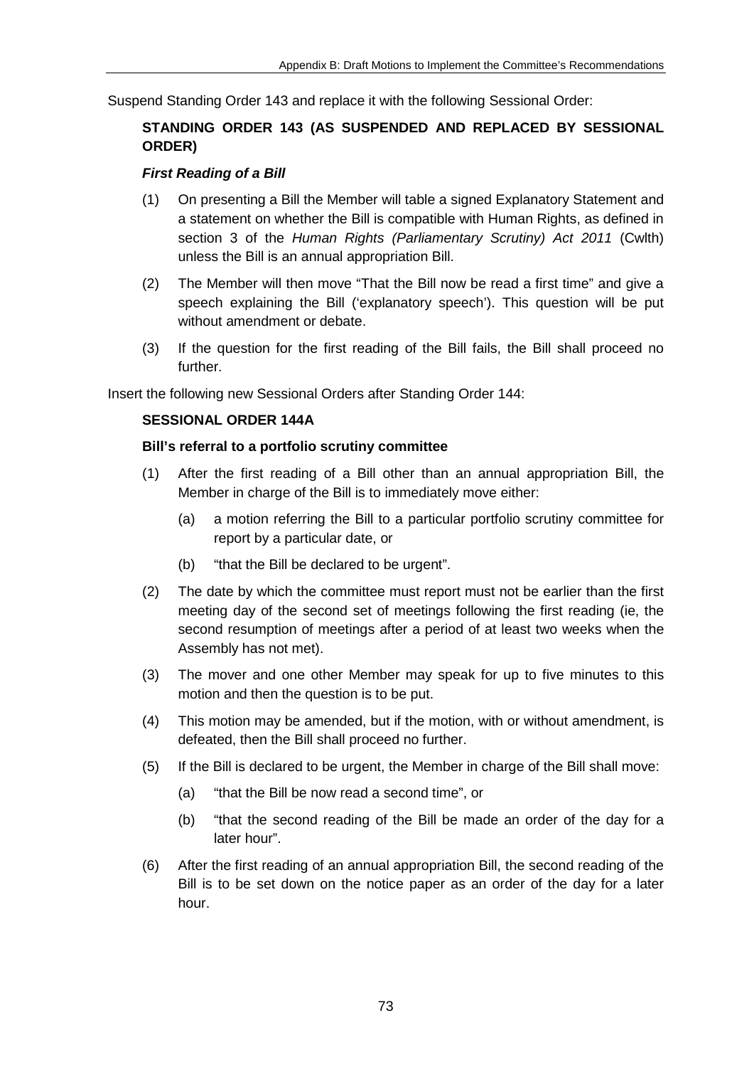Suspend Standing Order 143 and replace it with the following Sessional Order:

### STANDING ORDER 143 (AS SUSPENDED AND REPLACED BY SESSIONAL ORDER)

***First Reading of a Bill***

(1) On presenting a Bill the Member will table a signed Explanatory Statement and a statement on whether the Bill is compatible with Human Rights, as defined in section 3 of the *Human Rights (Parliamentary Scrutiny) Act 2011* (Cwlth) unless the Bill is an annual appropriation Bill.

(2) The Member will then move "That the Bill now be read a first time" and give a speech explaining the Bill ('explanatory speech'). This question will be put without amendment or debate.

(3) If the question for the first reading of the Bill fails, the Bill shall proceed no further.

Insert the following new Sessional Orders after Standing Order 144:

### SESSIONAL ORDER 144A

**Bill's referral to a portfolio scrutiny committee**

(1) After the first reading of a Bill other than an annual appropriation Bill, the Member in charge of the Bill is to immediately move either:

   (a) a motion referring the Bill to a particular portfolio scrutiny committee for report by a particular date, or

   (b) "that the Bill be declared to be urgent".

(2) The date by which the committee must report must not be earlier than the first meeting day of the second set of meetings following the first reading (ie, the second resumption of meetings after a period of at least two weeks when the Assembly has not met).

(3) The mover and one other Member may speak for up to five minutes to this motion and then the question is to be put.

(4) This motion may be amended, but if the motion, with or without amendment, is defeated, then the Bill shall proceed no further.

(5) If the Bill is declared to be urgent, the Member in charge of the Bill shall move:

   (a) "that the Bill be now read a second time", or

   (b) "that the second reading of the Bill be made an order of the day for a later hour".

(6) After the first reading of an annual appropriation Bill, the second reading of the Bill is to be set down on the notice paper as an order of the day for a later hour.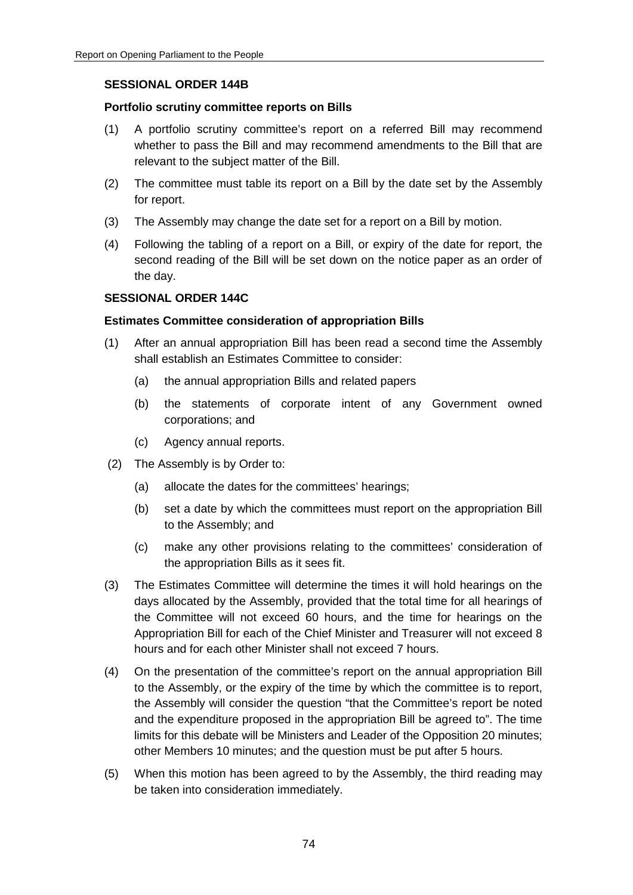**SESSIONAL ORDER 144B**

**Portfolio scrutiny committee reports on Bills**

(1) A portfolio scrutiny committee's report on a referred Bill may recommend whether to pass the Bill and may recommend amendments to the Bill that are relevant to the subject matter of the Bill.

(2) The committee must table its report on a Bill by the date set by the Assembly for report.

(3) The Assembly may change the date set for a report on a Bill by motion.

(4) Following the tabling of a report on a Bill, or expiry of the date for report, the second reading of the Bill will be set down on the notice paper as an order of the day.

**SESSIONAL ORDER 144C**

**Estimates Committee consideration of appropriation Bills**

(1) After an annual appropriation Bill has been read a second time the Assembly shall establish an Estimates Committee to consider:

  (a) the annual appropriation Bills and related papers

  (b) the statements of corporate intent of any Government owned corporations; and

  (c) Agency annual reports.

(2) The Assembly is by Order to:

  (a) allocate the dates for the committees' hearings;

  (b) set a date by which the committees must report on the appropriation Bill to the Assembly; and

  (c) make any other provisions relating to the committees' consideration of the appropriation Bills as it sees fit.

(3) The Estimates Committee will determine the times it will hold hearings on the days allocated by the Assembly, provided that the total time for all hearings of the Committee will not exceed 60 hours, and the time for hearings on the Appropriation Bill for each of the Chief Minister and Treasurer will not exceed 8 hours and for each other Minister shall not exceed 7 hours.

(4) On the presentation of the committee's report on the annual appropriation Bill to the Assembly, or the expiry of the time by which the committee is to report, the Assembly will consider the question "that the Committee's report be noted and the expenditure proposed in the appropriation Bill be agreed to". The time limits for this debate will be Ministers and Leader of the Opposition 20 minutes; other Members 10 minutes; and the question must be put after 5 hours.

(5) When this motion has been agreed to by the Assembly, the third reading may be taken into consideration immediately.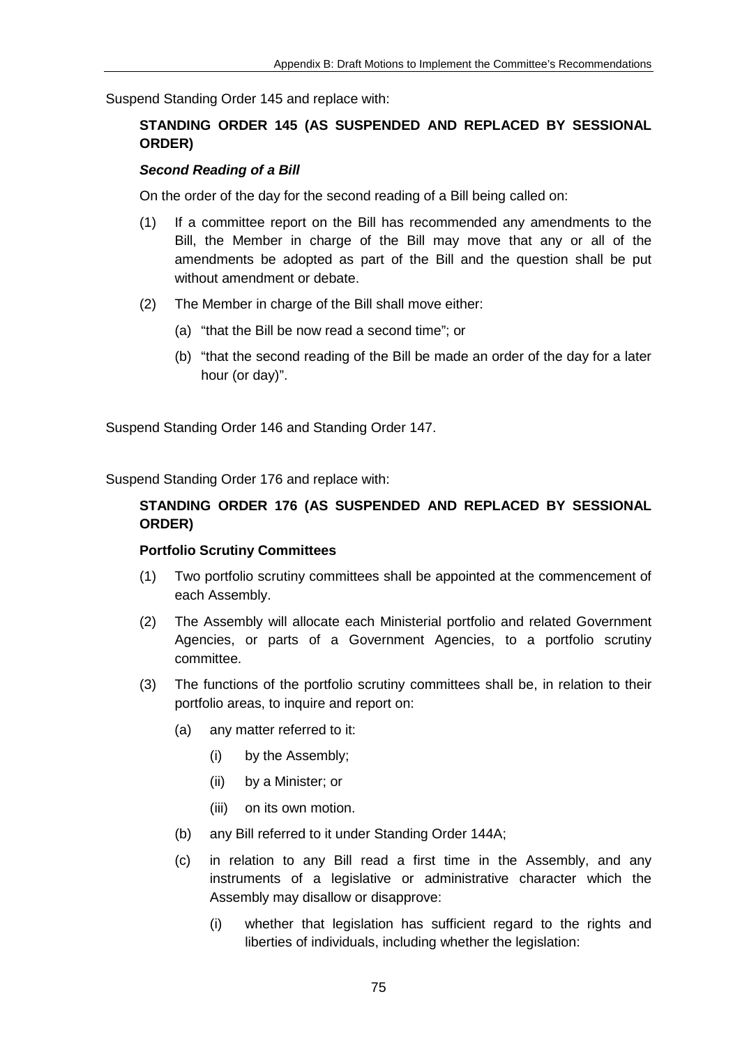Suspend Standing Order 145 and replace with:

**STANDING ORDER 145 (AS SUSPENDED AND REPLACED BY SESSIONAL ORDER)**

***Second Reading of a Bill***

On the order of the day for the second reading of a Bill being called on:

(1) If a committee report on the Bill has recommended any amendments to the Bill, the Member in charge of the Bill may move that any or all of the amendments be adopted as part of the Bill and the question shall be put without amendment or debate.

(2) The Member in charge of the Bill shall move either:

  (a) "that the Bill be now read a second time"; or

  (b) "that the second reading of the Bill be made an order of the day for a later hour (or day)".

Suspend Standing Order 146 and Standing Order 147.

Suspend Standing Order 176 and replace with:

**STANDING ORDER 176 (AS SUSPENDED AND REPLACED BY SESSIONAL ORDER)**

**Portfolio Scrutiny Committees**

(1) Two portfolio scrutiny committees shall be appointed at the commencement of each Assembly.

(2) The Assembly will allocate each Ministerial portfolio and related Government Agencies, or parts of a Government Agencies, to a portfolio scrutiny committee.

(3) The functions of the portfolio scrutiny committees shall be, in relation to their portfolio areas, to inquire and report on:

  (a) any matter referred to it:

    (i) by the Assembly;

    (ii) by a Minister; or

    (iii) on its own motion.

  (b) any Bill referred to it under Standing Order 144A;

  (c) in relation to any Bill read a first time in the Assembly, and any instruments of a legislative or administrative character which the Assembly may disallow or disapprove:

    (i) whether that legislation has sufficient regard to the rights and liberties of individuals, including whether the legislation: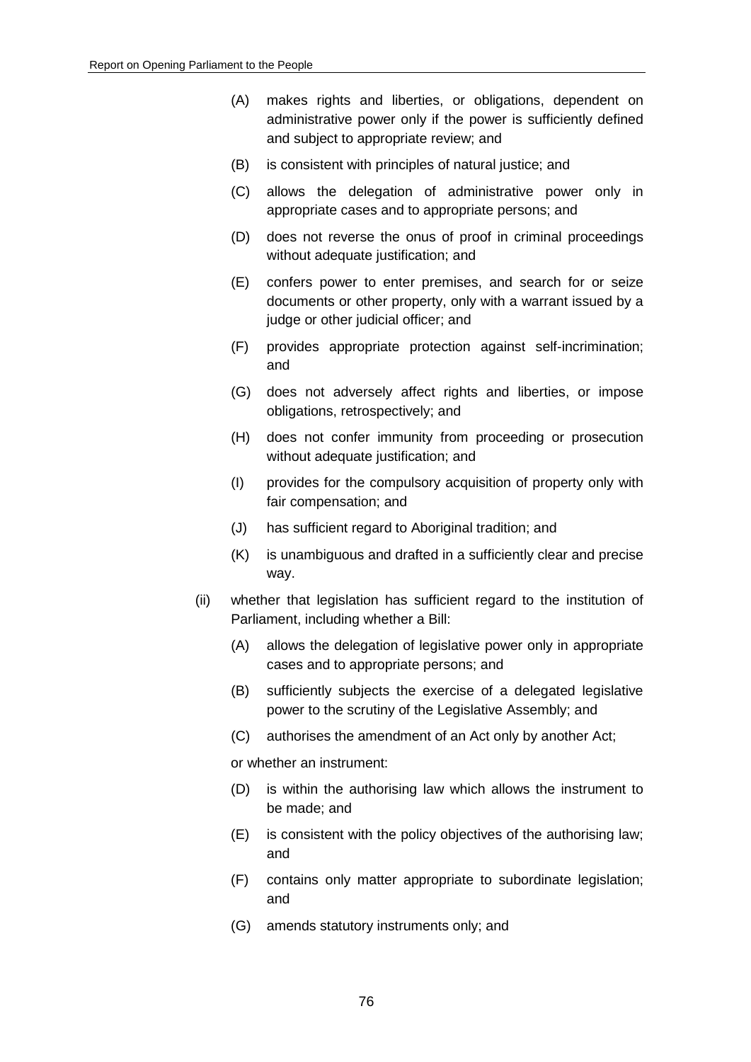(A) makes rights and liberties, or obligations, dependent on administrative power only if the power is sufficiently defined and subject to appropriate review; and

(B) is consistent with principles of natural justice; and

(C) allows the delegation of administrative power only in appropriate cases and to appropriate persons; and

(D) does not reverse the onus of proof in criminal proceedings without adequate justification; and

(E) confers power to enter premises, and search for or seize documents or other property, only with a warrant issued by a judge or other judicial officer; and

(F) provides appropriate protection against self-incrimination; and

(G) does not adversely affect rights and liberties, or impose obligations, retrospectively; and

(H) does not confer immunity from proceeding or prosecution without adequate justification; and

(I) provides for the compulsory acquisition of property only with fair compensation; and

(J) has sufficient regard to Aboriginal tradition; and

(K) is unambiguous and drafted in a sufficiently clear and precise way.

(ii) whether that legislation has sufficient regard to the institution of Parliament, including whether a Bill:

(A) allows the delegation of legislative power only in appropriate cases and to appropriate persons; and

(B) sufficiently subjects the exercise of a delegated legislative power to the scrutiny of the Legislative Assembly; and

(C) authorises the amendment of an Act only by another Act;

or whether an instrument:

(D) is within the authorising law which allows the instrument to be made; and

(E) is consistent with the policy objectives of the authorising law; and

(F) contains only matter appropriate to subordinate legislation; and

(G) amends statutory instruments only; and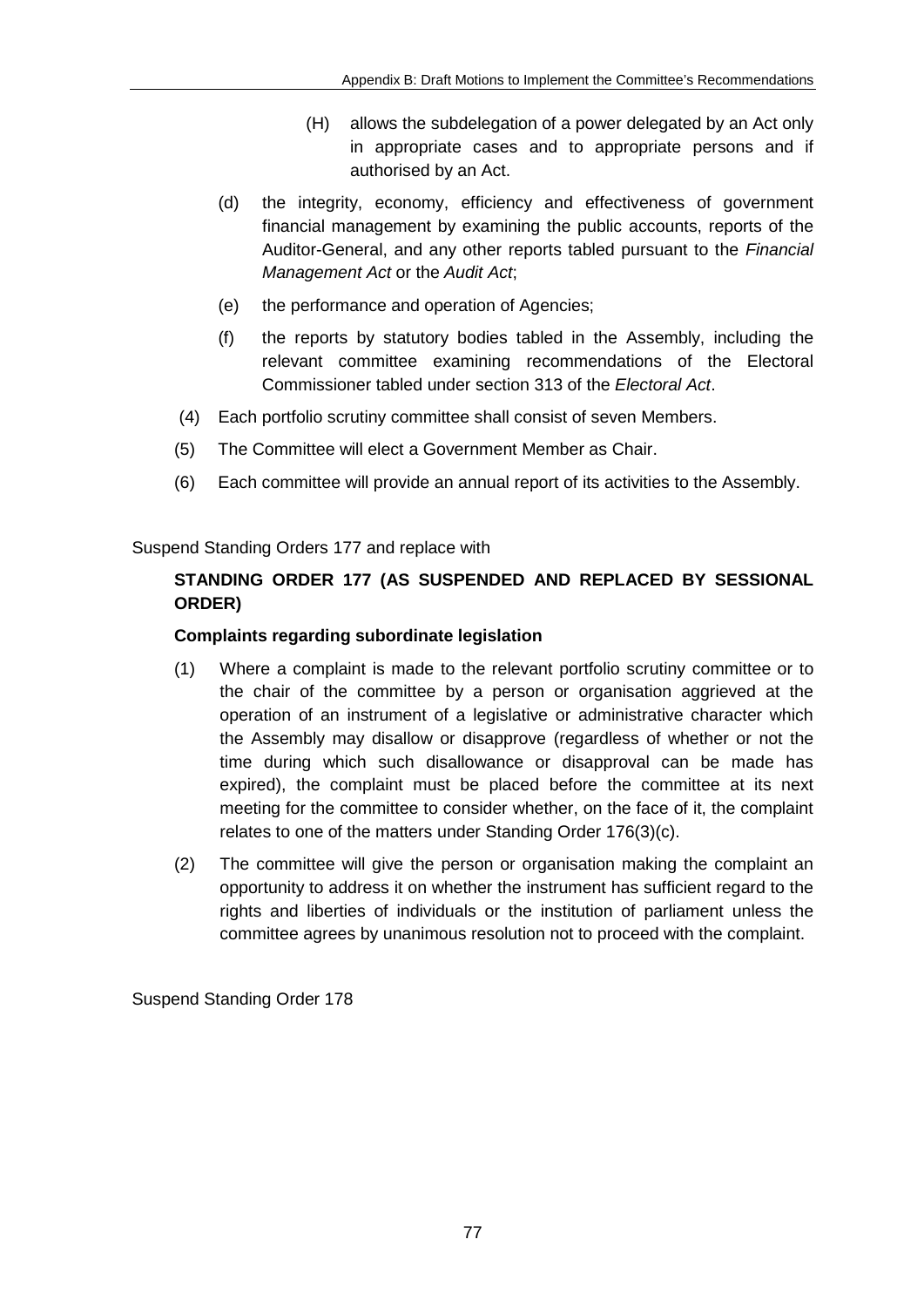(H) allows the subdelegation of a power delegated by an Act only in appropriate cases and to appropriate persons and if authorised by an Act.

(d) the integrity, economy, efficiency and effectiveness of government financial management by examining the public accounts, reports of the Auditor-General, and any other reports tabled pursuant to the *Financial Management Act* or the *Audit Act*;

(e) the performance and operation of Agencies;

(f) the reports by statutory bodies tabled in the Assembly, including the relevant committee examining recommendations of the Electoral Commissioner tabled under section 313 of the *Electoral Act*.

(4) Each portfolio scrutiny committee shall consist of seven Members.

(5) The Committee will elect a Government Member as Chair.

(6) Each committee will provide an annual report of its activities to the Assembly.

Suspend Standing Orders 177 and replace with

**STANDING ORDER 177 (AS SUSPENDED AND REPLACED BY SESSIONAL ORDER)**

**Complaints regarding subordinate legislation**

(1) Where a complaint is made to the relevant portfolio scrutiny committee or to the chair of the committee by a person or organisation aggrieved at the operation of an instrument of a legislative or administrative character which the Assembly may disallow or disapprove (regardless of whether or not the time during which such disallowance or disapproval can be made has expired), the complaint must be placed before the committee at its next meeting for the committee to consider whether, on the face of it, the complaint relates to one of the matters under Standing Order 176(3)(c).

(2) The committee will give the person or organisation making the complaint an opportunity to address it on whether the instrument has sufficient regard to the rights and liberties of individuals or the institution of parliament unless the committee agrees by unanimous resolution not to proceed with the complaint.

Suspend Standing Order 178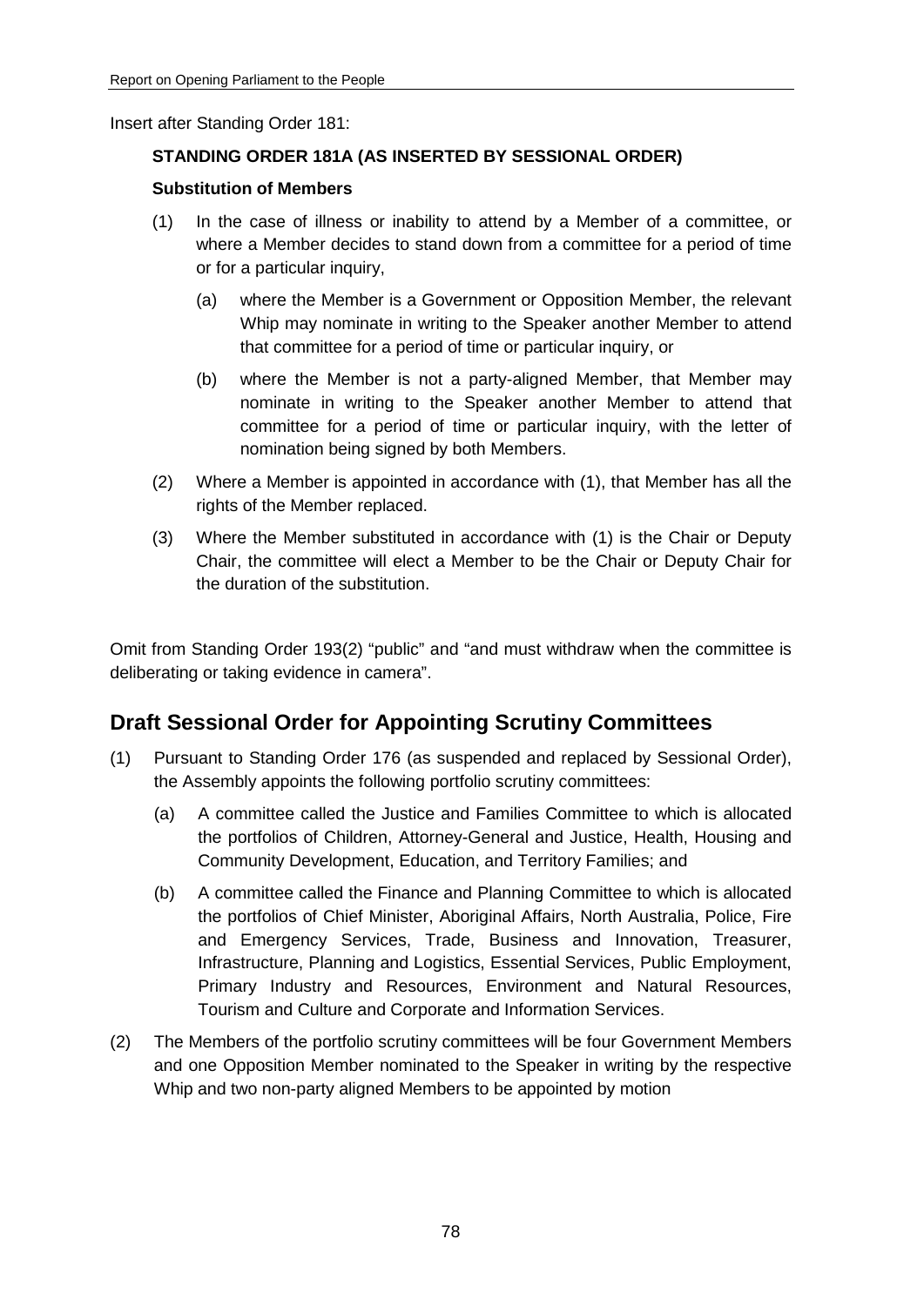Insert after Standing Order 181:

**STANDING ORDER 181A (AS INSERTED BY SESSIONAL ORDER)**

**Substitution of Members**

(1) In the case of illness or inability to attend by a Member of a committee, or where a Member decides to stand down from a committee for a period of time or for a particular inquiry,

  (a) where the Member is a Government or Opposition Member, the relevant Whip may nominate in writing to the Speaker another Member to attend that committee for a period of time or particular inquiry, or

  (b) where the Member is not a party-aligned Member, that Member may nominate in writing to the Speaker another Member to attend that committee for a period of time or particular inquiry, with the letter of nomination being signed by both Members.

(2) Where a Member is appointed in accordance with (1), that Member has all the rights of the Member replaced.

(3) Where the Member substituted in accordance with (1) is the Chair or Deputy Chair, the committee will elect a Member to be the Chair or Deputy Chair for the duration of the substitution.

Omit from Standing Order 193(2) "public" and "and must withdraw when the committee is deliberating or taking evidence in camera".

## Draft Sessional Order for Appointing Scrutiny Committees

(1) Pursuant to Standing Order 176 (as suspended and replaced by Sessional Order), the Assembly appoints the following portfolio scrutiny committees:

  (a) A committee called the Justice and Families Committee to which is allocated the portfolios of Children, Attorney-General and Justice, Health, Housing and Community Development, Education, and Territory Families; and

  (b) A committee called the Finance and Planning Committee to which is allocated the portfolios of Chief Minister, Aboriginal Affairs, North Australia, Police, Fire and Emergency Services, Trade, Business and Innovation, Treasurer, Infrastructure, Planning and Logistics, Essential Services, Public Employment, Primary Industry and Resources, Environment and Natural Resources, Tourism and Culture and Corporate and Information Services.

(2) The Members of the portfolio scrutiny committees will be four Government Members and one Opposition Member nominated to the Speaker in writing by the respective Whip and two non-party aligned Members to be appointed by motion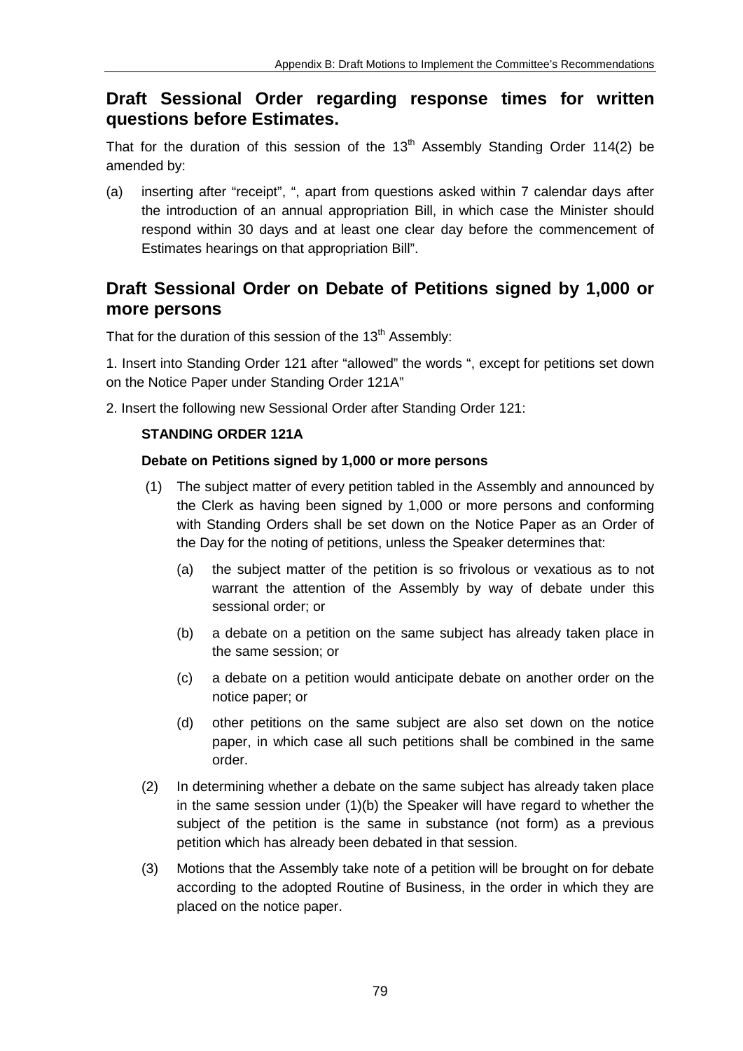## Draft Sessional Order regarding response times for written questions before Estimates.

That for the duration of this session of the 13th Assembly Standing Order 114(2) be amended by:

(a) inserting after "receipt", ", apart from questions asked within 7 calendar days after the introduction of an annual appropriation Bill, in which case the Minister should respond within 30 days and at least one clear day before the commencement of Estimates hearings on that appropriation Bill".

## Draft Sessional Order on Debate of Petitions signed by 1,000 or more persons

That for the duration of this session of the 13th Assembly:

1. Insert into Standing Order 121 after "allowed" the words ", except for petitions set down on the Notice Paper under Standing Order 121A"

2. Insert the following new Sessional Order after Standing Order 121:

**STANDING ORDER 121A**

**Debate on Petitions signed by 1,000 or more persons**

(1) The subject matter of every petition tabled in the Assembly and announced by the Clerk as having been signed by 1,000 or more persons and conforming with Standing Orders shall be set down on the Notice Paper as an Order of the Day for the noting of petitions, unless the Speaker determines that:

(a) the subject matter of the petition is so frivolous or vexatious as to not warrant the attention of the Assembly by way of debate under this sessional order; or

(b) a debate on a petition on the same subject has already taken place in the same session; or

(c) a debate on a petition would anticipate debate on another order on the notice paper; or

(d) other petitions on the same subject are also set down on the notice paper, in which case all such petitions shall be combined in the same order.

(2) In determining whether a debate on the same subject has already taken place in the same session under (1)(b) the Speaker will have regard to whether the subject of the petition is the same in substance (not form) as a previous petition which has already been debated in that session.

(3) Motions that the Assembly take note of a petition will be brought on for debate according to the adopted Routine of Business, in the order in which they are placed on the notice paper.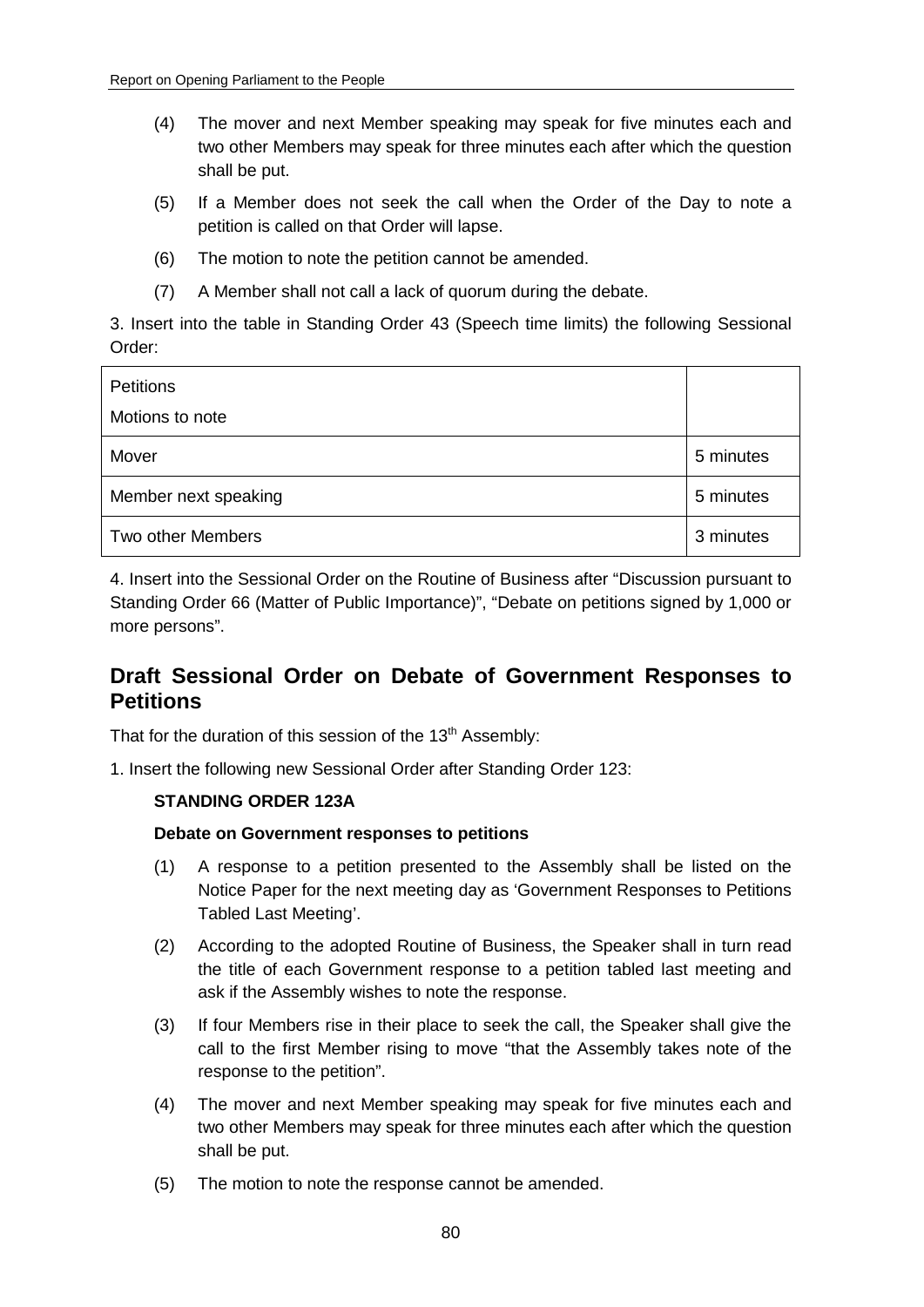(4) The mover and next Member speaking may speak for five minutes each and two other Members may speak for three minutes each after which the question shall be put.

(5) If a Member does not seek the call when the Order of the Day to note a petition is called on that Order will lapse.

(6) The motion to note the petition cannot be amended.

(7) A Member shall not call a lack of quorum during the debate.

3. Insert into the table in Standing Order 43 (Speech time limits) the following Sessional Order:

| Petitions<br>Motions to note | |
|---|---|
| Mover | 5 minutes |
| Member next speaking | 5 minutes |
| Two other Members | 3 minutes |

4. Insert into the Sessional Order on the Routine of Business after "Discussion pursuant to Standing Order 66 (Matter of Public Importance)", "Debate on petitions signed by 1,000 or more persons".

## Draft Sessional Order on Debate of Government Responses to Petitions

That for the duration of this session of the 13th Assembly:

1. Insert the following new Sessional Order after Standing Order 123:

**STANDING ORDER 123A**

**Debate on Government responses to petitions**

(1) A response to a petition presented to the Assembly shall be listed on the Notice Paper for the next meeting day as 'Government Responses to Petitions Tabled Last Meeting'.

(2) According to the adopted Routine of Business, the Speaker shall in turn read the title of each Government response to a petition tabled last meeting and ask if the Assembly wishes to note the response.

(3) If four Members rise in their place to seek the call, the Speaker shall give the call to the first Member rising to move "that the Assembly takes note of the response to the petition".

(4) The mover and next Member speaking may speak for five minutes each and two other Members may speak for three minutes each after which the question shall be put.

(5) The motion to note the response cannot be amended.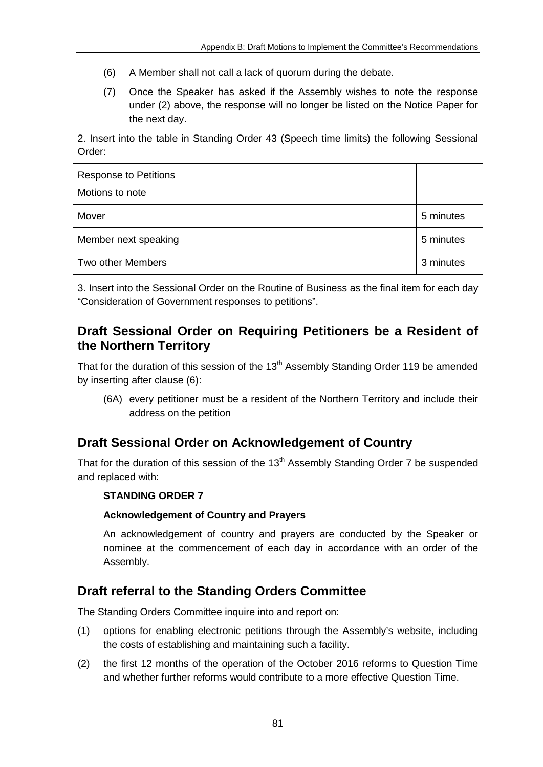(6) A Member shall not call a lack of quorum during the debate.

(7) Once the Speaker has asked if the Assembly wishes to note the response under (2) above, the response will no longer be listed on the Notice Paper for the next day.

2. Insert into the table in Standing Order 43 (Speech time limits) the following Sessional Order:

| Response to Petitions<br>Motions to note | |
|---|---|
| Mover | 5 minutes |
| Member next speaking | 5 minutes |
| Two other Members | 3 minutes |

3. Insert into the Sessional Order on the Routine of Business as the final item for each day "Consideration of Government responses to petitions".

## Draft Sessional Order on Requiring Petitioners be a Resident of the Northern Territory

That for the duration of this session of the 13th Assembly Standing Order 119 be amended by inserting after clause (6):

(6A) every petitioner must be a resident of the Northern Territory and include their address on the petition

## Draft Sessional Order on Acknowledgement of Country

That for the duration of this session of the 13th Assembly Standing Order 7 be suspended and replaced with:

**STANDING ORDER 7**

**Acknowledgement of Country and Prayers**

An acknowledgement of country and prayers are conducted by the Speaker or nominee at the commencement of each day in accordance with an order of the Assembly.

## Draft referral to the Standing Orders Committee

The Standing Orders Committee inquire into and report on:

(1) options for enabling electronic petitions through the Assembly's website, including the costs of establishing and maintaining such a facility.

(2) the first 12 months of the operation of the October 2016 reforms to Question Time and whether further reforms would contribute to a more effective Question Time.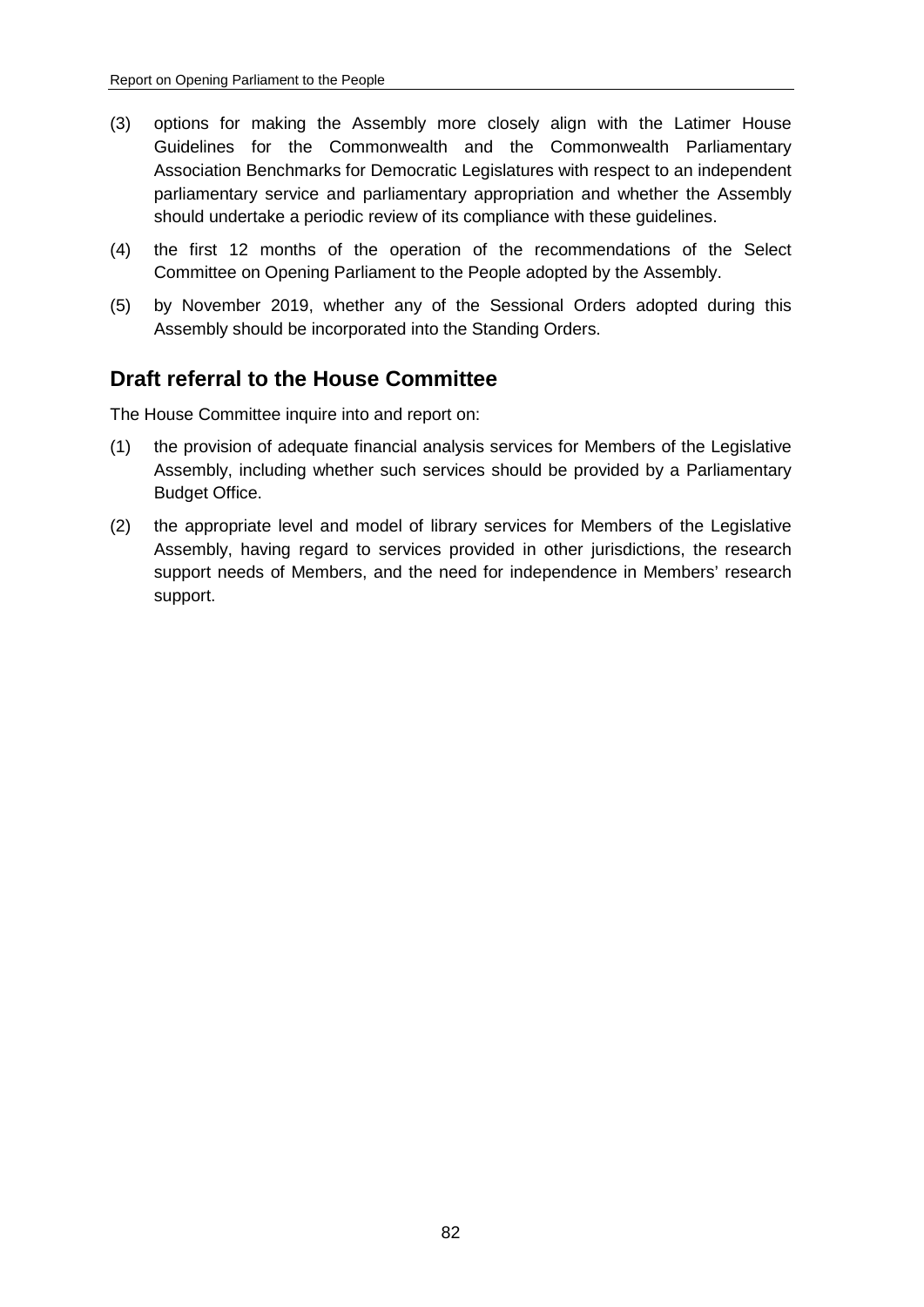(3) options for making the Assembly more closely align with the Latimer House Guidelines for the Commonwealth and the Commonwealth Parliamentary Association Benchmarks for Democratic Legislatures with respect to an independent parliamentary service and parliamentary appropriation and whether the Assembly should undertake a periodic review of its compliance with these guidelines.

(4) the first 12 months of the operation of the recommendations of the Select Committee on Opening Parliament to the People adopted by the Assembly.

(5) by November 2019, whether any of the Sessional Orders adopted during this Assembly should be incorporated into the Standing Orders.

## Draft referral to the House Committee

The House Committee inquire into and report on:

(1) the provision of adequate financial analysis services for Members of the Legislative Assembly, including whether such services should be provided by a Parliamentary Budget Office.

(2) the appropriate level and model of library services for Members of the Legislative Assembly, having regard to services provided in other jurisdictions, the research support needs of Members, and the need for independence in Members' research support.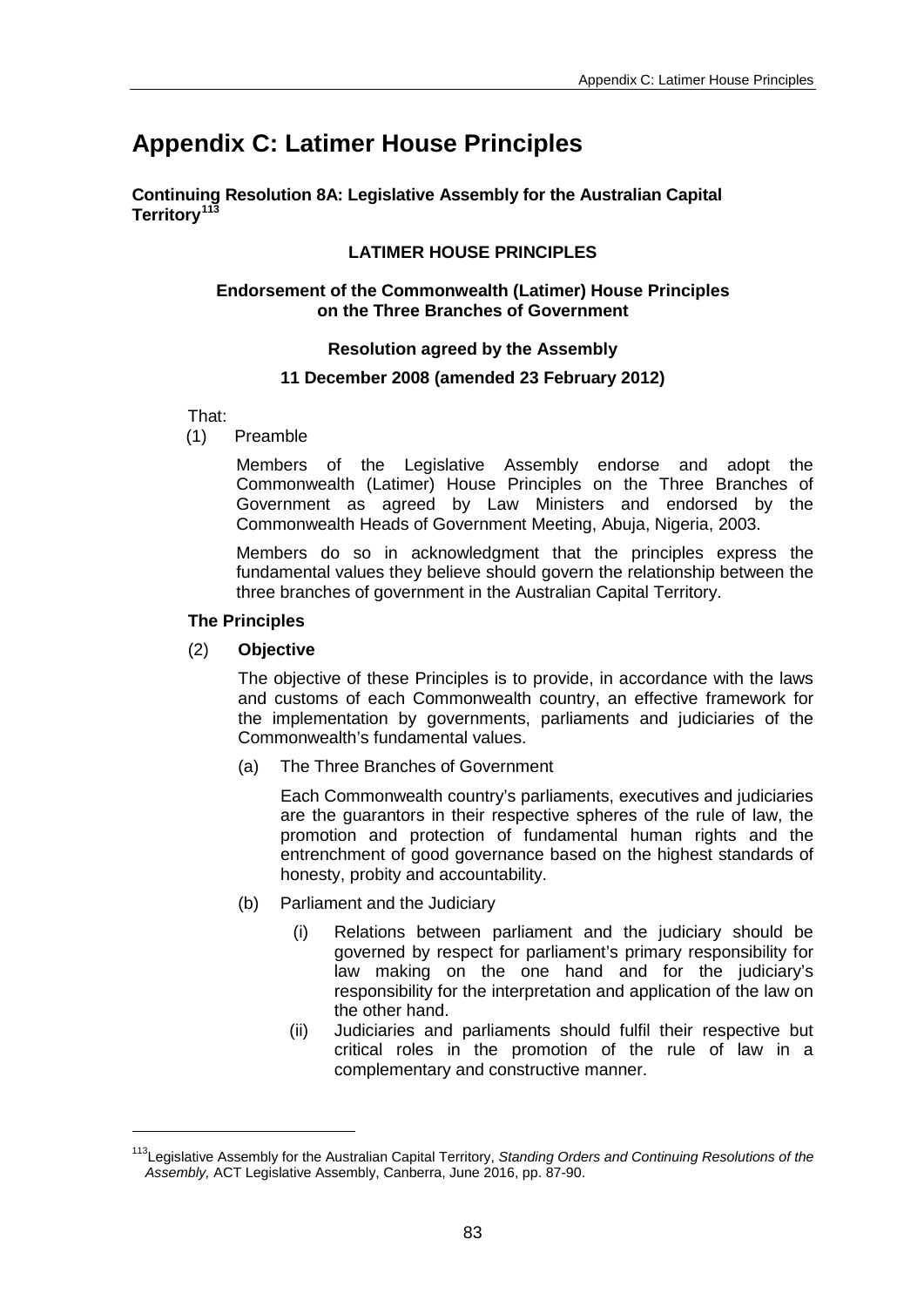# Appendix C: Latimer House Principles

**Continuing Resolution 8A: Legislative Assembly for the Australian Capital Territory**[113]

**LATIMER HOUSE PRINCIPLES**

**Endorsement of the Commonwealth (Latimer) House Principles on the Three Branches of Government**

**Resolution agreed by the Assembly**

**11 December 2008 (amended 23 February 2012)**

That:

(1) Preamble

Members of the Legislative Assembly endorse and adopt the Commonwealth (Latimer) House Principles on the Three Branches of Government as agreed by Law Ministers and endorsed by the Commonwealth Heads of Government Meeting, Abuja, Nigeria, 2003.

Members do so in acknowledgment that the principles express the fundamental values they believe should govern the relationship between the three branches of government in the Australian Capital Territory.

**The Principles**

(2) **Objective**

The objective of these Principles is to provide, in accordance with the laws and customs of each Commonwealth country, an effective framework for the implementation by governments, parliaments and judiciaries of the Commonwealth's fundamental values.

(a) The Three Branches of Government

Each Commonwealth country's parliaments, executives and judiciaries are the guarantors in their respective spheres of the rule of law, the promotion and protection of fundamental human rights and the entrenchment of good governance based on the highest standards of honesty, probity and accountability.

(b) Parliament and the Judiciary

(i) Relations between parliament and the judiciary should be governed by respect for parliament's primary responsibility for law making on the one hand and for the judiciary's responsibility for the interpretation and application of the law on the other hand.

(ii) Judiciaries and parliaments should fulfil their respective but critical roles in the promotion of the rule of law in a complementary and constructive manner.

---

[113] Legislative Assembly for the Australian Capital Territory, *Standing Orders and Continuing Resolutions of the Assembly,* ACT Legislative Assembly, Canberra, June 2016, pp. 87-90.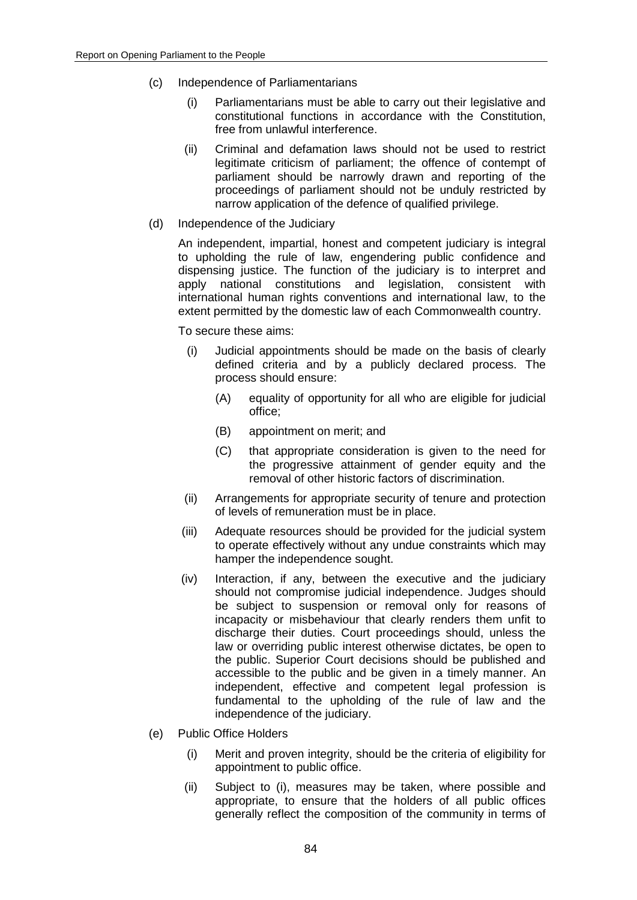(c) Independence of Parliamentarians

   (i) Parliamentarians must be able to carry out their legislative and constitutional functions in accordance with the Constitution, free from unlawful interference.

   (ii) Criminal and defamation laws should not be used to restrict legitimate criticism of parliament; the offence of contempt of parliament should be narrowly drawn and reporting of the proceedings of parliament should not be unduly restricted by narrow application of the defence of qualified privilege.

(d) Independence of the Judiciary

   An independent, impartial, honest and competent judiciary is integral to upholding the rule of law, engendering public confidence and dispensing justice. The function of the judiciary is to interpret and apply national constitutions and legislation, consistent with international human rights conventions and international law, to the extent permitted by the domestic law of each Commonwealth country.

   To secure these aims:

   (i) Judicial appointments should be made on the basis of clearly defined criteria and by a publicly declared process. The process should ensure:

      (A) equality of opportunity for all who are eligible for judicial office;

      (B) appointment on merit; and

      (C) that appropriate consideration is given to the need for the progressive attainment of gender equity and the removal of other historic factors of discrimination.

   (ii) Arrangements for appropriate security of tenure and protection of levels of remuneration must be in place.

   (iii) Adequate resources should be provided for the judicial system to operate effectively without any undue constraints which may hamper the independence sought.

   (iv) Interaction, if any, between the executive and the judiciary should not compromise judicial independence. Judges should be subject to suspension or removal only for reasons of incapacity or misbehaviour that clearly renders them unfit to discharge their duties. Court proceedings should, unless the law or overriding public interest otherwise dictates, be open to the public. Superior Court decisions should be published and accessible to the public and be given in a timely manner. An independent, effective and competent legal profession is fundamental to the upholding of the rule of law and the independence of the judiciary.

(e) Public Office Holders

   (i) Merit and proven integrity, should be the criteria of eligibility for appointment to public office.

   (ii) Subject to (i), measures may be taken, where possible and appropriate, to ensure that the holders of all public offices generally reflect the composition of the community in terms of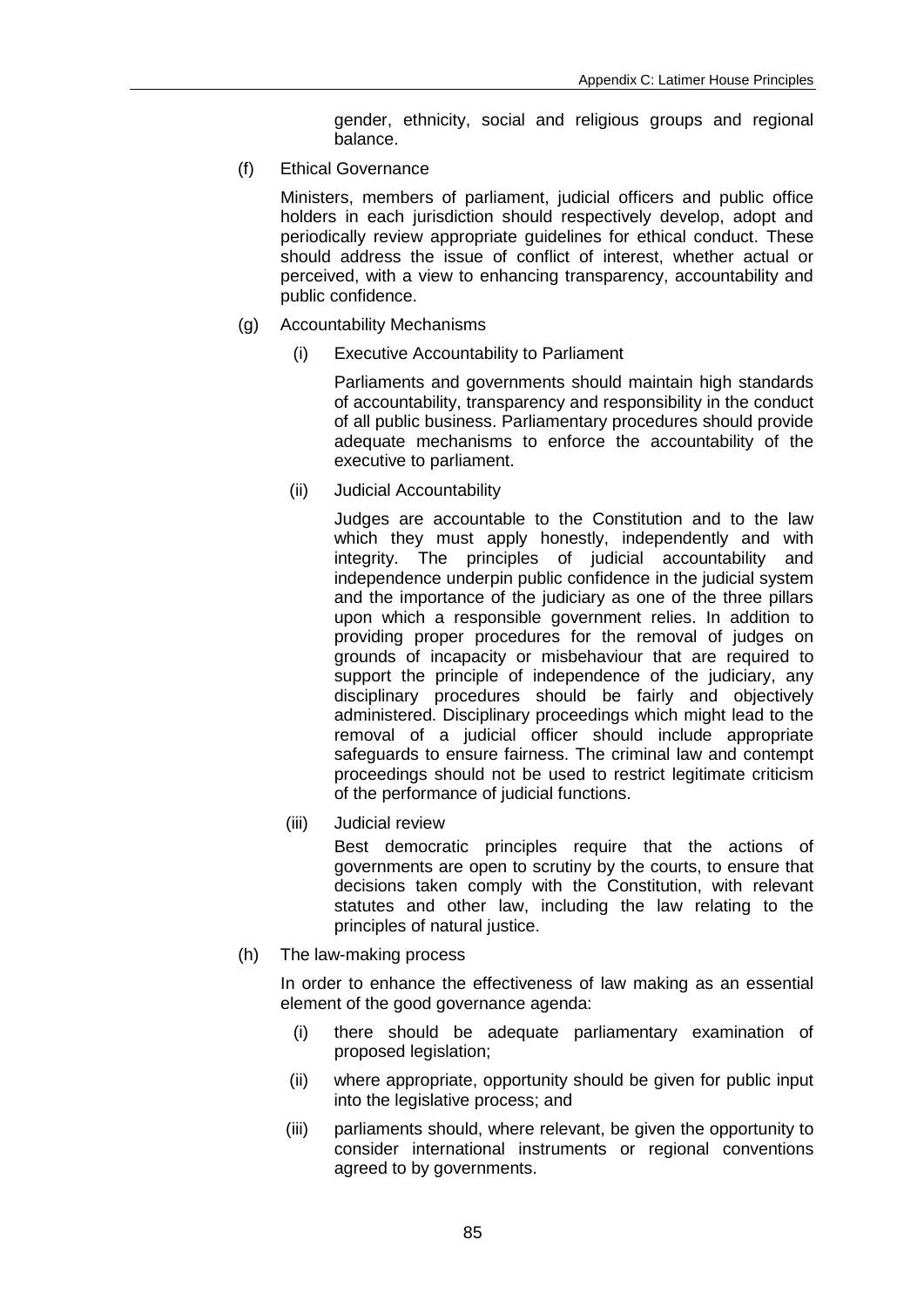gender, ethnicity, social and religious groups and regional balance.

(f) Ethical Governance

Ministers, members of parliament, judicial officers and public office holders in each jurisdiction should respectively develop, adopt and periodically review appropriate guidelines for ethical conduct. These should address the issue of conflict of interest, whether actual or perceived, with a view to enhancing transparency, accountability and public confidence.

(g) Accountability Mechanisms

(i) Executive Accountability to Parliament

Parliaments and governments should maintain high standards of accountability, transparency and responsibility in the conduct of all public business. Parliamentary procedures should provide adequate mechanisms to enforce the accountability of the executive to parliament.

(ii) Judicial Accountability

Judges are accountable to the Constitution and to the law which they must apply honestly, independently and with integrity. The principles of judicial accountability and independence underpin public confidence in the judicial system and the importance of the judiciary as one of the three pillars upon which a responsible government relies. In addition to providing proper procedures for the removal of judges on grounds of incapacity or misbehaviour that are required to support the principle of independence of the judiciary, any disciplinary procedures should be fairly and objectively administered. Disciplinary proceedings which might lead to the removal of a judicial officer should include appropriate safeguards to ensure fairness. The criminal law and contempt proceedings should not be used to restrict legitimate criticism of the performance of judicial functions.

(iii) Judicial review

Best democratic principles require that the actions of governments are open to scrutiny by the courts, to ensure that decisions taken comply with the Constitution, with relevant statutes and other law, including the law relating to the principles of natural justice.

(h) The law-making process

In order to enhance the effectiveness of law making as an essential element of the good governance agenda:

(i) there should be adequate parliamentary examination of proposed legislation;

(ii) where appropriate, opportunity should be given for public input into the legislative process; and

(iii) parliaments should, where relevant, be given the opportunity to consider international instruments or regional conventions agreed to by governments.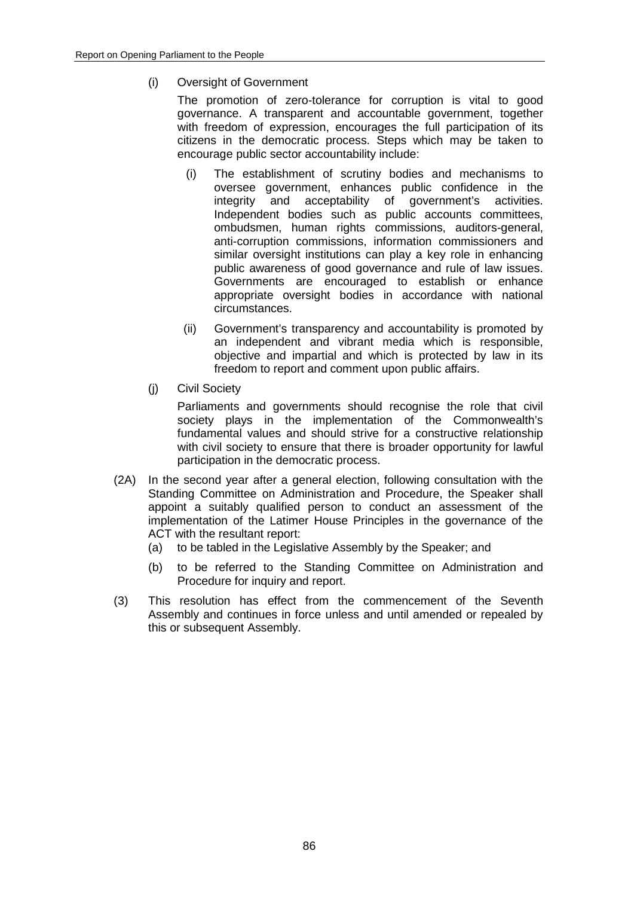(i) Oversight of Government

The promotion of zero-tolerance for corruption is vital to good governance. A transparent and accountable government, together with freedom of expression, encourages the full participation of its citizens in the democratic process. Steps which may be taken to encourage public sector accountability include:

(i) The establishment of scrutiny bodies and mechanisms to oversee government, enhances public confidence in the integrity and acceptability of government's activities. Independent bodies such as public accounts committees, ombudsmen, human rights commissions, auditors-general, anti-corruption commissions, information commissioners and similar oversight institutions can play a key role in enhancing public awareness of good governance and rule of law issues. Governments are encouraged to establish or enhance appropriate oversight bodies in accordance with national circumstances.

(ii) Government's transparency and accountability is promoted by an independent and vibrant media which is responsible, objective and impartial and which is protected by law in its freedom to report and comment upon public affairs.

(j) Civil Society

Parliaments and governments should recognise the role that civil society plays in the implementation of the Commonwealth's fundamental values and should strive for a constructive relationship with civil society to ensure that there is broader opportunity for lawful participation in the democratic process.

(2A) In the second year after a general election, following consultation with the Standing Committee on Administration and Procedure, the Speaker shall appoint a suitably qualified person to conduct an assessment of the implementation of the Latimer House Principles in the governance of the ACT with the resultant report:

(a) to be tabled in the Legislative Assembly by the Speaker; and

(b) to be referred to the Standing Committee on Administration and Procedure for inquiry and report.

(3) This resolution has effect from the commencement of the Seventh Assembly and continues in force unless and until amended or repealed by this or subsequent Assembly.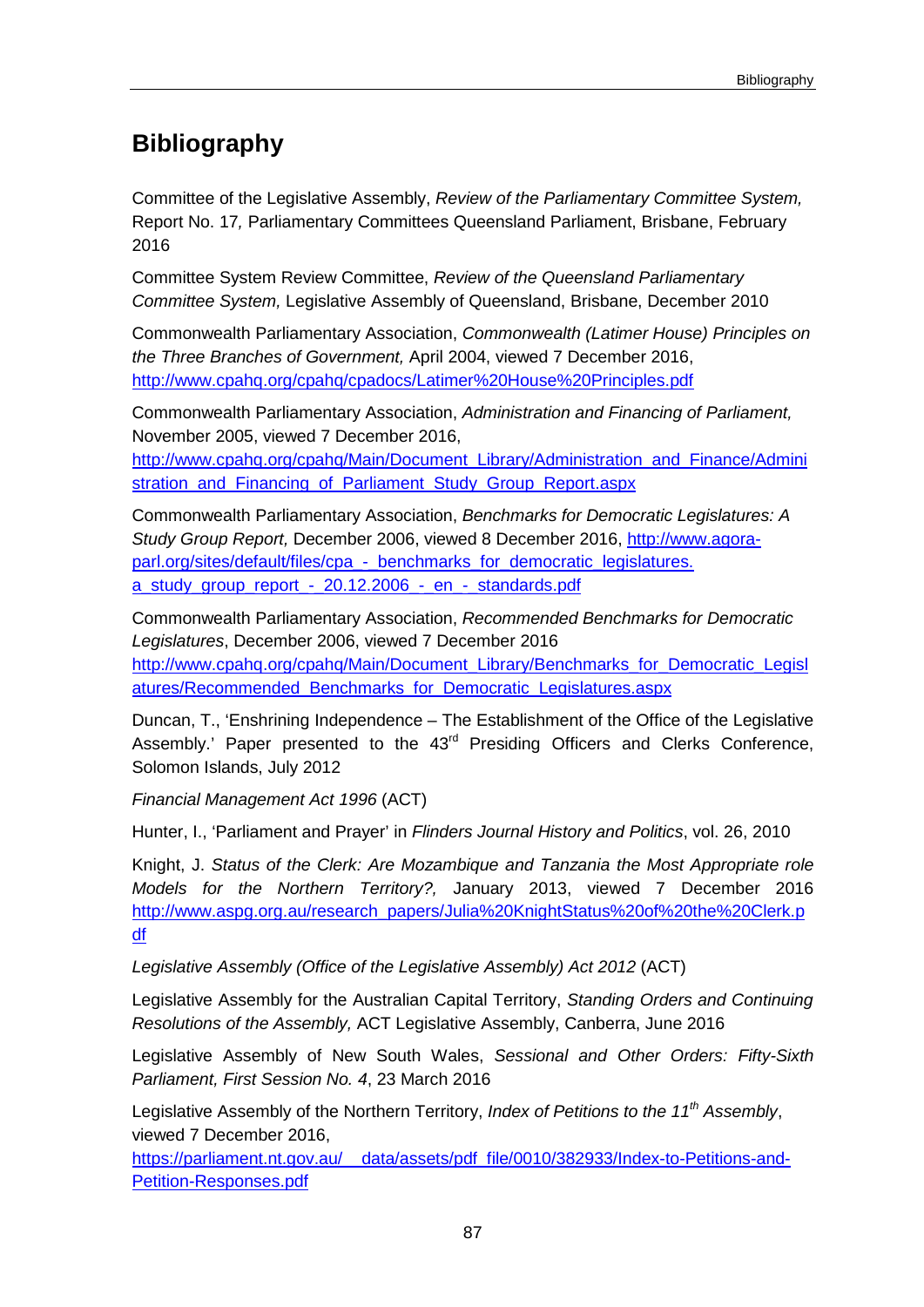# Bibliography

Committee of the Legislative Assembly, *Review of the Parliamentary Committee System,* Report No. 17*,* Parliamentary Committees Queensland Parliament, Brisbane, February 2016

Committee System Review Committee, *Review of the Queensland Parliamentary Committee System,* Legislative Assembly of Queensland, Brisbane, December 2010

Commonwealth Parliamentary Association, *Commonwealth (Latimer House) Principles on the Three Branches of Government,* April 2004, viewed 7 December 2016, http://www.cpahq.org/cpahq/cpadocs/Latimer%20House%20Principles.pdf

Commonwealth Parliamentary Association, *Administration and Financing of Parliament,* November 2005, viewed 7 December 2016, http://www.cpahq.org/cpahq/Main/Document_Library/Administration_and_Finance/Administration_and_Financing_of_Parliament_Study_Group_Report.aspx

Commonwealth Parliamentary Association, *Benchmarks for Democratic Legislatures: A Study Group Report,* December 2006, viewed 8 December 2016, http://www.agora-parl.org/sites/default/files/cpa_-_benchmarks_for_democratic_legislatures.a_study_group_report_-_20.12.2006_-_en_-_standards.pdf

Commonwealth Parliamentary Association, *Recommended Benchmarks for Democratic Legislatures*, December 2006, viewed 7 December 2016 http://www.cpahq.org/cpahq/Main/Document_Library/Benchmarks_for_Democratic_Legislatures/Recommended_Benchmarks_for_Democratic_Legislatures.aspx

Duncan, T., 'Enshrining Independence – The Establishment of the Office of the Legislative Assembly.' Paper presented to the 43rd Presiding Officers and Clerks Conference, Solomon Islands, July 2012

*Financial Management Act 1996* (ACT)

Hunter, I., 'Parliament and Prayer' in *Flinders Journal History and Politics*, vol. 26, 2010

Knight, J. *Status of the Clerk: Are Mozambique and Tanzania the Most Appropriate role Models for the Northern Territory?,* January 2013, viewed 7 December 2016 http://www.aspg.org.au/research_papers/Julia%20KnightStatus%20of%20the%20Clerk.pdf

*Legislative Assembly (Office of the Legislative Assembly) Act 2012* (ACT)

Legislative Assembly for the Australian Capital Territory, *Standing Orders and Continuing Resolutions of the Assembly,* ACT Legislative Assembly, Canberra, June 2016

Legislative Assembly of New South Wales, *Sessional and Other Orders: Fifty-Sixth Parliament, First Session No. 4*, 23 March 2016

Legislative Assembly of the Northern Territory, *Index of Petitions to the 11th Assembly*, viewed 7 December 2016, https://parliament.nt.gov.au/__data/assets/pdf_file/0010/382933/Index-to-Petitions-and-Petition-Responses.pdf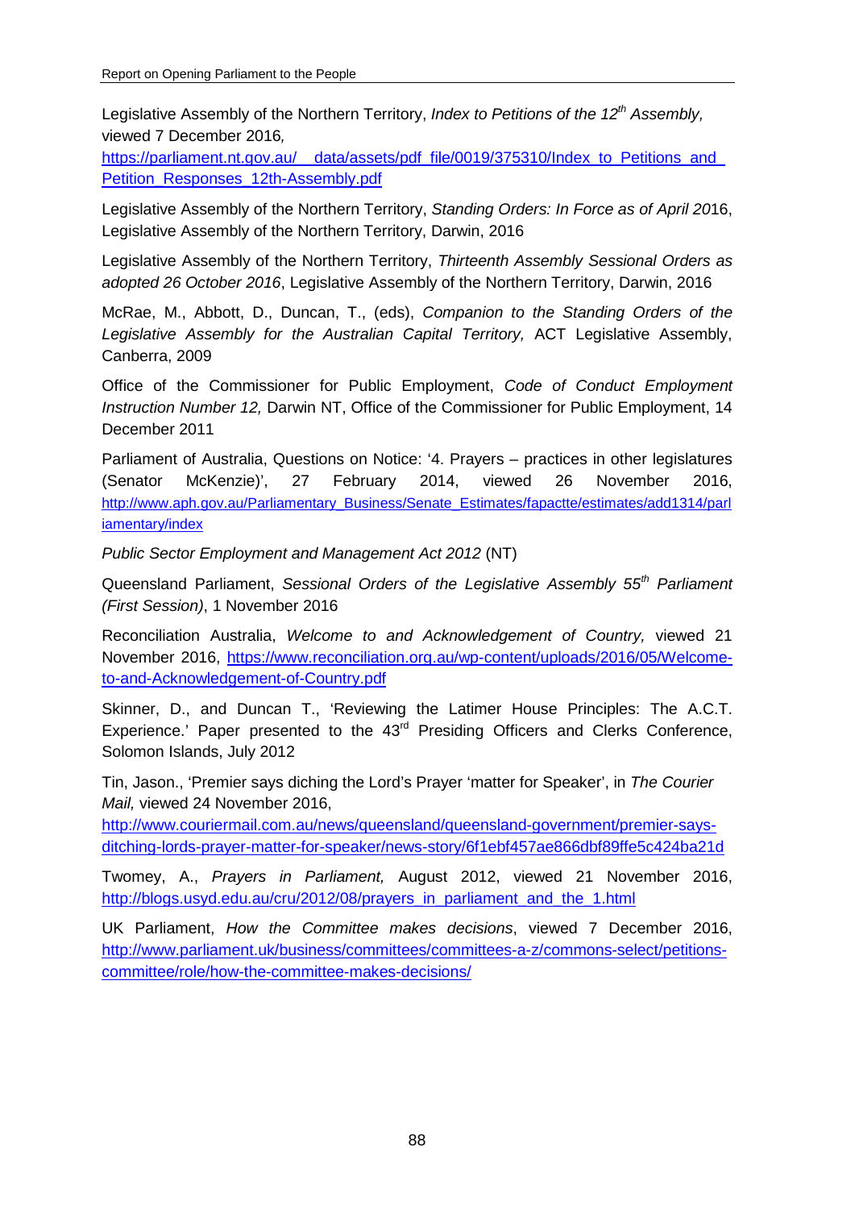Legislative Assembly of the Northern Territory, *Index to Petitions of the 12th Assembly,* viewed 7 December 2016*,* https://parliament.nt.gov.au/__data/assets/pdf_file/0019/375310/Index_to_Petitions_and_Petition_Responses_12th-Assembly.pdf

Legislative Assembly of the Northern Territory, *Standing Orders: In Force as of April 20*16, Legislative Assembly of the Northern Territory, Darwin, 2016

Legislative Assembly of the Northern Territory, *Thirteenth Assembly Sessional Orders as adopted 26 October 2016*, Legislative Assembly of the Northern Territory, Darwin, 2016

McRae, M., Abbott, D., Duncan, T., (eds), *Companion to the Standing Orders of the Legislative Assembly for the Australian Capital Territory,* ACT Legislative Assembly, Canberra, 2009

Office of the Commissioner for Public Employment, *Code of Conduct Employment Instruction Number 12,* Darwin NT, Office of the Commissioner for Public Employment, 14 December 2011

Parliament of Australia, Questions on Notice: '4. Prayers – practices in other legislatures (Senator McKenzie)', 27 February 2014, viewed 26 November 2016, http://www.aph.gov.au/Parliamentary_Business/Senate_Estimates/fapactte/estimates/add1314/parliamentary/index

*Public Sector Employment and Management Act 2012* (NT)

Queensland Parliament, *Sessional Orders of the Legislative Assembly 55th Parliament (First Session)*, 1 November 2016

Reconciliation Australia, *Welcome to and Acknowledgement of Country,* viewed 21 November 2016, https://www.reconciliation.org.au/wp-content/uploads/2016/05/Welcome-to-and-Acknowledgement-of-Country.pdf

Skinner, D., and Duncan T., 'Reviewing the Latimer House Principles: The A.C.T. Experience.' Paper presented to the 43rd Presiding Officers and Clerks Conference, Solomon Islands, July 2012

Tin, Jason., 'Premier says diching the Lord's Prayer 'matter for Speaker', in *The Courier Mail,* viewed 24 November 2016, http://www.couriermail.com.au/news/queensland/queensland-government/premier-says-ditching-lords-prayer-matter-for-speaker/news-story/6f1ebf457ae866dbf89ffe5c424ba21d

Twomey, A., *Prayers in Parliament,* August 2012, viewed 21 November 2016, http://blogs.usyd.edu.au/cru/2012/08/prayers_in_parliament_and_the_1.html

UK Parliament, *How the Committee makes decisions*, viewed 7 December 2016, http://www.parliament.uk/business/committees/committees-a-z/commons-select/petitions-committee/role/how-the-committee-makes-decisions/